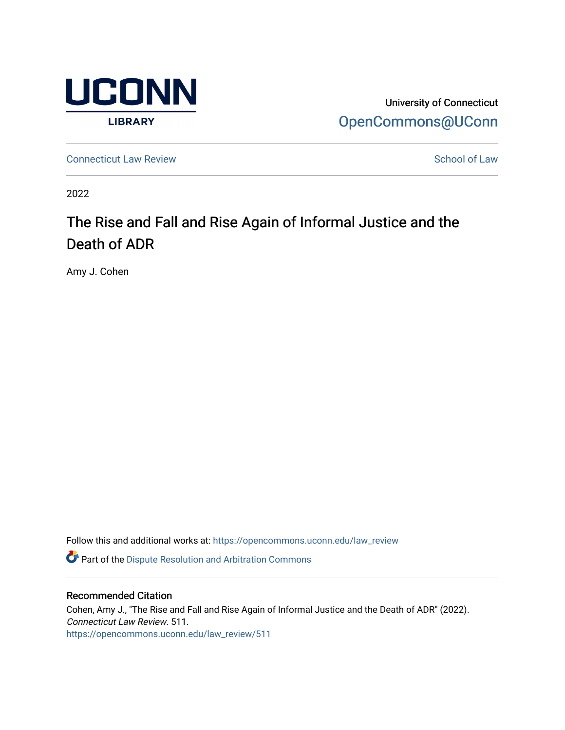University of Connecticut
OpenCommons@UConn

Connecticut Law Review — School of Law

2022

# The Rise and Fall and Rise Again of Informal Justice and the Death of ADR

Amy J. Cohen

Follow this and additional works at: https://opencommons.uconn.edu/law_review

Part of the Dispute Resolution and Arbitration Commons

## Recommended Citation

Cohen, Amy J., "The Rise and Fall and Rise Again of Informal Justice and the Death of ADR" (2022). *Connecticut Law Review*. 511.
https://opencommons.uconn.edu/law_review/511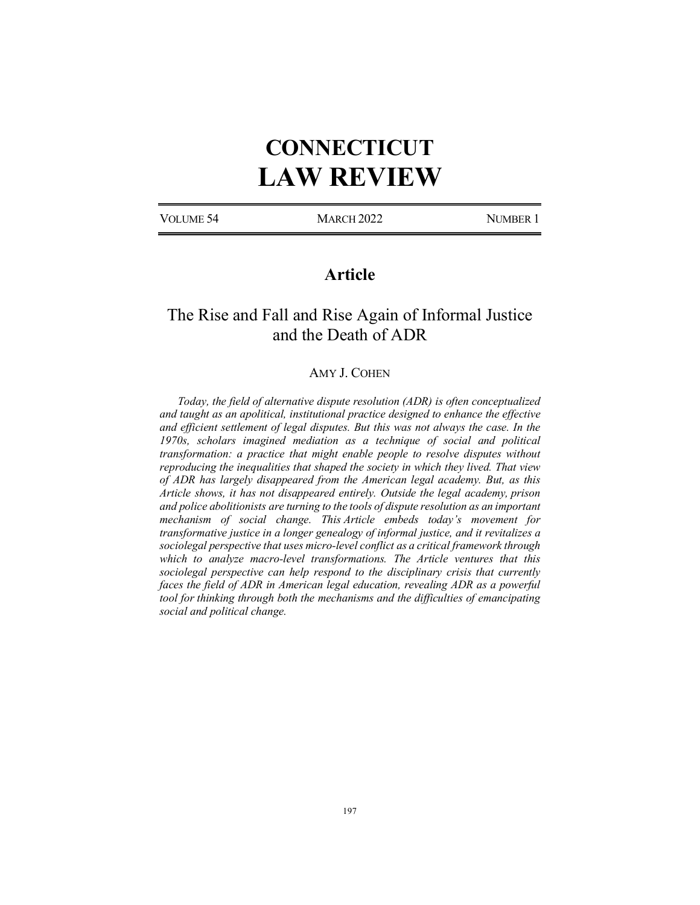# CONNECTICUT LAW REVIEW

VOLUME 54 | MARCH 2022 | NUMBER 1

## Article

## The Rise and Fall and Rise Again of Informal Justice and the Death of ADR

AMY J. COHEN

*Today, the field of alternative dispute resolution (ADR) is often conceptualized and taught as an apolitical, institutional practice designed to enhance the effective and efficient settlement of legal disputes. But this was not always the case. In the 1970s, scholars imagined mediation as a technique of social and political transformation: a practice that might enable people to resolve disputes without reproducing the inequalities that shaped the society in which they lived. That view of ADR has largely disappeared from the American legal academy. But, as this Article shows, it has not disappeared entirely. Outside the legal academy, prison and police abolitionists are turning to the tools of dispute resolution as an important mechanism of social change. This Article embeds today's movement for transformative justice in a longer genealogy of informal justice, and it revitalizes a sociolegal perspective that uses micro-level conflict as a critical framework through which to analyze macro-level transformations. The Article ventures that this sociolegal perspective can help respond to the disciplinary crisis that currently faces the field of ADR in American legal education, revealing ADR as a powerful tool for thinking through both the mechanisms and the difficulties of emancipating social and political change.*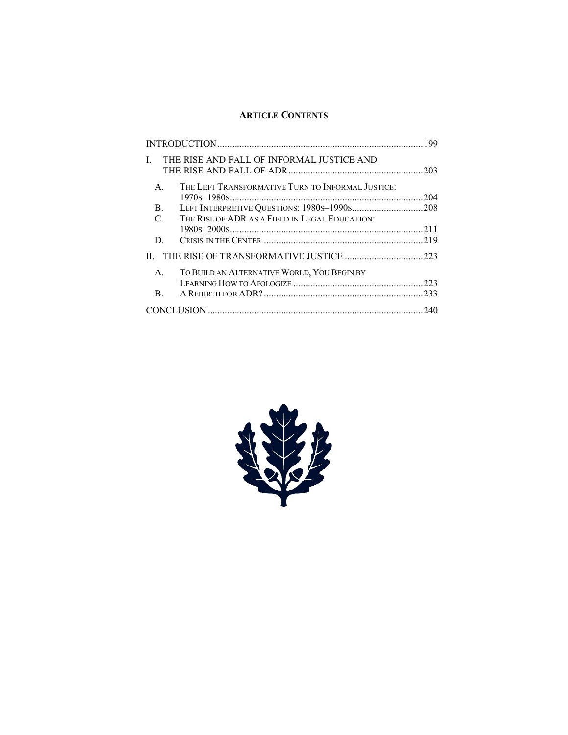**ARTICLE CONTENTS**

INTRODUCTION ... 199

I. THE RISE AND FALL OF INFORMAL JUSTICE AND THE RISE AND FALL OF ADR ... 203

- A. THE LEFT TRANSFORMATIVE TURN TO INFORMAL JUSTICE: 1970S–1980S ... 204
- B. LEFT INTERPRETIVE QUESTIONS: 1980S–1990S ... 208
- C. THE RISE OF ADR AS A FIELD IN LEGAL EDUCATION: 1980S–2000S ... 211
- D. CRISIS IN THE CENTER ... 219

II. THE RISE OF TRANSFORMATIVE JUSTICE ... 223

- A. TO BUILD AN ALTERNATIVE WORLD, YOU BEGIN BY LEARNING HOW TO APOLOGIZE ... 223
- B. A REBIRTH FOR ADR? ... 233

CONCLUSION ... 240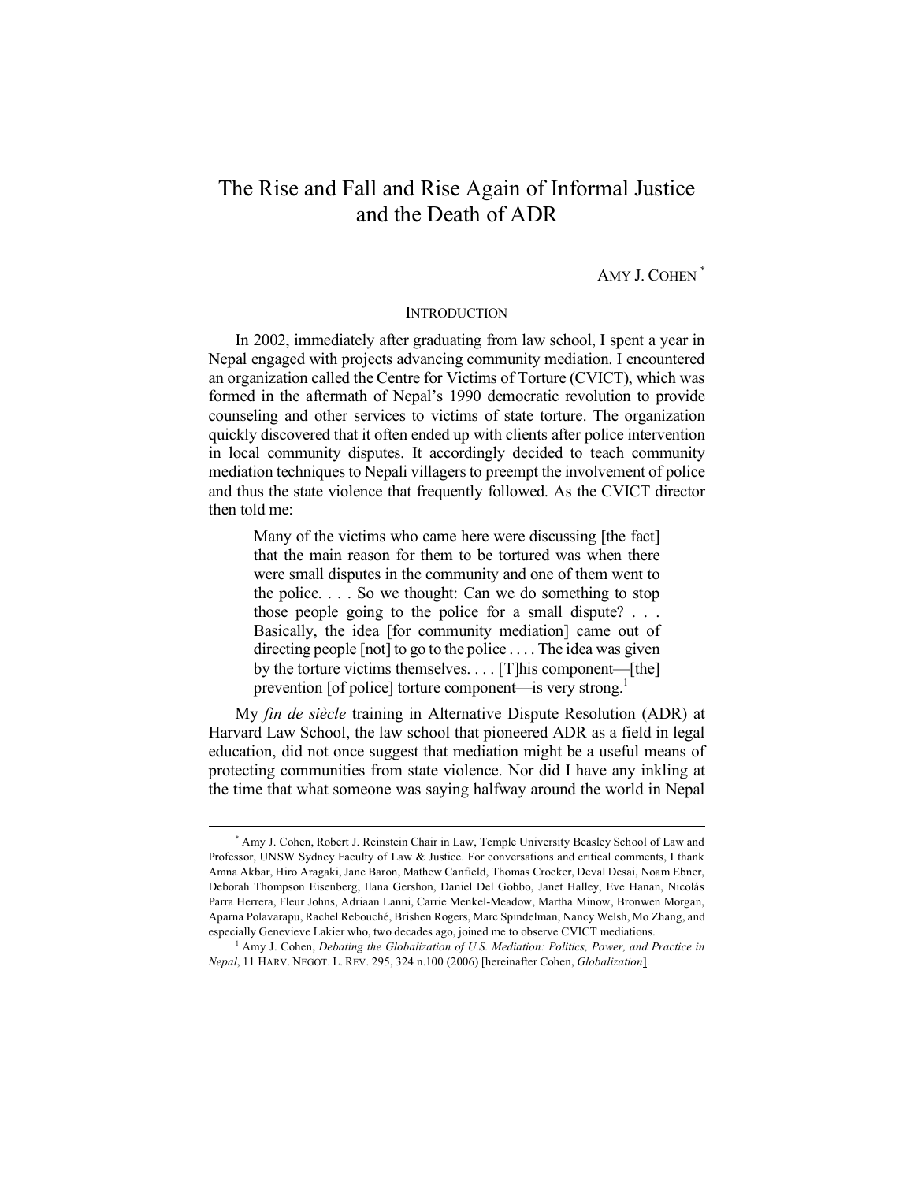# The Rise and Fall and Rise Again of Informal Justice and the Death of ADR

AMY J. COHEN [*]

## INTRODUCTION

In 2002, immediately after graduating from law school, I spent a year in Nepal engaged with projects advancing community mediation. I encountered an organization called the Centre for Victims of Torture (CVICT), which was formed in the aftermath of Nepal's 1990 democratic revolution to provide counseling and other services to victims of state torture. The organization quickly discovered that it often ended up with clients after police intervention in local community disputes. It accordingly decided to teach community mediation techniques to Nepali villagers to preempt the involvement of police and thus the state violence that frequently followed. As the CVICT director then told me:

> Many of the victims who came here were discussing [the fact] that the main reason for them to be tortured was when there were small disputes in the community and one of them went to the police. . . . So we thought: Can we do something to stop those people going to the police for a small dispute? . . . Basically, the idea [for community mediation] came out of directing people [not] to go to the police . . . . The idea was given by the torture victims themselves. . . . [T]his component—[the] prevention [of police] torture component—is very strong.[1]

My *fin de siècle* training in Alternative Dispute Resolution (ADR) at Harvard Law School, the law school that pioneered ADR as a field in legal education, did not once suggest that mediation might be a useful means of protecting communities from state violence. Nor did I have any inkling at the time that what someone was saying halfway around the world in Nepal

---

[*] Amy J. Cohen, Robert J. Reinstein Chair in Law, Temple University Beasley School of Law and Professor, UNSW Sydney Faculty of Law & Justice. For conversations and critical comments, I thank Amna Akbar, Hiro Aragaki, Jane Baron, Mathew Canfield, Thomas Crocker, Deval Desai, Noam Ebner, Deborah Thompson Eisenberg, Ilana Gershon, Daniel Del Gobbo, Janet Halley, Eve Hanan, Nicolás Parra Herrera, Fleur Johns, Adriaan Lanni, Carrie Menkel-Meadow, Martha Minow, Bronwen Morgan, Aparna Polavarapu, Rachel Rebouché, Brishen Rogers, Marc Spindelman, Nancy Welsh, Mo Zhang, and especially Genevieve Lakier who, two decades ago, joined me to observe CVICT mediations.

[1] Amy J. Cohen, *Debating the Globalization of U.S. Mediation: Politics, Power, and Practice in Nepal*, 11 HARV. NEGOT. L. REV. 295, 324 n.100 (2006) [hereinafter Cohen, *Globalization*].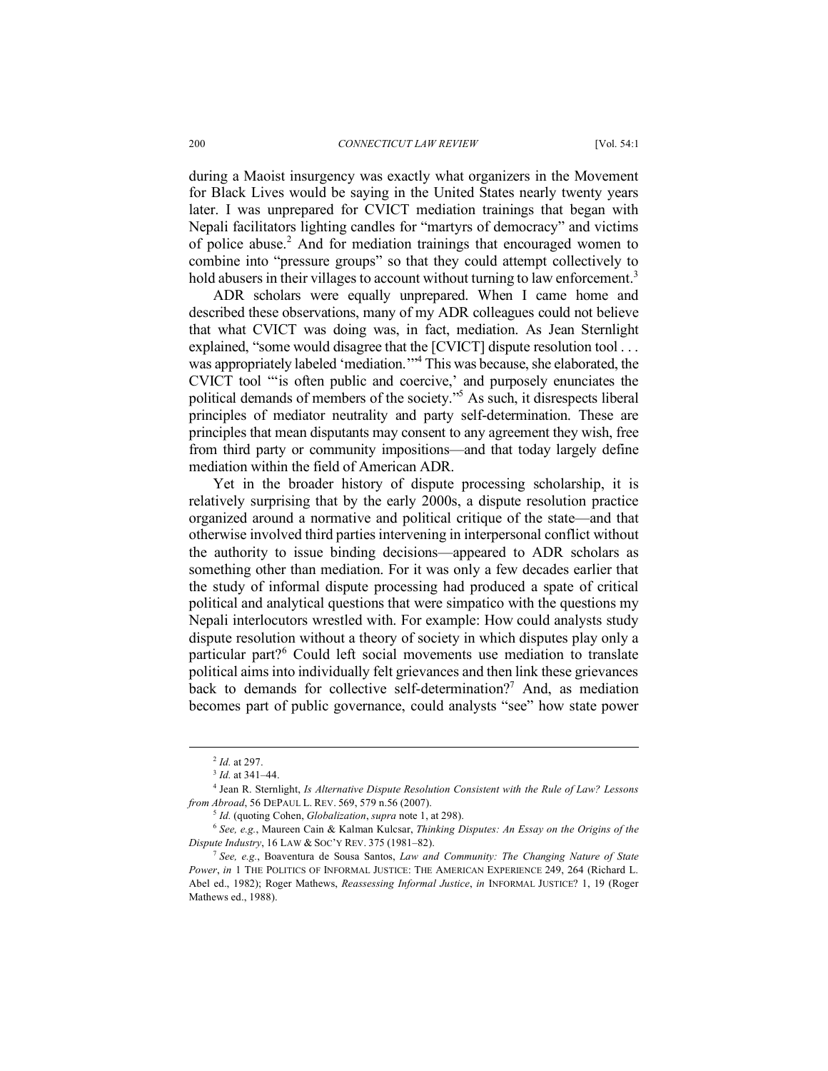during a Maoist insurgency was exactly what organizers in the Movement for Black Lives would be saying in the United States nearly twenty years later. I was unprepared for CVICT mediation trainings that began with Nepali facilitators lighting candles for "martyrs of democracy" and victims of police abuse.[2] And for mediation trainings that encouraged women to combine into "pressure groups" so that they could attempt collectively to hold abusers in their villages to account without turning to law enforcement.[3]

ADR scholars were equally unprepared. When I came home and described these observations, many of my ADR colleagues could not believe that what CVICT was doing was, in fact, mediation. As Jean Sternlight explained, "some would disagree that the [CVICT] dispute resolution tool . . . was appropriately labeled 'mediation.'"[4] This was because, she elaborated, the CVICT tool "'is often public and coercive,' and purposely enunciates the political demands of members of the society."[5] As such, it disrespects liberal principles of mediator neutrality and party self-determination. These are principles that mean disputants may consent to any agreement they wish, free from third party or community impositions—and that today largely define mediation within the field of American ADR.

Yet in the broader history of dispute processing scholarship, it is relatively surprising that by the early 2000s, a dispute resolution practice organized around a normative and political critique of the state—and that otherwise involved third parties intervening in interpersonal conflict without the authority to issue binding decisions—appeared to ADR scholars as something other than mediation. For it was only a few decades earlier that the study of informal dispute processing had produced a spate of critical political and analytical questions that were simpatico with the questions my Nepali interlocutors wrestled with. For example: How could analysts study dispute resolution without a theory of society in which disputes play only a particular part?[6] Could left social movements use mediation to translate political aims into individually felt grievances and then link these grievances back to demands for collective self-determination?[7] And, as mediation becomes part of public governance, could analysts "see" how state power

---

[2] *Id.* at 297.

[3] *Id.* at 341–44.

[4] Jean R. Sternlight, *Is Alternative Dispute Resolution Consistent with the Rule of Law? Lessons from Abroad*, 56 DEPAUL L. REV. 569, 579 n.56 (2007).

[5] *Id.* (quoting Cohen, *Globalization*, *supra* note 1, at 298).

[6] *See, e.g.*, Maureen Cain & Kalman Kulcsar, *Thinking Disputes: An Essay on the Origins of the Dispute Industry*, 16 LAW & SOC'Y REV. 375 (1981–82).

[7] *See, e.g.*, Boaventura de Sousa Santos, *Law and Community: The Changing Nature of State Power*, *in* 1 THE POLITICS OF INFORMAL JUSTICE: THE AMERICAN EXPERIENCE 249, 264 (Richard L. Abel ed., 1982); Roger Mathews, *Reassessing Informal Justice*, *in* INFORMAL JUSTICE? 1, 19 (Roger Mathews ed., 1988).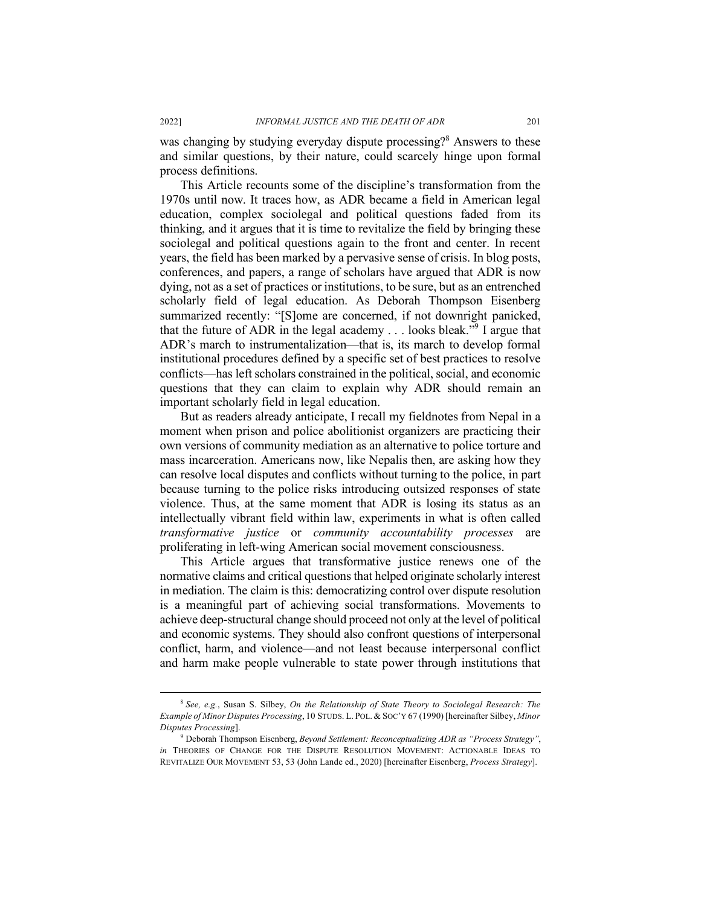was changing by studying everyday dispute processing?[8] Answers to these and similar questions, by their nature, could scarcely hinge upon formal process definitions.

This Article recounts some of the discipline's transformation from the 1970s until now. It traces how, as ADR became a field in American legal education, complex sociolegal and political questions faded from its thinking, and it argues that it is time to revitalize the field by bringing these sociolegal and political questions again to the front and center. In recent years, the field has been marked by a pervasive sense of crisis. In blog posts, conferences, and papers, a range of scholars have argued that ADR is now dying, not as a set of practices or institutions, to be sure, but as an entrenched scholarly field of legal education. As Deborah Thompson Eisenberg summarized recently: "[S]ome are concerned, if not downright panicked, that the future of ADR in the legal academy . . . looks bleak."[9] I argue that ADR's march to instrumentalization—that is, its march to develop formal institutional procedures defined by a specific set of best practices to resolve conflicts—has left scholars constrained in the political, social, and economic questions that they can claim to explain why ADR should remain an important scholarly field in legal education.

But as readers already anticipate, I recall my fieldnotes from Nepal in a moment when prison and police abolitionist organizers are practicing their own versions of community mediation as an alternative to police torture and mass incarceration. Americans now, like Nepalis then, are asking how they can resolve local disputes and conflicts without turning to the police, in part because turning to the police risks introducing outsized responses of state violence. Thus, at the same moment that ADR is losing its status as an intellectually vibrant field within law, experiments in what is often called *transformative justice* or *community accountability processes* are proliferating in left-wing American social movement consciousness.

This Article argues that transformative justice renews one of the normative claims and critical questions that helped originate scholarly interest in mediation. The claim is this: democratizing control over dispute resolution is a meaningful part of achieving social transformations. Movements to achieve deep-structural change should proceed not only at the level of political and economic systems. They should also confront questions of interpersonal conflict, harm, and violence—and not least because interpersonal conflict and harm make people vulnerable to state power through institutions that

[8] *See, e.g.*, Susan S. Silbey, *On the Relationship of State Theory to Sociolegal Research: The Example of Minor Disputes Processing*, 10 STUDS. L. POL. & SOC'Y 67 (1990) [hereinafter Silbey, *Minor Disputes Processing*].

[9] Deborah Thompson Eisenberg, *Beyond Settlement: Reconceptualizing ADR as "Process Strategy"*, *in* THEORIES OF CHANGE FOR THE DISPUTE RESOLUTION MOVEMENT: ACTIONABLE IDEAS TO REVITALIZE OUR MOVEMENT 53, 53 (John Lande ed., 2020) [hereinafter Eisenberg, *Process Strategy*].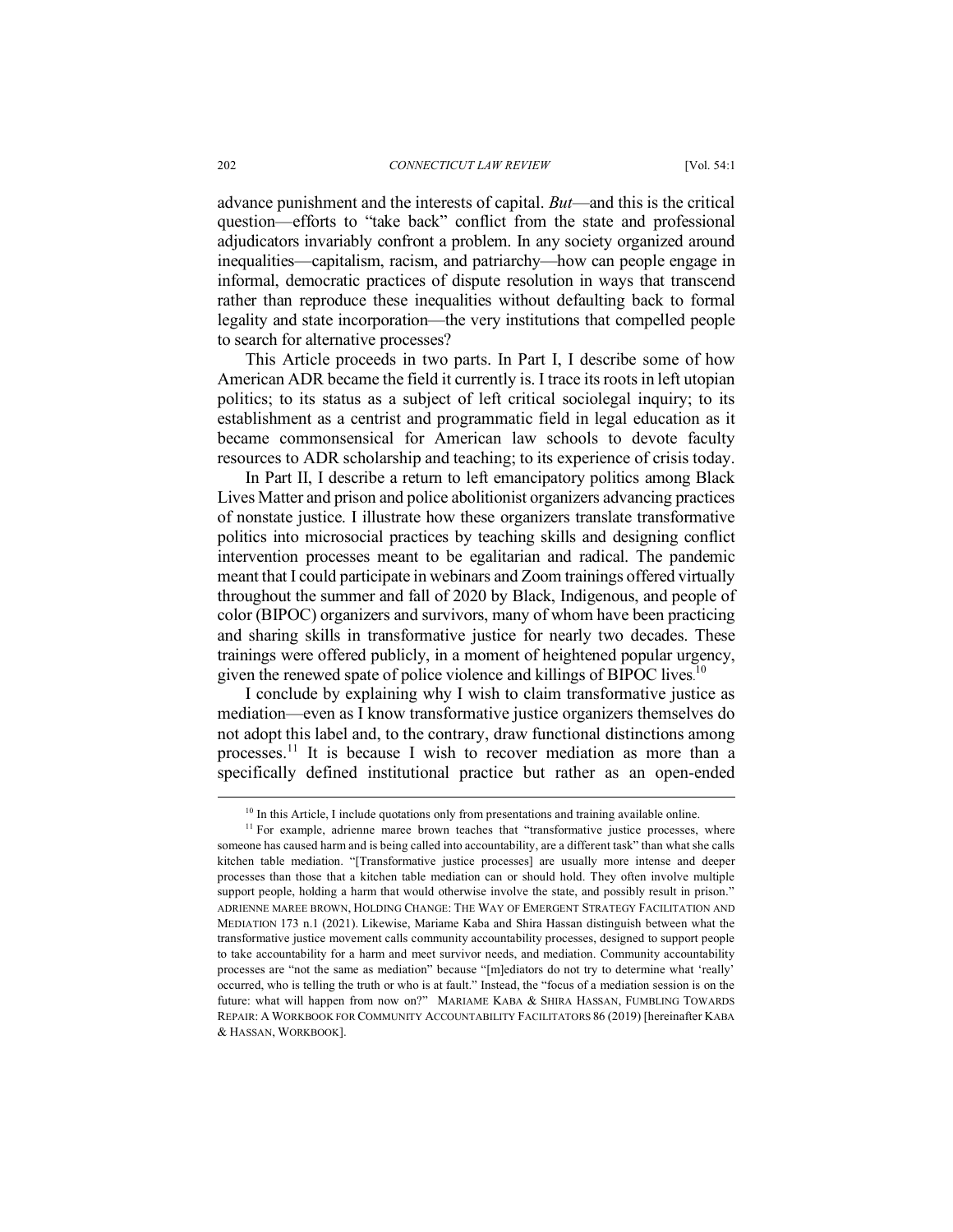advance punishment and the interests of capital. *But*—and this is the critical question—efforts to "take back" conflict from the state and professional adjudicators invariably confront a problem. In any society organized around inequalities—capitalism, racism, and patriarchy—how can people engage in informal, democratic practices of dispute resolution in ways that transcend rather than reproduce these inequalities without defaulting back to formal legality and state incorporation—the very institutions that compelled people to search for alternative processes?

This Article proceeds in two parts. In Part I, I describe some of how American ADR became the field it currently is. I trace its roots in left utopian politics; to its status as a subject of left critical sociolegal inquiry; to its establishment as a centrist and programmatic field in legal education as it became commonsensical for American law schools to devote faculty resources to ADR scholarship and teaching; to its experience of crisis today.

In Part II, I describe a return to left emancipatory politics among Black Lives Matter and prison and police abolitionist organizers advancing practices of nonstate justice. I illustrate how these organizers translate transformative politics into microsocial practices by teaching skills and designing conflict intervention processes meant to be egalitarian and radical. The pandemic meant that I could participate in webinars and Zoom trainings offered virtually throughout the summer and fall of 2020 by Black, Indigenous, and people of color (BIPOC) organizers and survivors, many of whom have been practicing and sharing skills in transformative justice for nearly two decades. These trainings were offered publicly, in a moment of heightened popular urgency, given the renewed spate of police violence and killings of BIPOC lives.[10]

I conclude by explaining why I wish to claim transformative justice as mediation—even as I know transformative justice organizers themselves do not adopt this label and, to the contrary, draw functional distinctions among processes.[11] It is because I wish to recover mediation as more than a specifically defined institutional practice but rather as an open-ended

---

[10] In this Article, I include quotations only from presentations and training available online.

[11] For example, adrienne maree brown teaches that "transformative justice processes, where someone has caused harm and is being called into accountability, are a different task" than what she calls kitchen table mediation. "[Transformative justice processes] are usually more intense and deeper processes than those that a kitchen table mediation can or should hold. They often involve multiple support people, holding a harm that would otherwise involve the state, and possibly result in prison." ADRIENNE MAREE BROWN, HOLDING CHANGE: THE WAY OF EMERGENT STRATEGY FACILITATION AND MEDIATION 173 n.1 (2021). Likewise, Mariame Kaba and Shira Hassan distinguish between what the transformative justice movement calls community accountability processes, designed to support people to take accountability for a harm and meet survivor needs, and mediation. Community accountability processes are "not the same as mediation" because "[m]ediators do not try to determine what 'really' occurred, who is telling the truth or who is at fault." Instead, the "focus of a mediation session is on the future: what will happen from now on?" MARIAME KABA & SHIRA HASSAN, FUMBLING TOWARDS REPAIR: A WORKBOOK FOR COMMUNITY ACCOUNTABILITY FACILITATORS 86 (2019) [hereinafter KABA & HASSAN, WORKBOOK].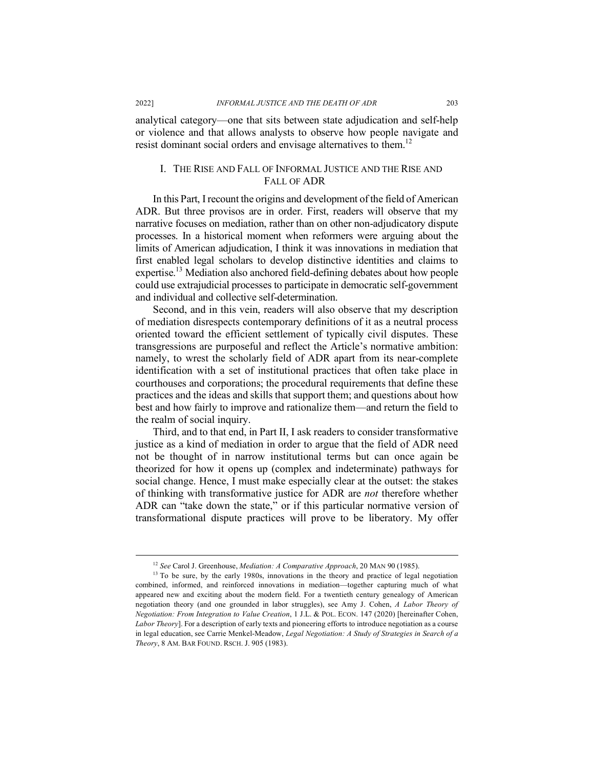analytical category—one that sits between state adjudication and self-help or violence and that allows analysts to observe how people navigate and resist dominant social orders and envisage alternatives to them.[12]

## I. The Rise and Fall of Informal Justice and the Rise and Fall of ADR

In this Part, I recount the origins and development of the field of American ADR. But three provisos are in order. First, readers will observe that my narrative focuses on mediation, rather than on other non-adjudicatory dispute processes. In a historical moment when reformers were arguing about the limits of American adjudication, I think it was innovations in mediation that first enabled legal scholars to develop distinctive identities and claims to expertise.[13] Mediation also anchored field-defining debates about how people could use extrajudicial processes to participate in democratic self-government and individual and collective self-determination.

Second, and in this vein, readers will also observe that my description of mediation disrespects contemporary definitions of it as a neutral process oriented toward the efficient settlement of typically civil disputes. These transgressions are purposeful and reflect the Article's normative ambition: namely, to wrest the scholarly field of ADR apart from its near-complete identification with a set of institutional practices that often take place in courthouses and corporations; the procedural requirements that define these practices and the ideas and skills that support them; and questions about how best and how fairly to improve and rationalize them—and return the field to the realm of social inquiry.

Third, and to that end, in Part II, I ask readers to consider transformative justice as a kind of mediation in order to argue that the field of ADR need not be thought of in narrow institutional terms but can once again be theorized for how it opens up (complex and indeterminate) pathways for social change. Hence, I must make especially clear at the outset: the stakes of thinking with transformative justice for ADR are *not* therefore whether ADR can "take down the state," or if this particular normative version of transformational dispute practices will prove to be liberatory. My offer

---

[12] *See* Carol J. Greenhouse, *Mediation: A Comparative Approach*, 20 MAN 90 (1985).

[13] To be sure, by the early 1980s, innovations in the theory and practice of legal negotiation combined, informed, and reinforced innovations in mediation—together capturing much of what appeared new and exciting about the modern field. For a twentieth century genealogy of American negotiation theory (and one grounded in labor struggles), see Amy J. Cohen, *A Labor Theory of Negotiation: From Integration to Value Creation*, 1 J.L. & POL. ECON. 147 (2020) [hereinafter Cohen, *Labor Theory*]. For a description of early texts and pioneering efforts to introduce negotiation as a course in legal education, see Carrie Menkel-Meadow, *Legal Negotiation: A Study of Strategies in Search of a Theory*, 8 AM. BAR FOUND. RSCH. J. 905 (1983).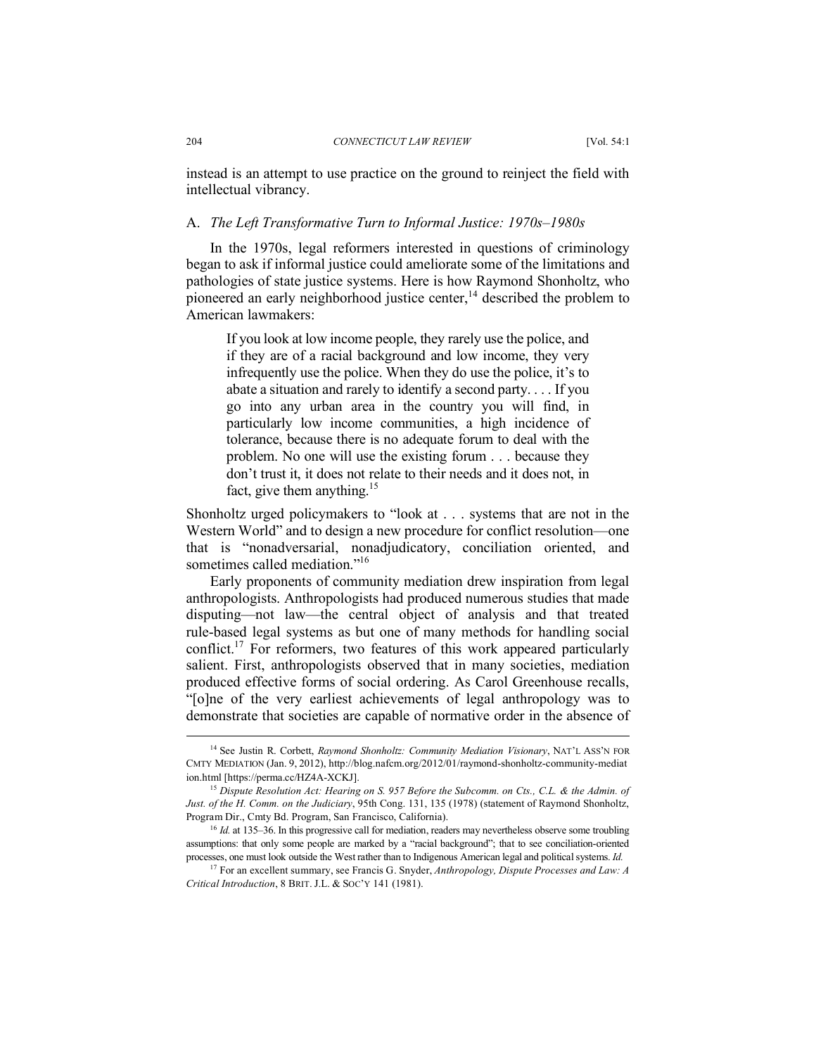instead is an attempt to use practice on the ground to reinject the field with intellectual vibrancy.

### A. *The Left Transformative Turn to Informal Justice: 1970s–1980s*

In the 1970s, legal reformers interested in questions of criminology began to ask if informal justice could ameliorate some of the limitations and pathologies of state justice systems. Here is how Raymond Shonholtz, who pioneered an early neighborhood justice center,[14] described the problem to American lawmakers:

> If you look at low income people, they rarely use the police, and if they are of a racial background and low income, they very infrequently use the police. When they do use the police, it's to abate a situation and rarely to identify a second party. . . . If you go into any urban area in the country you will find, in particularly low income communities, a high incidence of tolerance, because there is no adequate forum to deal with the problem. No one will use the existing forum . . . because they don't trust it, it does not relate to their needs and it does not, in fact, give them anything.[15]

Shonholtz urged policymakers to "look at . . . systems that are not in the Western World" and to design a new procedure for conflict resolution—one that is "nonadversarial, nonadjudicatory, conciliation oriented, and sometimes called mediation."[16]

Early proponents of community mediation drew inspiration from legal anthropologists. Anthropologists had produced numerous studies that made disputing—not law—the central object of analysis and that treated rule-based legal systems as but one of many methods for handling social conflict.[17] For reformers, two features of this work appeared particularly salient. First, anthropologists observed that in many societies, mediation produced effective forms of social ordering. As Carol Greenhouse recalls, "[o]ne of the very earliest achievements of legal anthropology was to demonstrate that societies are capable of normative order in the absence of

---

[14] See Justin R. Corbett, *Raymond Shonholtz: Community Mediation Visionary*, NAT'L ASS'N FOR CMTY MEDIATION (Jan. 9, 2012), http://blog.nafcm.org/2012/01/raymond-shonholtz-community-mediation.html [https://perma.cc/HZ4A-XCKJ].

[15] *Dispute Resolution Act: Hearing on S. 957 Before the Subcomm. on Cts., C.L. & the Admin. of Just. of the H. Comm. on the Judiciary*, 95th Cong. 131, 135 (1978) (statement of Raymond Shonholtz, Program Dir., Cmty Bd. Program, San Francisco, California).

[16] *Id.* at 135–36. In this progressive call for mediation, readers may nevertheless observe some troubling assumptions: that only some people are marked by a "racial background"; that to see conciliation-oriented processes, one must look outside the West rather than to Indigenous American legal and political systems. *Id.*

[17] For an excellent summary, see Francis G. Snyder, *Anthropology, Dispute Processes and Law: A Critical Introduction*, 8 BRIT. J.L. & SOC'Y 141 (1981).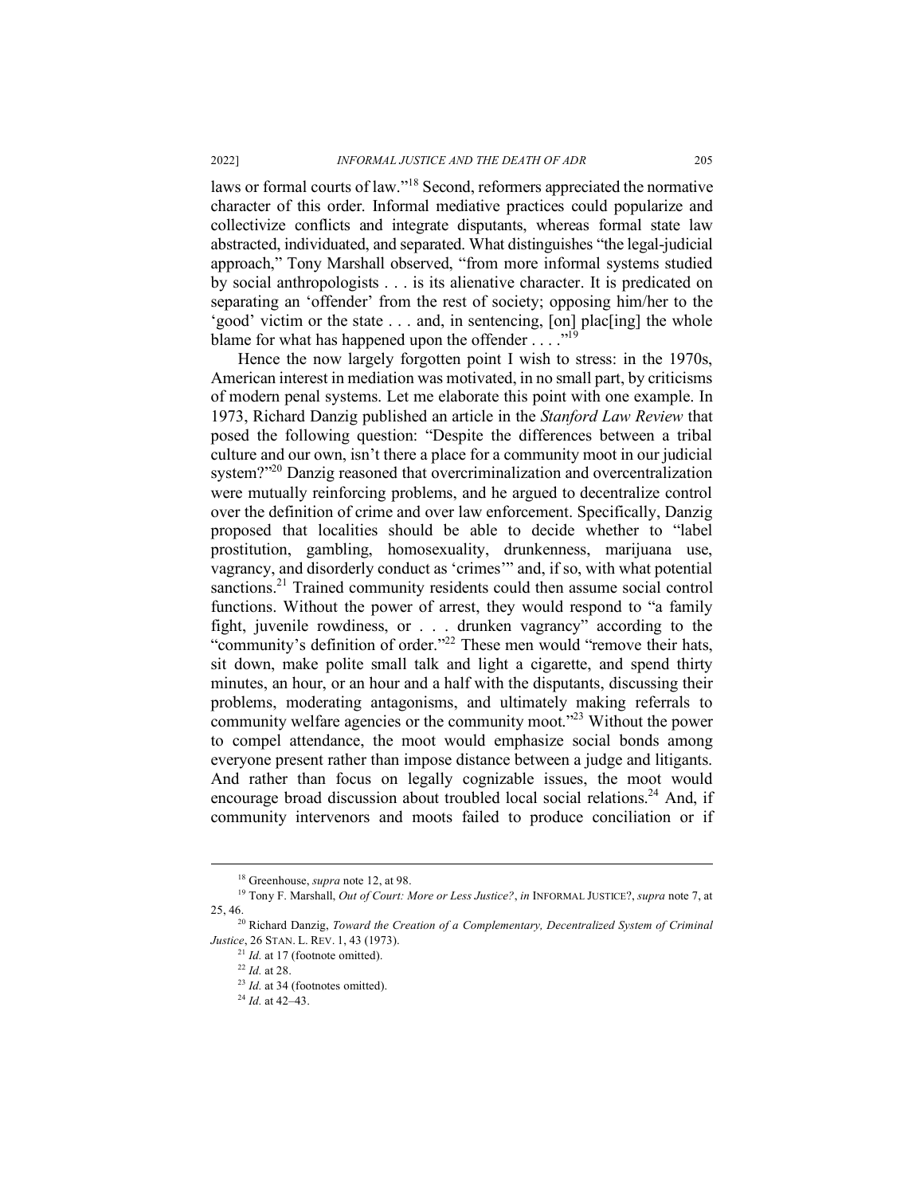laws or formal courts of law."[18] Second, reformers appreciated the normative character of this order. Informal mediative practices could popularize and collectivize conflicts and integrate disputants, whereas formal state law abstracted, individuated, and separated. What distinguishes "the legal-judicial approach," Tony Marshall observed, "from more informal systems studied by social anthropologists . . . is its alienative character. It is predicated on separating an 'offender' from the rest of society; opposing him/her to the 'good' victim or the state . . . and, in sentencing, [on] plac[ing] the whole blame for what has happened upon the offender . . . ."[19]

Hence the now largely forgotten point I wish to stress: in the 1970s, American interest in mediation was motivated, in no small part, by criticisms of modern penal systems. Let me elaborate this point with one example. In 1973, Richard Danzig published an article in the *Stanford Law Review* that posed the following question: "Despite the differences between a tribal culture and our own, isn't there a place for a community moot in our judicial system?"[20] Danzig reasoned that overcriminalization and overcentralization were mutually reinforcing problems, and he argued to decentralize control over the definition of crime and over law enforcement. Specifically, Danzig proposed that localities should be able to decide whether to "label prostitution, gambling, homosexuality, drunkenness, marijuana use, vagrancy, and disorderly conduct as 'crimes'" and, if so, with what potential sanctions.[21] Trained community residents could then assume social control functions. Without the power of arrest, they would respond to "a family fight, juvenile rowdiness, or . . . drunken vagrancy" according to the "community's definition of order."[22] These men would "remove their hats, sit down, make polite small talk and light a cigarette, and spend thirty minutes, an hour, or an hour and a half with the disputants, discussing their problems, moderating antagonisms, and ultimately making referrals to community welfare agencies or the community moot."[23] Without the power to compel attendance, the moot would emphasize social bonds among everyone present rather than impose distance between a judge and litigants. And rather than focus on legally cognizable issues, the moot would encourage broad discussion about troubled local social relations.[24] And, if community intervenors and moots failed to produce conciliation or if

---

[18] Greenhouse, *supra* note 12, at 98.

[19] Tony F. Marshall, *Out of Court: More or Less Justice?*, *in* INFORMAL JUSTICE?, *supra* note 7, at 25, 46.

[20] Richard Danzig, *Toward the Creation of a Complementary, Decentralized System of Criminal Justice*, 26 STAN. L. REV. 1, 43 (1973).

[21] *Id.* at 17 (footnote omitted).

[22] *Id.* at 28.

[23] *Id.* at 34 (footnotes omitted).

[24] *Id.* at 42–43.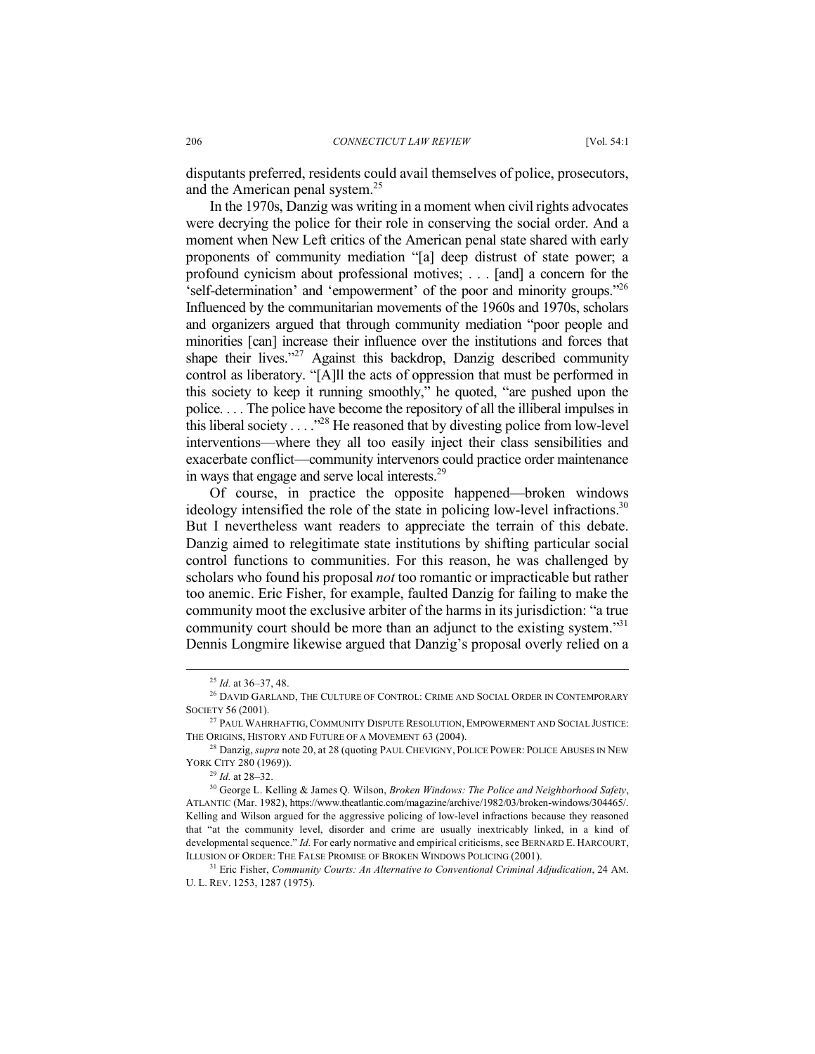disputants preferred, residents could avail themselves of police, prosecutors, and the American penal system.[25]

In the 1970s, Danzig was writing in a moment when civil rights advocates were decrying the police for their role in conserving the social order. And a moment when New Left critics of the American penal state shared with early proponents of community mediation "[a] deep distrust of state power; a profound cynicism about professional motives; . . . [and] a concern for the 'self-determination' and 'empowerment' of the poor and minority groups."[26] Influenced by the communitarian movements of the 1960s and 1970s, scholars and organizers argued that through community mediation "poor people and minorities [can] increase their influence over the institutions and forces that shape their lives."[27] Against this backdrop, Danzig described community control as liberatory. "[A]ll the acts of oppression that must be performed in this society to keep it running smoothly," he quoted, "are pushed upon the police. . . . The police have become the repository of all the illiberal impulses in this liberal society . . . ."[28] He reasoned that by divesting police from low-level interventions—where they all too easily inject their class sensibilities and exacerbate conflict—community intervenors could practice order maintenance in ways that engage and serve local interests.[29]

Of course, in practice the opposite happened—broken windows ideology intensified the role of the state in policing low-level infractions.[30] But I nevertheless want readers to appreciate the terrain of this debate. Danzig aimed to relegitimate state institutions by shifting particular social control functions to communities. For this reason, he was challenged by scholars who found his proposal *not* too romantic or impracticable but rather too anemic. Eric Fisher, for example, faulted Danzig for failing to make the community moot the exclusive arbiter of the harms in its jurisdiction: "a true community court should be more than an adjunct to the existing system."[31] Dennis Longmire likewise argued that Danzig's proposal overly relied on a

---

[25] *Id.* at 36–37, 48.

[26] DAVID GARLAND, THE CULTURE OF CONTROL: CRIME AND SOCIAL ORDER IN CONTEMPORARY SOCIETY 56 (2001).

[27] PAUL WAHRHAFTIG, COMMUNITY DISPUTE RESOLUTION, EMPOWERMENT AND SOCIAL JUSTICE: THE ORIGINS, HISTORY AND FUTURE OF A MOVEMENT 63 (2004).

[28] Danzig, *supra* note 20, at 28 (quoting PAUL CHEVIGNY, POLICE POWER: POLICE ABUSES IN NEW YORK CITY 280 (1969)).

[29] *Id.* at 28–32.

[30] George L. Kelling & James Q. Wilson, *Broken Windows: The Police and Neighborhood Safety*, ATLANTIC (Mar. 1982), https://www.theatlantic.com/magazine/archive/1982/03/broken-windows/304465/. Kelling and Wilson argued for the aggressive policing of low-level infractions because they reasoned that "at the community level, disorder and crime are usually inextricably linked, in a kind of developmental sequence." *Id.* For early normative and empirical criticisms, see BERNARD E. HARCOURT, ILLUSION OF ORDER: THE FALSE PROMISE OF BROKEN WINDOWS POLICING (2001).

[31] Eric Fisher, *Community Courts: An Alternative to Conventional Criminal Adjudication*, 24 AM. U. L. REV. 1253, 1287 (1975).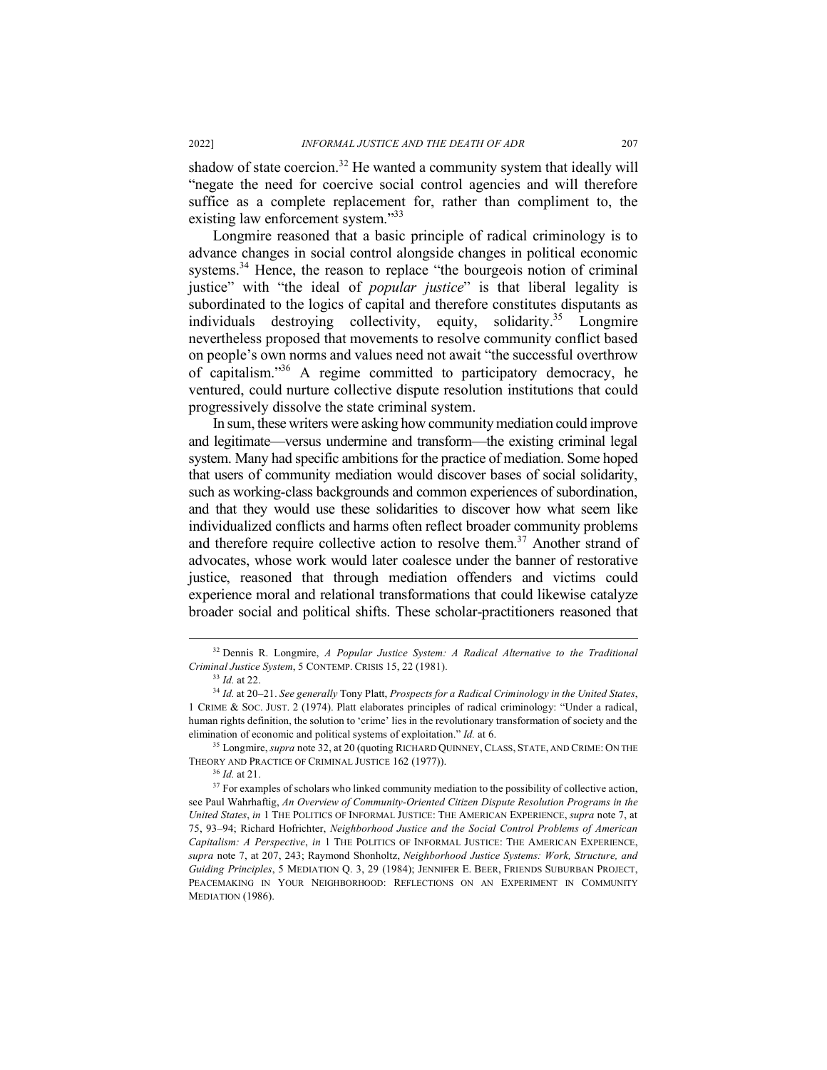shadow of state coercion.[32] He wanted a community system that ideally will "negate the need for coercive social control agencies and will therefore suffice as a complete replacement for, rather than compliment to, the existing law enforcement system."[33]

Longmire reasoned that a basic principle of radical criminology is to advance changes in social control alongside changes in political economic systems.[34] Hence, the reason to replace "the bourgeois notion of criminal justice" with "the ideal of *popular justice*" is that liberal legality is subordinated to the logics of capital and therefore constitutes disputants as individuals destroying collectivity, equity, solidarity.[35] Longmire nevertheless proposed that movements to resolve community conflict based on people's own norms and values need not await "the successful overthrow of capitalism."[36] A regime committed to participatory democracy, he ventured, could nurture collective dispute resolution institutions that could progressively dissolve the state criminal system.

In sum, these writers were asking how community mediation could improve and legitimate—versus undermine and transform—the existing criminal legal system. Many had specific ambitions for the practice of mediation. Some hoped that users of community mediation would discover bases of social solidarity, such as working-class backgrounds and common experiences of subordination, and that they would use these solidarities to discover how what seem like individualized conflicts and harms often reflect broader community problems and therefore require collective action to resolve them.[37] Another strand of advocates, whose work would later coalesce under the banner of restorative justice, reasoned that through mediation offenders and victims could experience moral and relational transformations that could likewise catalyze broader social and political shifts. These scholar-practitioners reasoned that

---

[32] Dennis R. Longmire, *A Popular Justice System: A Radical Alternative to the Traditional Criminal Justice System*, 5 CONTEMP. CRISIS 15, 22 (1981).

[33] *Id.* at 22.

[34] *Id.* at 20–21. *See generally* Tony Platt, *Prospects for a Radical Criminology in the United States*, 1 CRIME & SOC. JUST. 2 (1974). Platt elaborates principles of radical criminology: "Under a radical, human rights definition, the solution to 'crime' lies in the revolutionary transformation of society and the elimination of economic and political systems of exploitation." *Id.* at 6.

[35] Longmire, *supra* note 32, at 20 (quoting RICHARD QUINNEY, CLASS, STATE, AND CRIME: ON THE THEORY AND PRACTICE OF CRIMINAL JUSTICE 162 (1977)).

[36] *Id.* at 21.

[37] For examples of scholars who linked community mediation to the possibility of collective action, see Paul Wahrhaftig, *An Overview of Community-Oriented Citizen Dispute Resolution Programs in the United States*, *in* 1 THE POLITICS OF INFORMAL JUSTICE: THE AMERICAN EXPERIENCE, *supra* note 7, at 75, 93–94; Richard Hofrichter, *Neighborhood Justice and the Social Control Problems of American Capitalism: A Perspective*, *in* 1 THE POLITICS OF INFORMAL JUSTICE: THE AMERICAN EXPERIENCE, *supra* note 7, at 207, 243; Raymond Shonholtz, *Neighborhood Justice Systems: Work, Structure, and Guiding Principles*, 5 MEDIATION Q. 3, 29 (1984); JENNIFER E. BEER, FRIENDS SUBURBAN PROJECT, PEACEMAKING IN YOUR NEIGHBORHOOD: REFLECTIONS ON AN EXPERIMENT IN COMMUNITY MEDIATION (1986).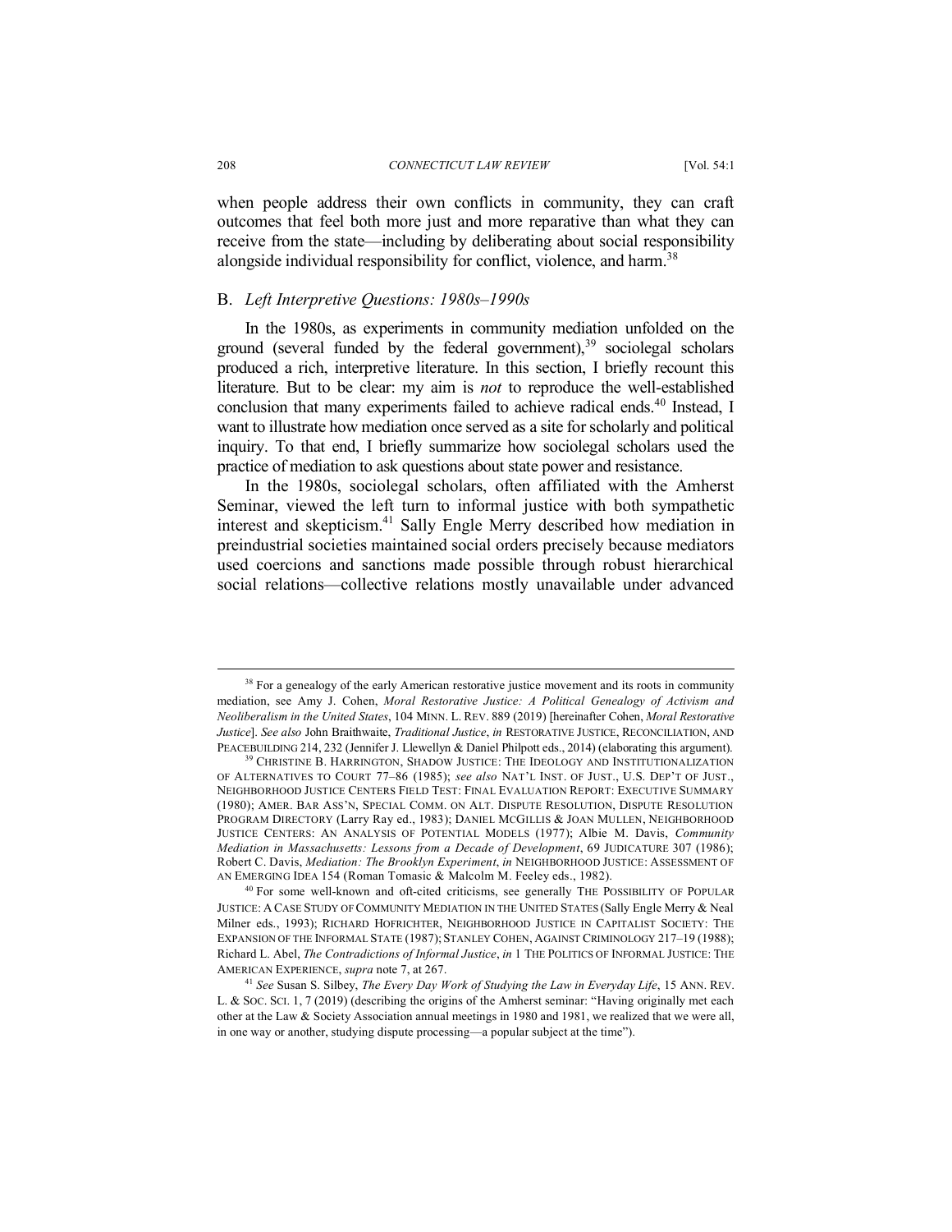when people address their own conflicts in community, they can craft outcomes that feel both more just and more reparative than what they can receive from the state—including by deliberating about social responsibility alongside individual responsibility for conflict, violence, and harm.[38]

### B. *Left Interpretive Questions: 1980s–1990s*

In the 1980s, as experiments in community mediation unfolded on the ground (several funded by the federal government),[39] sociolegal scholars produced a rich, interpretive literature. In this section, I briefly recount this literature. But to be clear: my aim is *not* to reproduce the well-established conclusion that many experiments failed to achieve radical ends.[40] Instead, I want to illustrate how mediation once served as a site for scholarly and political inquiry. To that end, I briefly summarize how sociolegal scholars used the practice of mediation to ask questions about state power and resistance.

In the 1980s, sociolegal scholars, often affiliated with the Amherst Seminar, viewed the left turn to informal justice with both sympathetic interest and skepticism.[41] Sally Engle Merry described how mediation in preindustrial societies maintained social orders precisely because mediators used coercions and sanctions made possible through robust hierarchical social relations—collective relations mostly unavailable under advanced

---

[38] For a genealogy of the early American restorative justice movement and its roots in community mediation, see Amy J. Cohen, *Moral Restorative Justice: A Political Genealogy of Activism and Neoliberalism in the United States*, 104 MINN. L. REV. 889 (2019) [hereinafter Cohen, *Moral Restorative Justice*]. *See also* John Braithwaite, *Traditional Justice*, *in* RESTORATIVE JUSTICE, RECONCILIATION, AND PEACEBUILDING 214, 232 (Jennifer J. Llewellyn & Daniel Philpott eds., 2014) (elaborating this argument).

[39] CHRISTINE B. HARRINGTON, SHADOW JUSTICE: THE IDEOLOGY AND INSTITUTIONALIZATION OF ALTERNATIVES TO COURT 77–86 (1985); *see also* NAT'L INST. OF JUST., U.S. DEP'T OF JUST., NEIGHBORHOOD JUSTICE CENTERS FIELD TEST: FINAL EVALUATION REPORT: EXECUTIVE SUMMARY (1980); AMER. BAR ASS'N, SPECIAL COMM. ON ALT. DISPUTE RESOLUTION, DISPUTE RESOLUTION PROGRAM DIRECTORY (Larry Ray ed., 1983); DANIEL MCGILLIS & JOAN MULLEN, NEIGHBORHOOD JUSTICE CENTERS: AN ANALYSIS OF POTENTIAL MODELS (1977); Albie M. Davis, *Community Mediation in Massachusetts: Lessons from a Decade of Development*, 69 JUDICATURE 307 (1986); Robert C. Davis, *Mediation: The Brooklyn Experiment*, *in* NEIGHBORHOOD JUSTICE: ASSESSMENT OF AN EMERGING IDEA 154 (Roman Tomasic & Malcolm M. Feeley eds., 1982).

[40] For some well-known and oft-cited criticisms, see generally THE POSSIBILITY OF POPULAR JUSTICE: A CASE STUDY OF COMMUNITY MEDIATION IN THE UNITED STATES (Sally Engle Merry & Neal Milner eds., 1993); RICHARD HOFRICHTER, NEIGHBORHOOD JUSTICE IN CAPITALIST SOCIETY: THE EXPANSION OF THE INFORMAL STATE (1987); STANLEY COHEN, AGAINST CRIMINOLOGY 217–19 (1988); Richard L. Abel, *The Contradictions of Informal Justice*, *in* 1 THE POLITICS OF INFORMAL JUSTICE: THE AMERICAN EXPERIENCE, *supra* note 7, at 267.

[41] *See* Susan S. Silbey, *The Every Day Work of Studying the Law in Everyday Life*, 15 ANN. REV. L. & SOC. SCI. 1, 7 (2019) (describing the origins of the Amherst seminar: "Having originally met each other at the Law & Society Association annual meetings in 1980 and 1981, we realized that we were all, in one way or another, studying dispute processing—a popular subject at the time").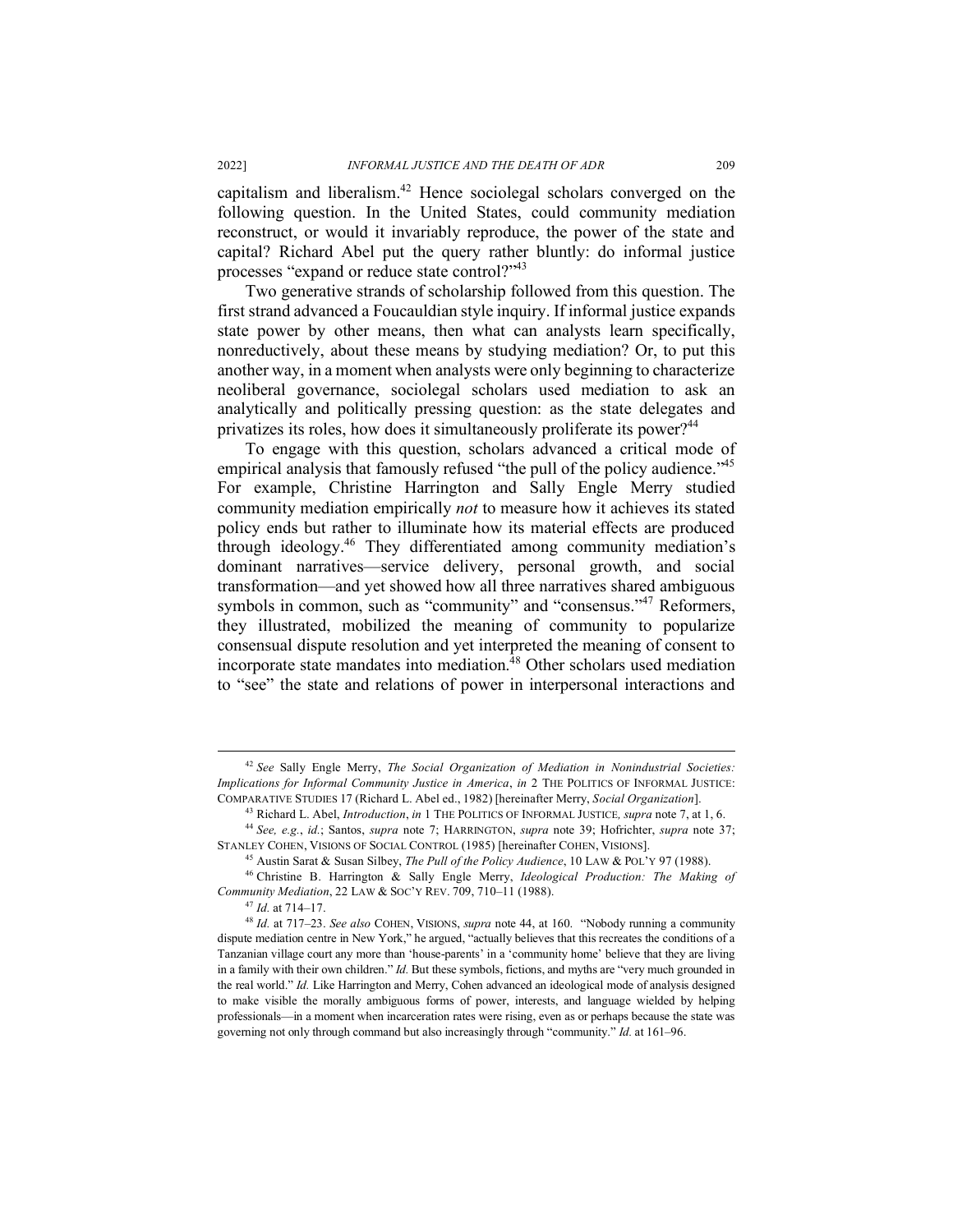capitalism and liberalism.[42] Hence sociolegal scholars converged on the following question. In the United States, could community mediation reconstruct, or would it invariably reproduce, the power of the state and capital? Richard Abel put the query rather bluntly: do informal justice processes "expand or reduce state control?"[43]

Two generative strands of scholarship followed from this question. The first strand advanced a Foucauldian style inquiry. If informal justice expands state power by other means, then what can analysts learn specifically, nonreductively, about these means by studying mediation? Or, to put this another way, in a moment when analysts were only beginning to characterize neoliberal governance, sociolegal scholars used mediation to ask an analytically and politically pressing question: as the state delegates and privatizes its roles, how does it simultaneously proliferate its power?[44]

To engage with this question, scholars advanced a critical mode of empirical analysis that famously refused "the pull of the policy audience."[45] For example, Christine Harrington and Sally Engle Merry studied community mediation empirically *not* to measure how it achieves its stated policy ends but rather to illuminate how its material effects are produced through ideology.[46] They differentiated among community mediation's dominant narratives—service delivery, personal growth, and social transformation—and yet showed how all three narratives shared ambiguous symbols in common, such as "community" and "consensus."[47] Reformers, they illustrated, mobilized the meaning of community to popularize consensual dispute resolution and yet interpreted the meaning of consent to incorporate state mandates into mediation.[48] Other scholars used mediation to "see" the state and relations of power in interpersonal interactions and

---

[42] *See* Sally Engle Merry, *The Social Organization of Mediation in Nonindustrial Societies: Implications for Informal Community Justice in America*, *in* 2 THE POLITICS OF INFORMAL JUSTICE: COMPARATIVE STUDIES 17 (Richard L. Abel ed., 1982) [hereinafter Merry, *Social Organization*].

[43] Richard L. Abel, *Introduction*, *in* 1 THE POLITICS OF INFORMAL JUSTICE, *supra* note 7, at 1, 6.

[44] *See, e.g.*, *id.*; Santos, *supra* note 7; HARRINGTON, *supra* note 39; Hofrichter, *supra* note 37; STANLEY COHEN, VISIONS OF SOCIAL CONTROL (1985) [hereinafter COHEN, VISIONS].

[45] Austin Sarat & Susan Silbey, *The Pull of the Policy Audience*, 10 LAW & POL'Y 97 (1988).

[46] Christine B. Harrington & Sally Engle Merry, *Ideological Production: The Making of Community Mediation*, 22 LAW & SOC'Y REV. 709, 710–11 (1988).

[47] *Id.* at 714–17.

[48] *Id.* at 717–23. *See also* COHEN, VISIONS, *supra* note 44, at 160. "Nobody running a community dispute mediation centre in New York," he argued, "actually believes that this recreates the conditions of a Tanzanian village court any more than 'house-parents' in a 'community home' believe that they are living in a family with their own children." *Id.* But these symbols, fictions, and myths are "very much grounded in the real world." *Id.* Like Harrington and Merry, Cohen advanced an ideological mode of analysis designed to make visible the morally ambiguous forms of power, interests, and language wielded by helping professionals—in a moment when incarceration rates were rising, even as or perhaps because the state was governing not only through command but also increasingly through "community." *Id.* at 161–96.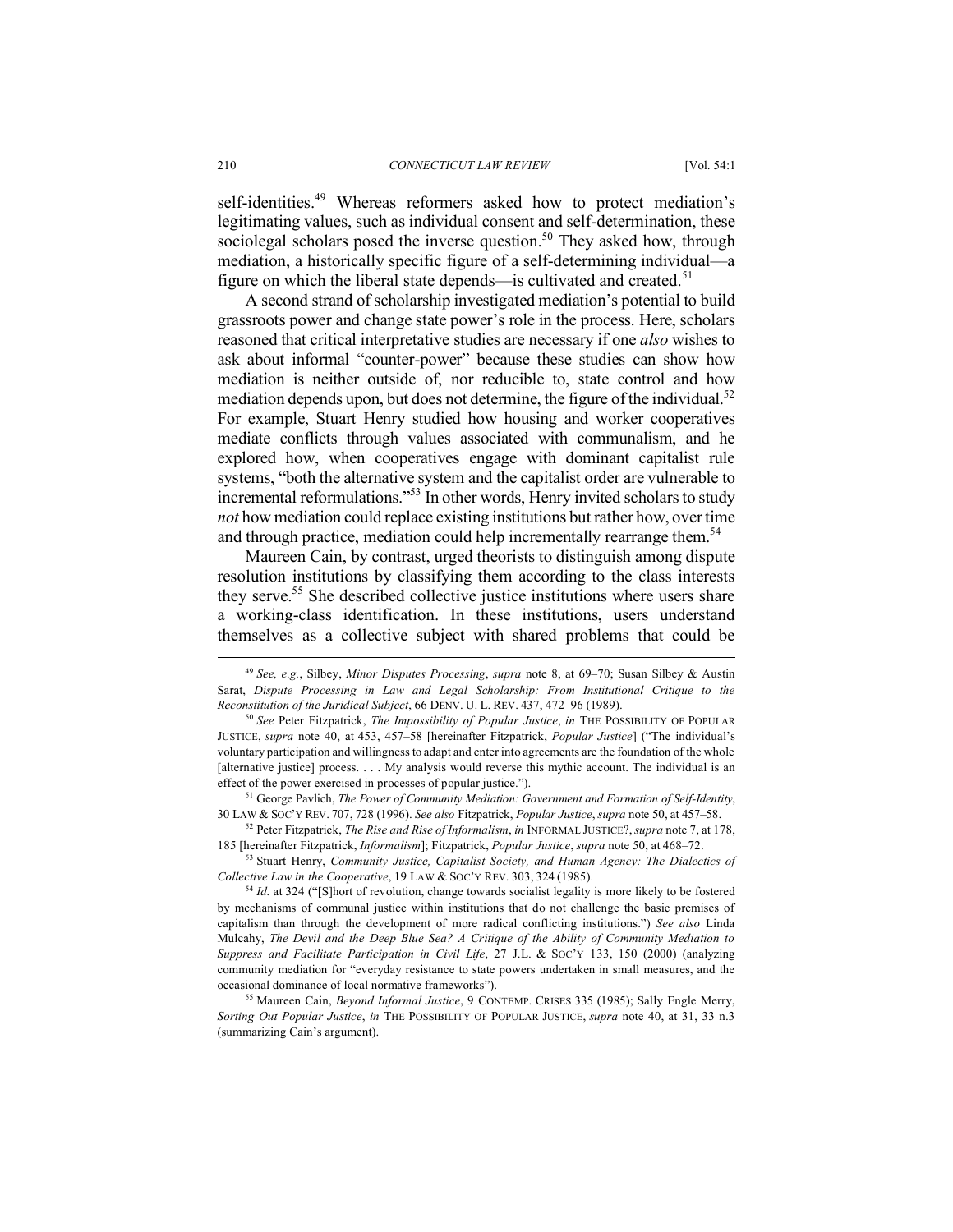self-identities.[49] Whereas reformers asked how to protect mediation's legitimating values, such as individual consent and self-determination, these sociolegal scholars posed the inverse question.[50] They asked how, through mediation, a historically specific figure of a self-determining individual—a figure on which the liberal state depends—is cultivated and created.[51]

A second strand of scholarship investigated mediation's potential to build grassroots power and change state power's role in the process. Here, scholars reasoned that critical interpretative studies are necessary if one *also* wishes to ask about informal "counter-power" because these studies can show how mediation is neither outside of, nor reducible to, state control and how mediation depends upon, but does not determine, the figure of the individual.[52] For example, Stuart Henry studied how housing and worker cooperatives mediate conflicts through values associated with communalism, and he explored how, when cooperatives engage with dominant capitalist rule systems, "both the alternative system and the capitalist order are vulnerable to incremental reformulations."[53] In other words, Henry invited scholars to study *not* how mediation could replace existing institutions but rather how, over time and through practice, mediation could help incrementally rearrange them.[54]

Maureen Cain, by contrast, urged theorists to distinguish among dispute resolution institutions by classifying them according to the class interests they serve.[55] She described collective justice institutions where users share a working-class identification. In these institutions, users understand themselves as a collective subject with shared problems that could be

---

[49] *See, e.g.*, Silbey, *Minor Disputes Processing*, *supra* note 8, at 69–70; Susan Silbey & Austin Sarat, *Dispute Processing in Law and Legal Scholarship: From Institutional Critique to the Reconstitution of the Juridical Subject*, 66 DENV. U. L. REV. 437, 472–96 (1989).

[50] *See* Peter Fitzpatrick, *The Impossibility of Popular Justice*, *in* THE POSSIBILITY OF POPULAR JUSTICE, *supra* note 40, at 453, 457–58 [hereinafter Fitzpatrick, *Popular Justice*] ("The individual's voluntary participation and willingness to adapt and enter into agreements are the foundation of the whole [alternative justice] process. . . . My analysis would reverse this mythic account. The individual is an effect of the power exercised in processes of popular justice.").

[51] George Pavlich, *The Power of Community Mediation: Government and Formation of Self-Identity*, 30 LAW & SOC'Y REV. 707, 728 (1996). *See also* Fitzpatrick, *Popular Justice*, *supra* note 50, at 457–58.

[52] Peter Fitzpatrick, *The Rise and Rise of Informalism*, *in* INFORMAL JUSTICE?, *supra* note 7, at 178, 185 [hereinafter Fitzpatrick, *Informalism*]; Fitzpatrick, *Popular Justice*, *supra* note 50, at 468–72.

[53] Stuart Henry, *Community Justice, Capitalist Society, and Human Agency: The Dialectics of Collective Law in the Cooperative*, 19 LAW & SOC'Y REV. 303, 324 (1985).

[54] *Id.* at 324 ("[S]hort of revolution, change towards socialist legality is more likely to be fostered by mechanisms of communal justice within institutions that do not challenge the basic premises of capitalism than through the development of more radical conflicting institutions.") *See also* Linda Mulcahy, *The Devil and the Deep Blue Sea? A Critique of the Ability of Community Mediation to Suppress and Facilitate Participation in Civil Life*, 27 J.L. & SOC'Y 133, 150 (2000) (analyzing community mediation for "everyday resistance to state powers undertaken in small measures, and the occasional dominance of local normative frameworks").

[55] Maureen Cain, *Beyond Informal Justice*, 9 CONTEMP. CRISES 335 (1985); Sally Engle Merry, *Sorting Out Popular Justice*, *in* THE POSSIBILITY OF POPULAR JUSTICE, *supra* note 40, at 31, 33 n.3 (summarizing Cain's argument).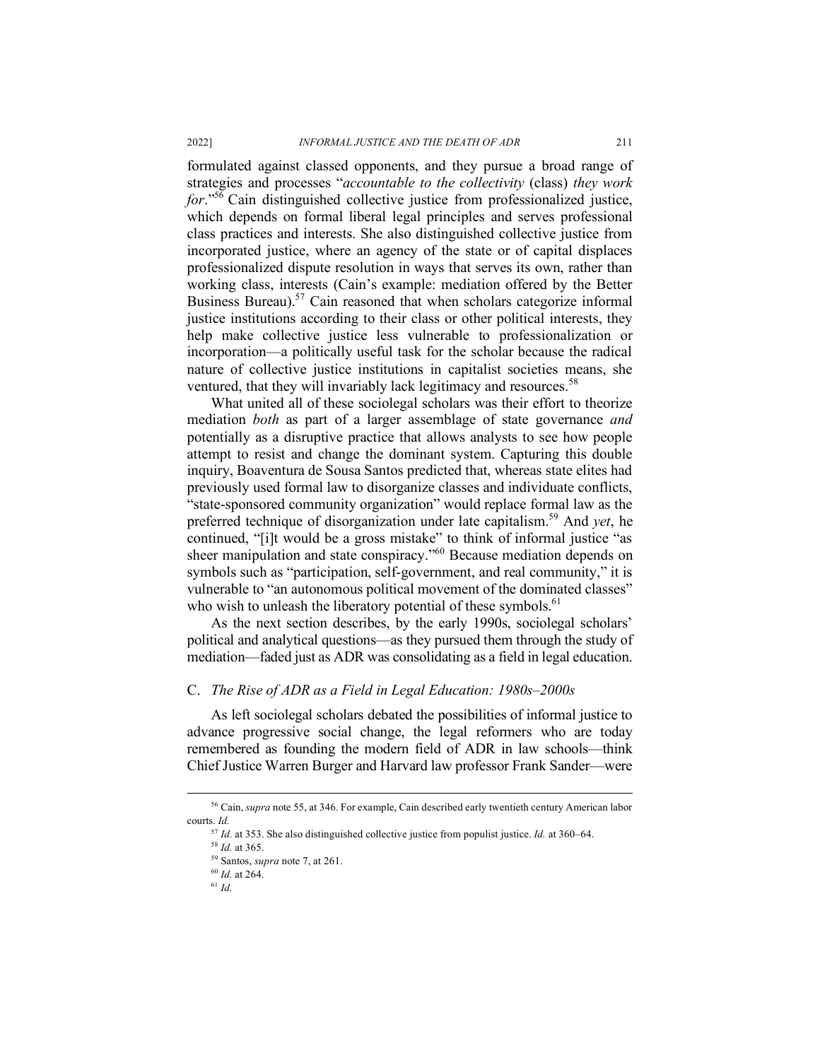formulated against classed opponents, and they pursue a broad range of strategies and processes "*accountable to the collectivity* (class) *they work for*."[56] Cain distinguished collective justice from professionalized justice, which depends on formal liberal legal principles and serves professional class practices and interests. She also distinguished collective justice from incorporated justice, where an agency of the state or of capital displaces professionalized dispute resolution in ways that serves its own, rather than working class, interests (Cain's example: mediation offered by the Better Business Bureau).[57] Cain reasoned that when scholars categorize informal justice institutions according to their class or other political interests, they help make collective justice less vulnerable to professionalization or incorporation—a politically useful task for the scholar because the radical nature of collective justice institutions in capitalist societies means, she ventured, that they will invariably lack legitimacy and resources.[58]

What united all of these sociolegal scholars was their effort to theorize mediation *both* as part of a larger assemblage of state governance *and* potentially as a disruptive practice that allows analysts to see how people attempt to resist and change the dominant system. Capturing this double inquiry, Boaventura de Sousa Santos predicted that, whereas state elites had previously used formal law to disorganize classes and individuate conflicts, "state-sponsored community organization" would replace formal law as the preferred technique of disorganization under late capitalism.[59] And *yet*, he continued, "[i]t would be a gross mistake" to think of informal justice "as sheer manipulation and state conspiracy."[60] Because mediation depends on symbols such as "participation, self-government, and real community," it is vulnerable to "an autonomous political movement of the dominated classes" who wish to unleash the liberatory potential of these symbols.[61]

As the next section describes, by the early 1990s, sociolegal scholars' political and analytical questions—as they pursued them through the study of mediation—faded just as ADR was consolidating as a field in legal education.

### C. *The Rise of ADR as a Field in Legal Education: 1980s–2000s*

As left sociolegal scholars debated the possibilities of informal justice to advance progressive social change, the legal reformers who are today remembered as founding the modern field of ADR in law schools—think Chief Justice Warren Burger and Harvard law professor Frank Sander—were

---

[56] Cain, *supra* note 55, at 346. For example, Cain described early twentieth century American labor courts. *Id.*

[57] *Id.* at 353. She also distinguished collective justice from populist justice. *Id.* at 360–64.

[58] *Id.* at 365.

[59] Santos, *supra* note 7, at 261.

[60] *Id.* at 264.

[61] *Id.*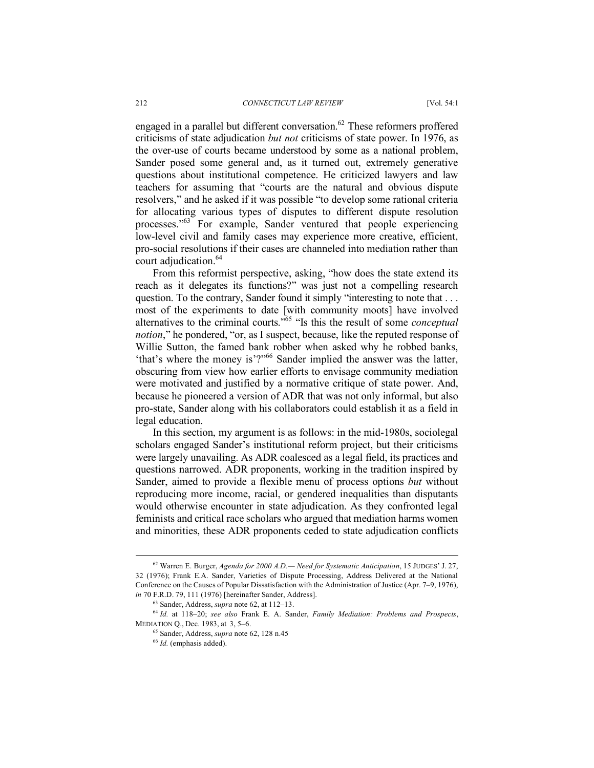engaged in a parallel but different conversation.[62] These reformers proffered criticisms of state adjudication *but not* criticisms of state power. In 1976, as the over-use of courts became understood by some as a national problem, Sander posed some general and, as it turned out, extremely generative questions about institutional competence. He criticized lawyers and law teachers for assuming that "courts are the natural and obvious dispute resolvers," and he asked if it was possible "to develop some rational criteria for allocating various types of disputes to different dispute resolution processes."[63] For example, Sander ventured that people experiencing low-level civil and family cases may experience more creative, efficient, pro-social resolutions if their cases are channeled into mediation rather than court adjudication.[64]

From this reformist perspective, asking, "how does the state extend its reach as it delegates its functions?" was just not a compelling research question. To the contrary, Sander found it simply "interesting to note that . . . most of the experiments to date [with community moots] have involved alternatives to the criminal courts."[65] "Is this the result of some *conceptual notion*," he pondered, "or, as I suspect, because, like the reputed response of Willie Sutton, the famed bank robber when asked why he robbed banks, 'that's where the money is'?"[66] Sander implied the answer was the latter, obscuring from view how earlier efforts to envisage community mediation were motivated and justified by a normative critique of state power. And, because he pioneered a version of ADR that was not only informal, but also pro-state, Sander along with his collaborators could establish it as a field in legal education.

In this section, my argument is as follows: in the mid-1980s, sociolegal scholars engaged Sander's institutional reform project, but their criticisms were largely unavailing. As ADR coalesced as a legal field, its practices and questions narrowed. ADR proponents, working in the tradition inspired by Sander, aimed to provide a flexible menu of process options *but* without reproducing more income, racial, or gendered inequalities than disputants would otherwise encounter in state adjudication. As they confronted legal feminists and critical race scholars who argued that mediation harms women and minorities, these ADR proponents ceded to state adjudication conflicts

---

[62] Warren E. Burger, *Agenda for 2000 A.D.— Need for Systematic Anticipation*, 15 JUDGES' J. 27, 32 (1976); Frank E.A. Sander, Varieties of Dispute Processing, Address Delivered at the National Conference on the Causes of Popular Dissatisfaction with the Administration of Justice (Apr. 7–9, 1976), *in* 70 F.R.D. 79, 111 (1976) [hereinafter Sander, Address].

[63] Sander, Address, *supra* note 62, at 112–13.

[64] *Id.* at 118–20; *see also* Frank E. A. Sander, *Family Mediation: Problems and Prospects*, MEDIATION Q., Dec. 1983, at 3, 5–6.

[65] Sander, Address, *supra* note 62, 128 n.45

[66] *Id.* (emphasis added).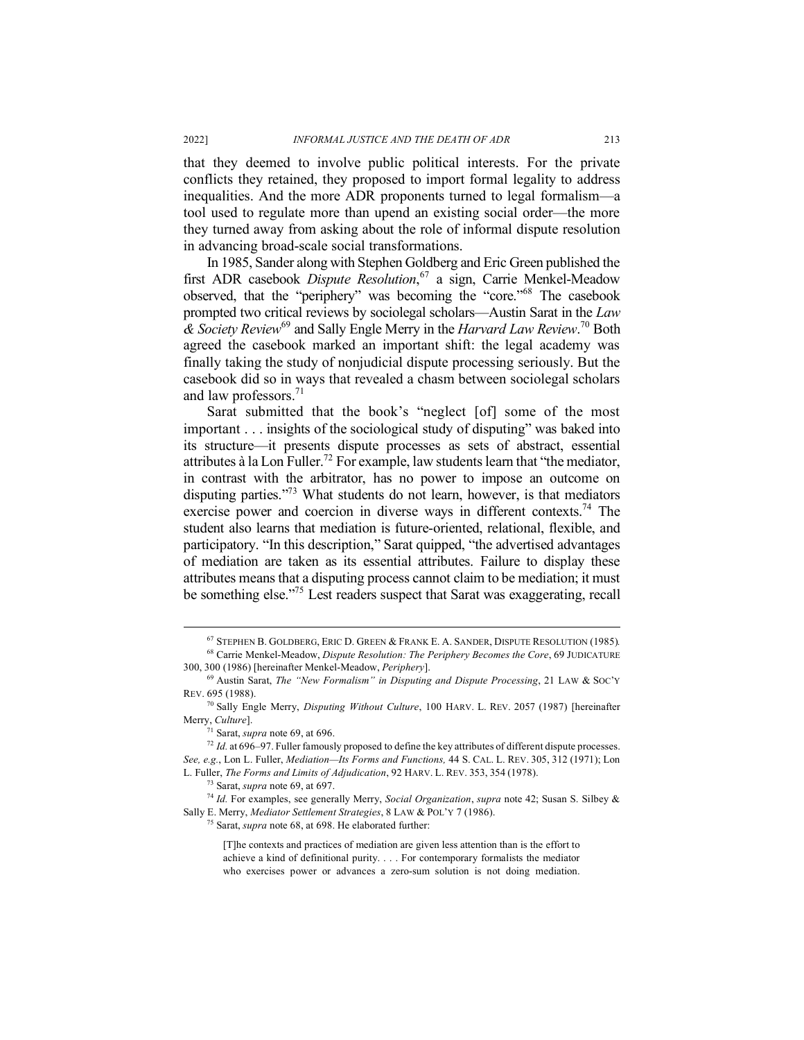that they deemed to involve public political interests. For the private conflicts they retained, they proposed to import formal legality to address inequalities. And the more ADR proponents turned to legal formalism—a tool used to regulate more than upend an existing social order—the more they turned away from asking about the role of informal dispute resolution in advancing broad-scale social transformations.

In 1985, Sander along with Stephen Goldberg and Eric Green published the first ADR casebook *Dispute Resolution*,[67] a sign, Carrie Menkel-Meadow observed, that the "periphery" was becoming the "core."[68] The casebook prompted two critical reviews by sociolegal scholars—Austin Sarat in the *Law & Society Review*[69] and Sally Engle Merry in the *Harvard Law Review*.[70] Both agreed the casebook marked an important shift: the legal academy was finally taking the study of nonjudicial dispute processing seriously. But the casebook did so in ways that revealed a chasm between sociolegal scholars and law professors.[71]

Sarat submitted that the book's "neglect [of] some of the most important . . . insights of the sociological study of disputing" was baked into its structure—it presents dispute processes as sets of abstract, essential attributes à la Lon Fuller.[72] For example, law students learn that "the mediator, in contrast with the arbitrator, has no power to impose an outcome on disputing parties."[73] What students do not learn, however, is that mediators exercise power and coercion in diverse ways in different contexts.[74] The student also learns that mediation is future-oriented, relational, flexible, and participatory. "In this description," Sarat quipped, "the advertised advantages of mediation are taken as its essential attributes. Failure to display these attributes means that a disputing process cannot claim to be mediation; it must be something else."[75] Lest readers suspect that Sarat was exaggerating, recall

---

[67] STEPHEN B. GOLDBERG, ERIC D. GREEN & FRANK E. A. SANDER, DISPUTE RESOLUTION (1985).

[68] Carrie Menkel-Meadow, *Dispute Resolution: The Periphery Becomes the Core*, 69 JUDICATURE 300, 300 (1986) [hereinafter Menkel-Meadow, *Periphery*].

[69] Austin Sarat, *The "New Formalism" in Disputing and Dispute Processing*, 21 LAW & SOC'Y REV. 695 (1988).

[70] Sally Engle Merry, *Disputing Without Culture*, 100 HARV. L. REV. 2057 (1987) [hereinafter Merry, *Culture*].

[71] Sarat, *supra* note 69, at 696.

[72] *Id.* at 696–97. Fuller famously proposed to define the key attributes of different dispute processes. *See, e.g.*, Lon L. Fuller, *Mediation—Its Forms and Functions,* 44 S. CAL. L. REV. 305, 312 (1971); Lon L. Fuller, *The Forms and Limits of Adjudication*, 92 HARV. L. REV. 353, 354 (1978).

[73] Sarat, *supra* note 69, at 697.

[74] *Id.* For examples, see generally Merry, *Social Organization*, *supra* note 42; Susan S. Silbey & Sally E. Merry, *Mediator Settlement Strategies*, 8 LAW & POL'Y 7 (1986).

[75] Sarat, *supra* note 68, at 698. He elaborated further:

> [T]he contexts and practices of mediation are given less attention than is the effort to achieve a kind of definitional purity. . . . For contemporary formalists the mediator who exercises power or advances a zero-sum solution is not doing mediation.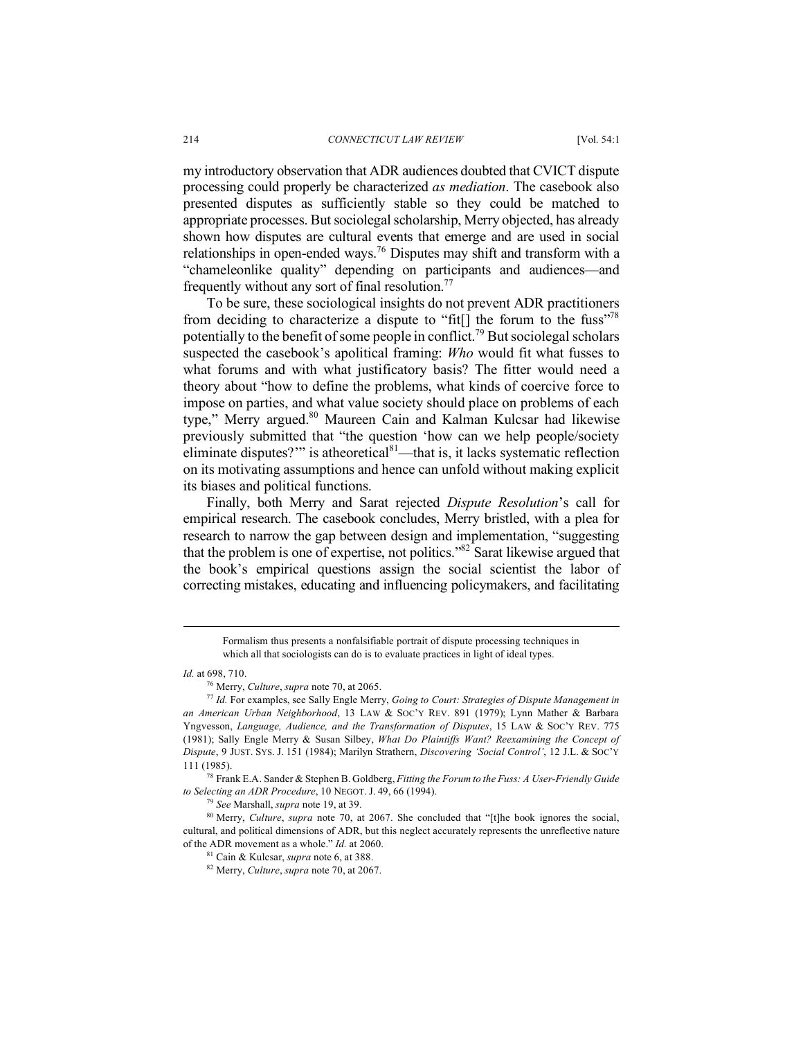my introductory observation that ADR audiences doubted that CVICT dispute processing could properly be characterized *as mediation*. The casebook also presented disputes as sufficiently stable so they could be matched to appropriate processes. But sociolegal scholarship, Merry objected, has already shown how disputes are cultural events that emerge and are used in social relationships in open-ended ways.[76] Disputes may shift and transform with a "chameleonlike quality" depending on participants and audiences—and frequently without any sort of final resolution.[77]

To be sure, these sociological insights do not prevent ADR practitioners from deciding to characterize a dispute to "fit[] the forum to the fuss"[78] potentially to the benefit of some people in conflict.[79] But sociolegal scholars suspected the casebook's apolitical framing: *Who* would fit what fusses to what forums and with what justificatory basis? The fitter would need a theory about "how to define the problems, what kinds of coercive force to impose on parties, and what value society should place on problems of each type," Merry argued.[80] Maureen Cain and Kalman Kulcsar had likewise previously submitted that "the question 'how can we help people/society eliminate disputes?'" is atheoretical[81]—that is, it lacks systematic reflection on its motivating assumptions and hence can unfold without making explicit its biases and political functions.

Finally, both Merry and Sarat rejected *Dispute Resolution*'s call for empirical research. The casebook concludes, Merry bristled, with a plea for research to narrow the gap between design and implementation, "suggesting that the problem is one of expertise, not politics."[82] Sarat likewise argued that the book's empirical questions assign the social scientist the labor of correcting mistakes, educating and influencing policymakers, and facilitating

---

> Formalism thus presents a nonfalsifiable portrait of dispute processing techniques in which all that sociologists can do is to evaluate practices in light of ideal types.

*Id.* at 698, 710.

[76] Merry, *Culture*, *supra* note 70, at 2065.

[77] *Id.* For examples, see Sally Engle Merry, *Going to Court: Strategies of Dispute Management in an American Urban Neighborhood*, 13 LAW & SOC'Y REV. 891 (1979); Lynn Mather & Barbara Yngvesson, *Language, Audience, and the Transformation of Disputes*, 15 LAW & SOC'Y REV. 775 (1981); Sally Engle Merry & Susan Silbey, *What Do Plaintiffs Want? Reexamining the Concept of Dispute*, 9 JUST. SYS. J. 151 (1984); Marilyn Strathern, *Discovering 'Social Control'*, 12 J.L. & SOC'Y 111 (1985).

[78] Frank E.A. Sander & Stephen B. Goldberg, *Fitting the Forum to the Fuss: A User-Friendly Guide to Selecting an ADR Procedure*, 10 NEGOT. J. 49, 66 (1994).

[79] *See* Marshall, *supra* note 19, at 39.

[80] Merry, *Culture*, *supra* note 70, at 2067. She concluded that "[t]he book ignores the social, cultural, and political dimensions of ADR, but this neglect accurately represents the unreflective nature of the ADR movement as a whole." *Id.* at 2060.

[81] Cain & Kulcsar, *supra* note 6, at 388.

[82] Merry, *Culture*, *supra* note 70, at 2067.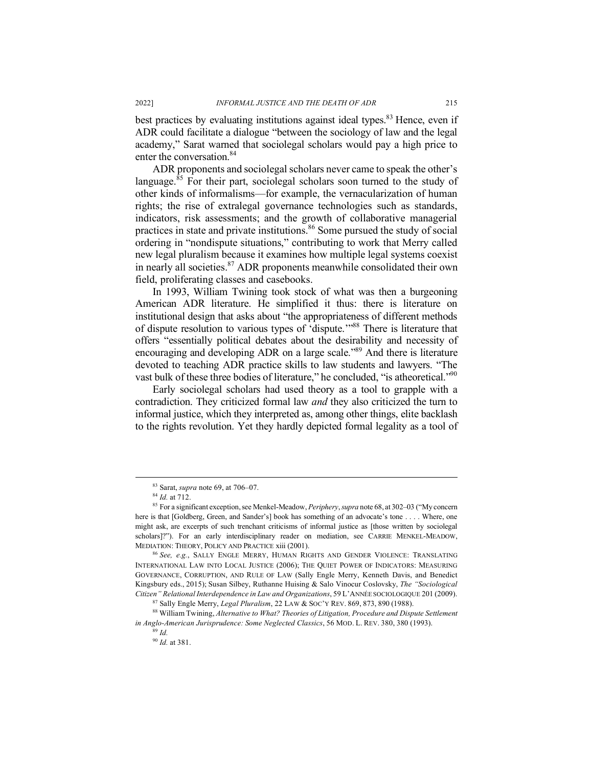best practices by evaluating institutions against ideal types.[83] Hence, even if ADR could facilitate a dialogue "between the sociology of law and the legal academy," Sarat warned that sociolegal scholars would pay a high price to enter the conversation.[84]

ADR proponents and sociolegal scholars never came to speak the other's language.[85] For their part, sociolegal scholars soon turned to the study of other kinds of informalisms—for example, the vernacularization of human rights; the rise of extralegal governance technologies such as standards, indicators, risk assessments; and the growth of collaborative managerial practices in state and private institutions.[86] Some pursued the study of social ordering in "nondispute situations," contributing to work that Merry called new legal pluralism because it examines how multiple legal systems coexist in nearly all societies.[87] ADR proponents meanwhile consolidated their own field, proliferating classes and casebooks.

In 1993, William Twining took stock of what was then a burgeoning American ADR literature. He simplified it thus: there is literature on institutional design that asks about "the appropriateness of different methods of dispute resolution to various types of 'dispute.'"[88] There is literature that offers "essentially political debates about the desirability and necessity of encouraging and developing ADR on a large scale."[89] And there is literature devoted to teaching ADR practice skills to law students and lawyers. "The vast bulk of these three bodies of literature," he concluded, "is atheoretical."[90]

Early sociolegal scholars had used theory as a tool to grapple with a contradiction. They criticized formal law *and* they also criticized the turn to informal justice, which they interpreted as, among other things, elite backlash to the rights revolution. Yet they hardly depicted formal legality as a tool of

---

[83] Sarat, *supra* note 69, at 706–07.

[84] *Id.* at 712.

[85] For a significant exception, see Menkel-Meadow, *Periphery*, *supra* note 68, at 302–03 ("My concern here is that [Goldberg, Green, and Sander's] book has something of an advocate's tone . . . . Where, one might ask, are excerpts of such trenchant criticisms of informal justice as [those written by sociolegal scholars]?"). For an early interdisciplinary reader on mediation, see CARRIE MENKEL-MEADOW, MEDIATION: THEORY, POLICY AND PRACTICE xiii (2001).

[86] *See, e.g.*, SALLY ENGLE MERRY, HUMAN RIGHTS AND GENDER VIOLENCE: TRANSLATING INTERNATIONAL LAW INTO LOCAL JUSTICE (2006); THE QUIET POWER OF INDICATORS: MEASURING GOVERNANCE, CORRUPTION, AND RULE OF LAW (Sally Engle Merry, Kenneth Davis, and Benedict Kingsbury eds., 2015); Susan Silbey, Ruthanne Huising & Salo Vinocur Coslovsky, *The "Sociological Citizen" Relational Interdependence in Law and Organizations*, 59 L'ANNÉE SOCIOLOGIQUE 201 (2009).

[87] Sally Engle Merry, *Legal Pluralism*, 22 LAW & SOC'Y REV. 869, 873, 890 (1988).

[88] William Twining, *Alternative to What? Theories of Litigation, Procedure and Dispute Settlement in Anglo-American Jurisprudence: Some Neglected Classics*, 56 MOD. L. REV. 380, 380 (1993).

[89] *Id.*

[90] *Id.* at 381.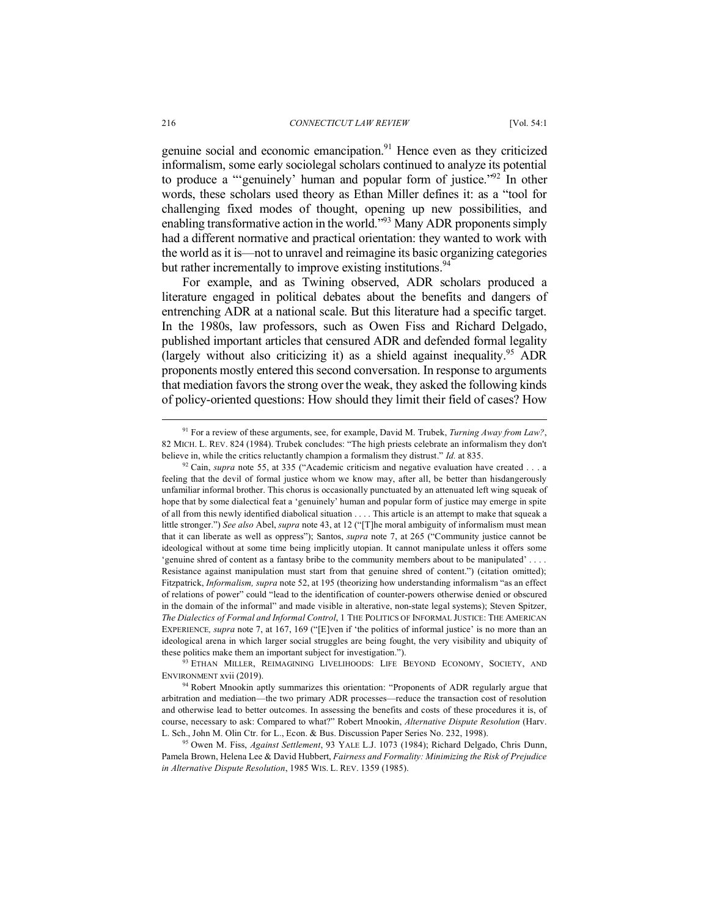genuine social and economic emancipation.[91] Hence even as they criticized informalism, some early sociolegal scholars continued to analyze its potential to produce a "'genuinely' human and popular form of justice."[92] In other words, these scholars used theory as Ethan Miller defines it: as a "tool for challenging fixed modes of thought, opening up new possibilities, and enabling transformative action in the world."[93] Many ADR proponents simply had a different normative and practical orientation: they wanted to work with the world as it is—not to unravel and reimagine its basic organizing categories but rather incrementally to improve existing institutions.[94]

For example, and as Twining observed, ADR scholars produced a literature engaged in political debates about the benefits and dangers of entrenching ADR at a national scale. But this literature had a specific target. In the 1980s, law professors, such as Owen Fiss and Richard Delgado, published important articles that censured ADR and defended formal legality (largely without also criticizing it) as a shield against inequality.[95] ADR proponents mostly entered this second conversation. In response to arguments that mediation favors the strong over the weak, they asked the following kinds of policy-oriented questions: How should they limit their field of cases? How

---

[91] For a review of these arguments, see, for example, David M. Trubek, *Turning Away from Law?*, 82 MICH. L. REV. 824 (1984). Trubek concludes: "The high priests celebrate an informalism they don't believe in, while the critics reluctantly champion a formalism they distrust." *Id.* at 835.

[92] Cain, *supra* note 55, at 335 ("Academic criticism and negative evaluation have created . . . a feeling that the devil of formal justice whom we know may, after all, be better than hisdangerously unfamiliar informal brother. This chorus is occasionally punctuated by an attenuated left wing squeak of hope that by some dialectical feat a 'genuinely' human and popular form of justice may emerge in spite of all from this newly identified diabolical situation . . . . This article is an attempt to make that squeak a little stronger.") *See also* Abel, *supra* note 43, at 12 ("[T]he moral ambiguity of informalism must mean that it can liberate as well as oppress"); Santos, *supra* note 7, at 265 ("Community justice cannot be ideological without at some time being implicitly utopian. It cannot manipulate unless it offers some 'genuine shred of content as a fantasy bribe to the community members about to be manipulated' . . . . Resistance against manipulation must start from that genuine shred of content.") (citation omitted); Fitzpatrick, *Informalism, supra* note 52, at 195 (theorizing how understanding informalism "as an effect of relations of power" could "lead to the identification of counter-powers otherwise denied or obscured in the domain of the informal" and made visible in alterative, non-state legal systems); Steven Spitzer, *The Dialectics of Formal and Informal Control*, 1 THE POLITICS OF INFORMAL JUSTICE: THE AMERICAN EXPERIENCE, *supra* note 7, at 167, 169 ("[E]ven if 'the politics of informal justice' is no more than an ideological arena in which larger social struggles are being fought, the very visibility and ubiquity of these politics make them an important subject for investigation.").

[93] ETHAN MILLER, REIMAGINING LIVELIHOODS: LIFE BEYOND ECONOMY, SOCIETY, AND ENVIRONMENT xvii (2019).

[94] Robert Mnookin aptly summarizes this orientation: "Proponents of ADR regularly argue that arbitration and mediation—the two primary ADR processes—reduce the transaction cost of resolution and otherwise lead to better outcomes. In assessing the benefits and costs of these procedures it is, of course, necessary to ask: Compared to what?" Robert Mnookin, *Alternative Dispute Resolution* (Harv. L. Sch., John M. Olin Ctr. for L., Econ. & Bus. Discussion Paper Series No. 232, 1998).

[95] Owen M. Fiss, *Against Settlement*, 93 YALE L.J. 1073 (1984); Richard Delgado, Chris Dunn, Pamela Brown, Helena Lee & David Hubbert, *Fairness and Formality: Minimizing the Risk of Prejudice in Alternative Dispute Resolution*, 1985 WIS. L. REV. 1359 (1985).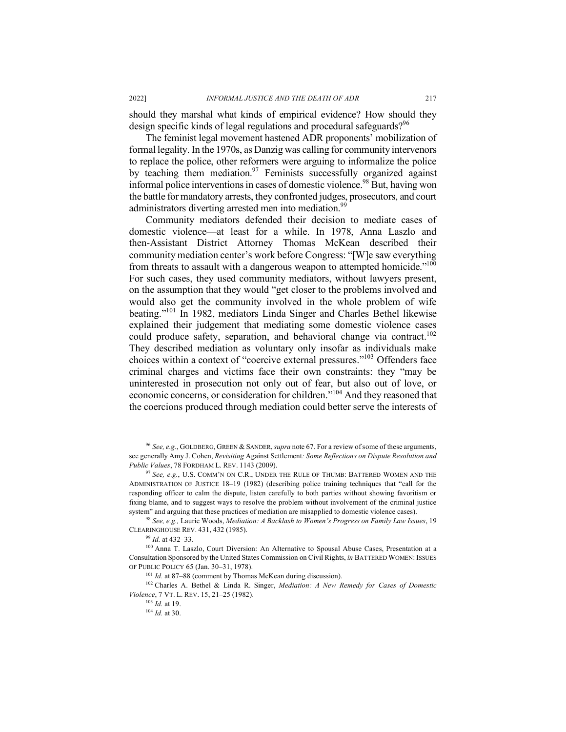should they marshal what kinds of empirical evidence? How should they design specific kinds of legal regulations and procedural safeguards?[96]

The feminist legal movement hastened ADR proponents' mobilization of formal legality. In the 1970s, as Danzig was calling for community intervenors to replace the police, other reformers were arguing to informalize the police by teaching them mediation.[97] Feminists successfully organized against informal police interventions in cases of domestic violence.[98] But, having won the battle for mandatory arrests, they confronted judges, prosecutors, and court administrators diverting arrested men into mediation.[99]

Community mediators defended their decision to mediate cases of domestic violence—at least for a while. In 1978, Anna Laszlo and then-Assistant District Attorney Thomas McKean described their community mediation center's work before Congress: "[W]e saw everything from threats to assault with a dangerous weapon to attempted homicide."[100] For such cases, they used community mediators, without lawyers present, on the assumption that they would "get closer to the problems involved and would also get the community involved in the whole problem of wife beating."[101] In 1982, mediators Linda Singer and Charles Bethel likewise explained their judgement that mediating some domestic violence cases could produce safety, separation, and behavioral change via contract.[102] They described mediation as voluntary only insofar as individuals make choices within a context of "coercive external pressures."[103] Offenders face criminal charges and victims face their own constraints: they "may be uninterested in prosecution not only out of fear, but also out of love, or economic concerns, or consideration for children."[104] And they reasoned that the coercions produced through mediation could better serve the interests of

---

[96] *See, e.g.*, GOLDBERG, GREEN & SANDER, *supra* note 67. For a review of some of these arguments, see generally Amy J. Cohen, *Revisiting* Against Settlement*: Some Reflections on Dispute Resolution and Public Values*, 78 FORDHAM L. REV. 1143 (2009).

[97] *See, e.g.*, U.S. COMM'N ON C.R., UNDER THE RULE OF THUMB: BATTERED WOMEN AND THE ADMINISTRATION OF JUSTICE 18–19 (1982) (describing police training techniques that "call for the responding officer to calm the dispute, listen carefully to both parties without showing favoritism or fixing blame, and to suggest ways to resolve the problem without involvement of the criminal justice system" and arguing that these practices of mediation are misapplied to domestic violence cases).

[98] *See, e.g.,* Laurie Woods, *Mediation: A Backlash to Women's Progress on Family Law Issues*, 19 CLEARINGHOUSE REV. 431, 432 (1985).

[99] *Id.* at 432–33.

[100] Anna T. Laszlo, Court Diversion: An Alternative to Spousal Abuse Cases, Presentation at a Consultation Sponsored by the United States Commission on Civil Rights, *in* BATTERED WOMEN: ISSUES OF PUBLIC POLICY 65 (Jan. 30–31, 1978).

[101] *Id.* at 87–88 (comment by Thomas McKean during discussion).

[102] Charles A. Bethel & Linda R. Singer, *Mediation: A New Remedy for Cases of Domestic Violence*, 7 VT. L. REV. 15, 21–25 (1982).

[103] *Id.* at 19.

[104] *Id.* at 30.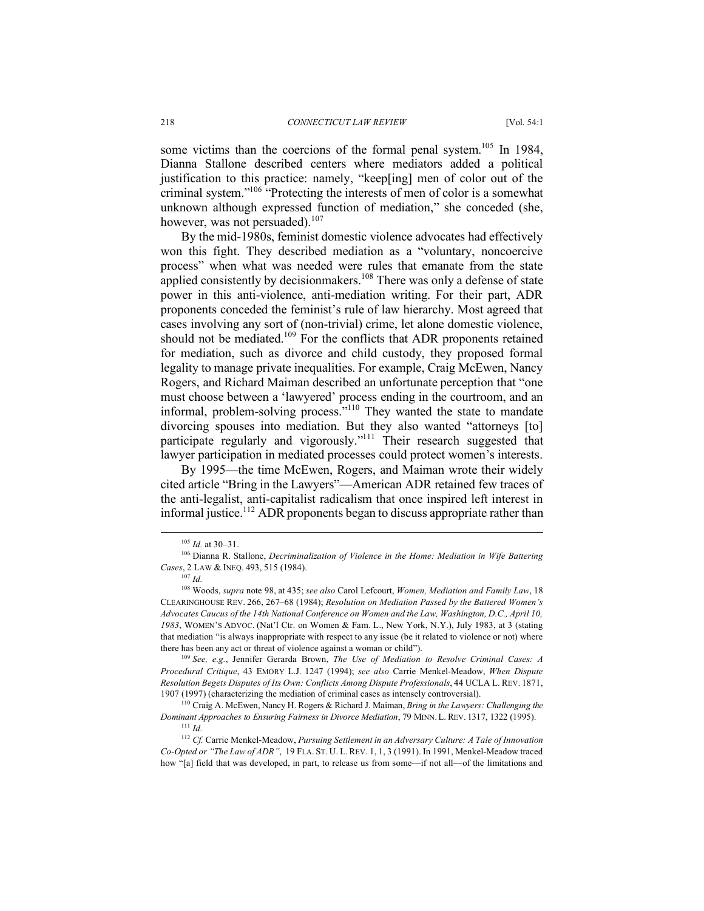some victims than the coercions of the formal penal system.[105] In 1984, Dianna Stallone described centers where mediators added a political justification to this practice: namely, "keep[ing] men of color out of the criminal system."[106] "Protecting the interests of men of color is a somewhat unknown although expressed function of mediation," she conceded (she, however, was not persuaded).[107]

By the mid-1980s, feminist domestic violence advocates had effectively won this fight. They described mediation as a "voluntary, noncoercive process" when what was needed were rules that emanate from the state applied consistently by decisionmakers.[108] There was only a defense of state power in this anti-violence, anti-mediation writing. For their part, ADR proponents conceded the feminist's rule of law hierarchy. Most agreed that cases involving any sort of (non-trivial) crime, let alone domestic violence, should not be mediated.[109] For the conflicts that ADR proponents retained for mediation, such as divorce and child custody, they proposed formal legality to manage private inequalities. For example, Craig McEwen, Nancy Rogers, and Richard Maiman described an unfortunate perception that "one must choose between a 'lawyered' process ending in the courtroom, and an informal, problem-solving process."[110] They wanted the state to mandate divorcing spouses into mediation. But they also wanted "attorneys [to] participate regularly and vigorously."[111] Their research suggested that lawyer participation in mediated processes could protect women's interests.

By 1995—the time McEwen, Rogers, and Maiman wrote their widely cited article "Bring in the Lawyers"—American ADR retained few traces of the anti-legalist, anti-capitalist radicalism that once inspired left interest in informal justice.[112] ADR proponents began to discuss appropriate rather than

---

[105] *Id.* at 30–31.

[106] Dianna R. Stallone, *Decriminalization of Violence in the Home: Mediation in Wife Battering Cases*, 2 LAW & INEQ. 493, 515 (1984).

[107] *Id.*

[108] Woods, *supra* note 98, at 435; *see also* Carol Lefcourt, *Women, Mediation and Family Law*, 18 CLEARINGHOUSE REV. 266, 267–68 (1984); *Resolution on Mediation Passed by the Battered Women's Advocates Caucus of the 14th National Conference on Women and the Law, Washington, D.C., April 10, 1983*, WOMEN'S ADVOC. (Nat'l Ctr. on Women & Fam. L., New York, N.Y.), July 1983, at 3 (stating that mediation "is always inappropriate with respect to any issue (be it related to violence or not) where there has been any act or threat of violence against a woman or child").

[109] *See, e.g.*, Jennifer Gerarda Brown, *The Use of Mediation to Resolve Criminal Cases: A Procedural Critique*, 43 EMORY L.J. 1247 (1994); *see also* Carrie Menkel-Meadow, *When Dispute Resolution Begets Disputes of Its Own: Conflicts Among Dispute Professionals*, 44 UCLA L. REV. 1871, 1907 (1997) (characterizing the mediation of criminal cases as intensely controversial).

[110] Craig A. McEwen, Nancy H. Rogers & Richard J. Maiman, *Bring in the Lawyers: Challenging the Dominant Approaches to Ensuring Fairness in Divorce Mediation*, 79 MINN. L. REV. 1317, 1322 (1995).

[111] *Id.*

[112] *Cf.* Carrie Menkel-Meadow, *Pursuing Settlement in an Adversary Culture: A Tale of Innovation Co-Opted or "The Law of ADR"*, 19 FLA. ST. U. L. REV. 1, 1, 3 (1991). In 1991, Menkel-Meadow traced how "[a] field that was developed, in part, to release us from some—if not all—of the limitations and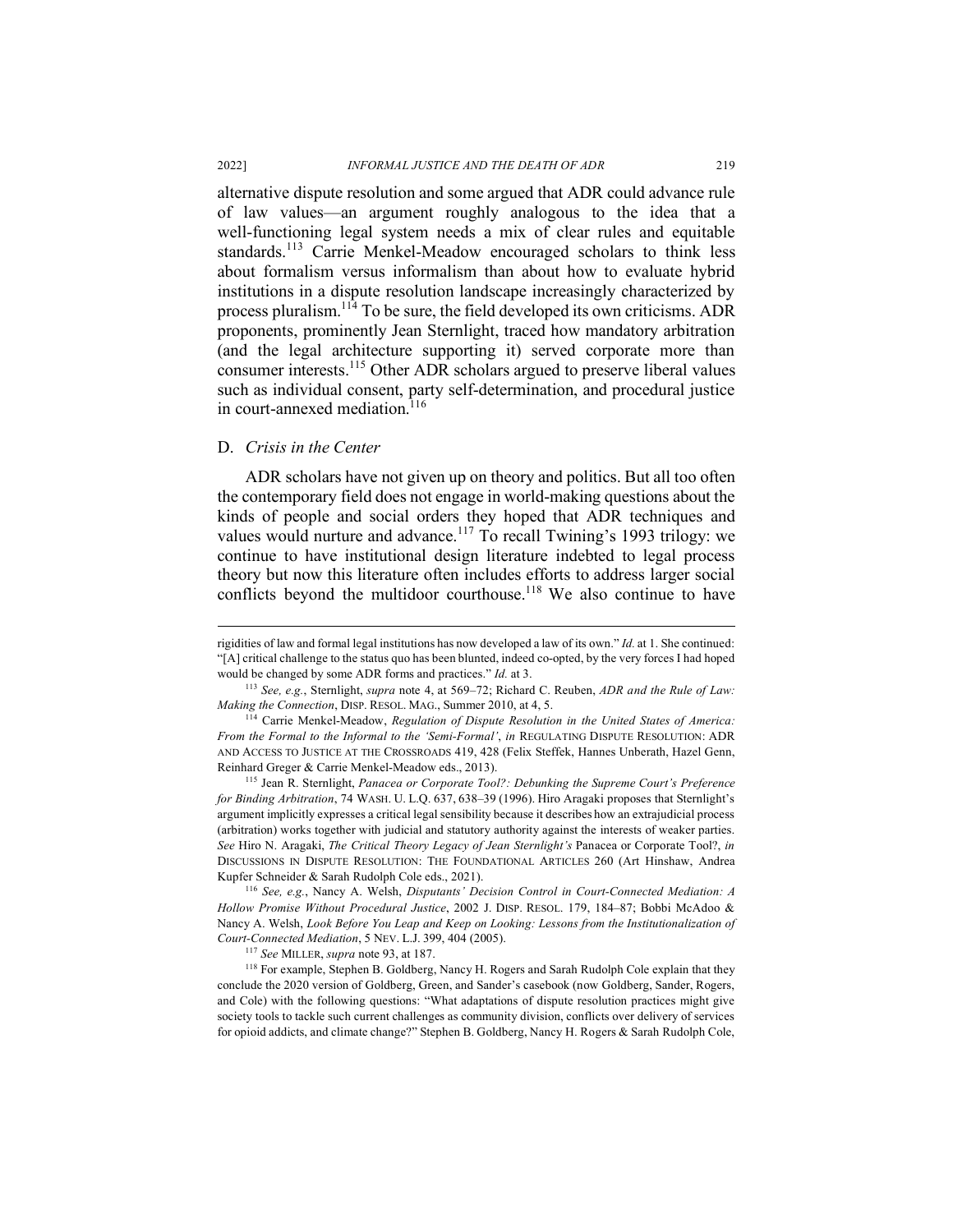alternative dispute resolution and some argued that ADR could advance rule of law values—an argument roughly analogous to the idea that a well-functioning legal system needs a mix of clear rules and equitable standards.[113] Carrie Menkel-Meadow encouraged scholars to think less about formalism versus informalism than about how to evaluate hybrid institutions in a dispute resolution landscape increasingly characterized by process pluralism.[114] To be sure, the field developed its own criticisms. ADR proponents, prominently Jean Sternlight, traced how mandatory arbitration (and the legal architecture supporting it) served corporate more than consumer interests.[115] Other ADR scholars argued to preserve liberal values such as individual consent, party self-determination, and procedural justice in court-annexed mediation.[116]

## D. *Crisis in the Center*

ADR scholars have not given up on theory and politics. But all too often the contemporary field does not engage in world-making questions about the kinds of people and social orders they hoped that ADR techniques and values would nurture and advance.[117] To recall Twining's 1993 trilogy: we continue to have institutional design literature indebted to legal process theory but now this literature often includes efforts to address larger social conflicts beyond the multidoor courthouse.[118] We also continue to have

---

rigidities of law and formal legal institutions has now developed a law of its own." *Id.* at 1. She continued: "[A] critical challenge to the status quo has been blunted, indeed co-opted, by the very forces I had hoped would be changed by some ADR forms and practices." *Id.* at 3.

[113] *See, e.g.*, Sternlight, *supra* note 4, at 569–72; Richard C. Reuben, *ADR and the Rule of Law: Making the Connection*, DISP. RESOL. MAG., Summer 2010, at 4, 5.

[114] Carrie Menkel-Meadow, *Regulation of Dispute Resolution in the United States of America: From the Formal to the Informal to the 'Semi-Formal'*, *in* REGULATING DISPUTE RESOLUTION: ADR AND ACCESS TO JUSTICE AT THE CROSSROADS 419, 428 (Felix Steffek, Hannes Unberath, Hazel Genn, Reinhard Greger & Carrie Menkel-Meadow eds., 2013).

[115] Jean R. Sternlight, *Panacea or Corporate Tool?: Debunking the Supreme Court's Preference for Binding Arbitration*, 74 WASH. U. L.Q. 637, 638–39 (1996). Hiro Aragaki proposes that Sternlight's argument implicitly expresses a critical legal sensibility because it describes how an extrajudicial process (arbitration) works together with judicial and statutory authority against the interests of weaker parties. *See* Hiro N. Aragaki, *The Critical Theory Legacy of Jean Sternlight's* Panacea or Corporate Tool?, *in* DISCUSSIONS IN DISPUTE RESOLUTION: THE FOUNDATIONAL ARTICLES 260 (Art Hinshaw, Andrea Kupfer Schneider & Sarah Rudolph Cole eds., 2021).

[116] *See, e.g.*, Nancy A. Welsh, *Disputants' Decision Control in Court-Connected Mediation: A Hollow Promise Without Procedural Justice*, 2002 J. DISP. RESOL. 179, 184–87; Bobbi McAdoo & Nancy A. Welsh, *Look Before You Leap and Keep on Looking: Lessons from the Institutionalization of Court-Connected Mediation*, 5 NEV. L.J. 399, 404 (2005).

[117] *See* MILLER, *supra* note 93, at 187.

[118] For example, Stephen B. Goldberg, Nancy H. Rogers and Sarah Rudolph Cole explain that they conclude the 2020 version of Goldberg, Green, and Sander's casebook (now Goldberg, Sander, Rogers, and Cole) with the following questions: "What adaptations of dispute resolution practices might give society tools to tackle such current challenges as community division, conflicts over delivery of services for opioid addicts, and climate change?" Stephen B. Goldberg, Nancy H. Rogers & Sarah Rudolph Cole,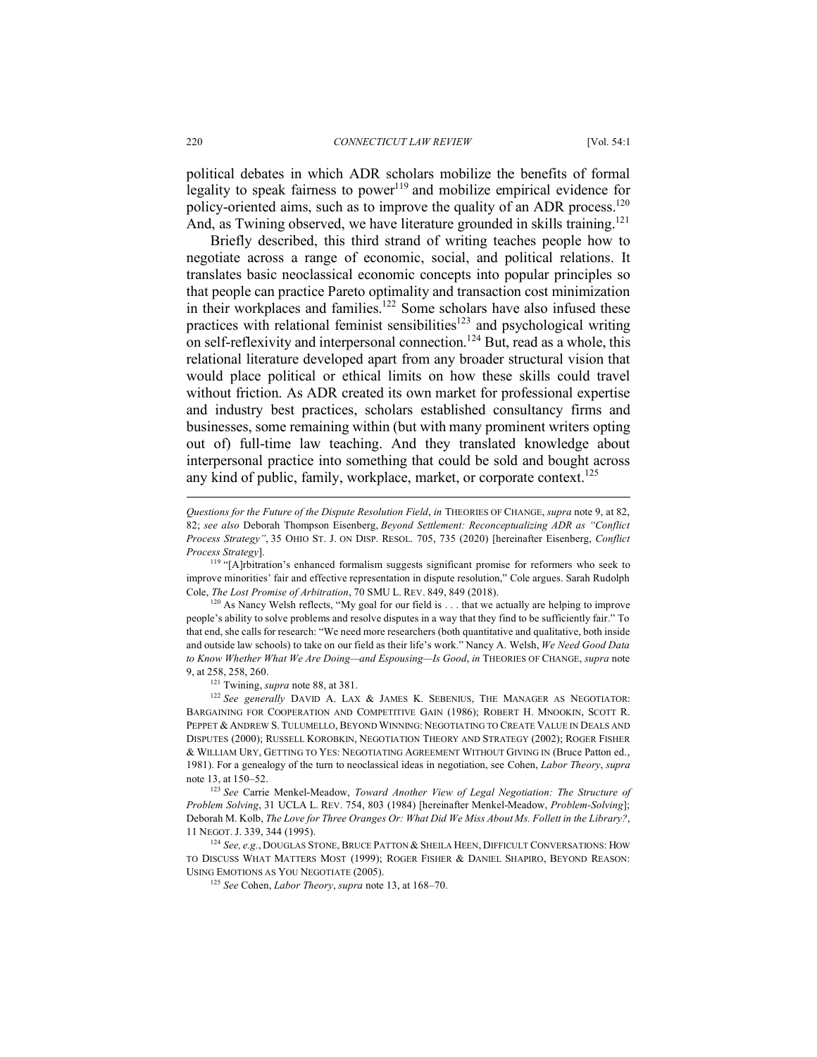political debates in which ADR scholars mobilize the benefits of formal legality to speak fairness to power[119] and mobilize empirical evidence for policy-oriented aims, such as to improve the quality of an ADR process.[120] And, as Twining observed, we have literature grounded in skills training.[121]

Briefly described, this third strand of writing teaches people how to negotiate across a range of economic, social, and political relations. It translates basic neoclassical economic concepts into popular principles so that people can practice Pareto optimality and transaction cost minimization in their workplaces and families.[122] Some scholars have also infused these practices with relational feminist sensibilities[123] and psychological writing on self-reflexivity and interpersonal connection.[124] But, read as a whole, this relational literature developed apart from any broader structural vision that would place political or ethical limits on how these skills could travel without friction. As ADR created its own market for professional expertise and industry best practices, scholars established consultancy firms and businesses, some remaining within (but with many prominent writers opting out of) full-time law teaching. And they translated knowledge about interpersonal practice into something that could be sold and bought across any kind of public, family, workplace, market, or corporate context.[125]

---

*Questions for the Future of the Dispute Resolution Field*, *in* THEORIES OF CHANGE, *supra* note 9, at 82, 82; *see also* Deborah Thompson Eisenberg, *Beyond Settlement: Reconceptualizing ADR as "Conflict Process Strategy"*, 35 OHIO ST. J. ON DISP. RESOL. 705, 735 (2020) [hereinafter Eisenberg, *Conflict Process Strategy*].

[119] "[A]rbitration's enhanced formalism suggests significant promise for reformers who seek to improve minorities' fair and effective representation in dispute resolution," Cole argues. Sarah Rudolph Cole, *The Lost Promise of Arbitration*, 70 SMU L. REV. 849, 849 (2018).

[120] As Nancy Welsh reflects, "My goal for our field is . . . that we actually are helping to improve people's ability to solve problems and resolve disputes in a way that they find to be sufficiently fair." To that end, she calls for research: "We need more researchers (both quantitative and qualitative, both inside and outside law schools) to take on our field as their life's work." Nancy A. Welsh, *We Need Good Data to Know Whether What We Are Doing—and Espousing—Is Good*, *in* THEORIES OF CHANGE, *supra* note 9, at 258, 258, 260.

[121] Twining, *supra* note 88, at 381.

[122] *See generally* DAVID A. LAX & JAMES K. SEBENIUS, THE MANAGER AS NEGOTIATOR: BARGAINING FOR COOPERATION AND COMPETITIVE GAIN (1986); ROBERT H. MNOOKIN, SCOTT R. PEPPET & ANDREW S. TULUMELLO, BEYOND WINNING: NEGOTIATING TO CREATE VALUE IN DEALS AND DISPUTES (2000); RUSSELL KOROBKIN, NEGOTIATION THEORY AND STRATEGY (2002); ROGER FISHER & WILLIAM URY, GETTING TO YES: NEGOTIATING AGREEMENT WITHOUT GIVING IN (Bruce Patton ed., 1981). For a genealogy of the turn to neoclassical ideas in negotiation, see Cohen, *Labor Theory*, *supra* note 13, at 150–52.

[123] *See* Carrie Menkel-Meadow, *Toward Another View of Legal Negotiation: The Structure of Problem Solving*, 31 UCLA L. REV. 754, 803 (1984) [hereinafter Menkel-Meadow, *Problem-Solving*]; Deborah M. Kolb, *The Love for Three Oranges Or: What Did We Miss About Ms. Follett in the Library?*, 11 NEGOT. J. 339, 344 (1995).

[124] *See, e.g.*, DOUGLAS STONE, BRUCE PATTON & SHEILA HEEN, DIFFICULT CONVERSATIONS: HOW TO DISCUSS WHAT MATTERS MOST (1999); ROGER FISHER & DANIEL SHAPIRO, BEYOND REASON: USING EMOTIONS AS YOU NEGOTIATE (2005).

[125] *See* Cohen, *Labor Theory*, *supra* note 13, at 168–70.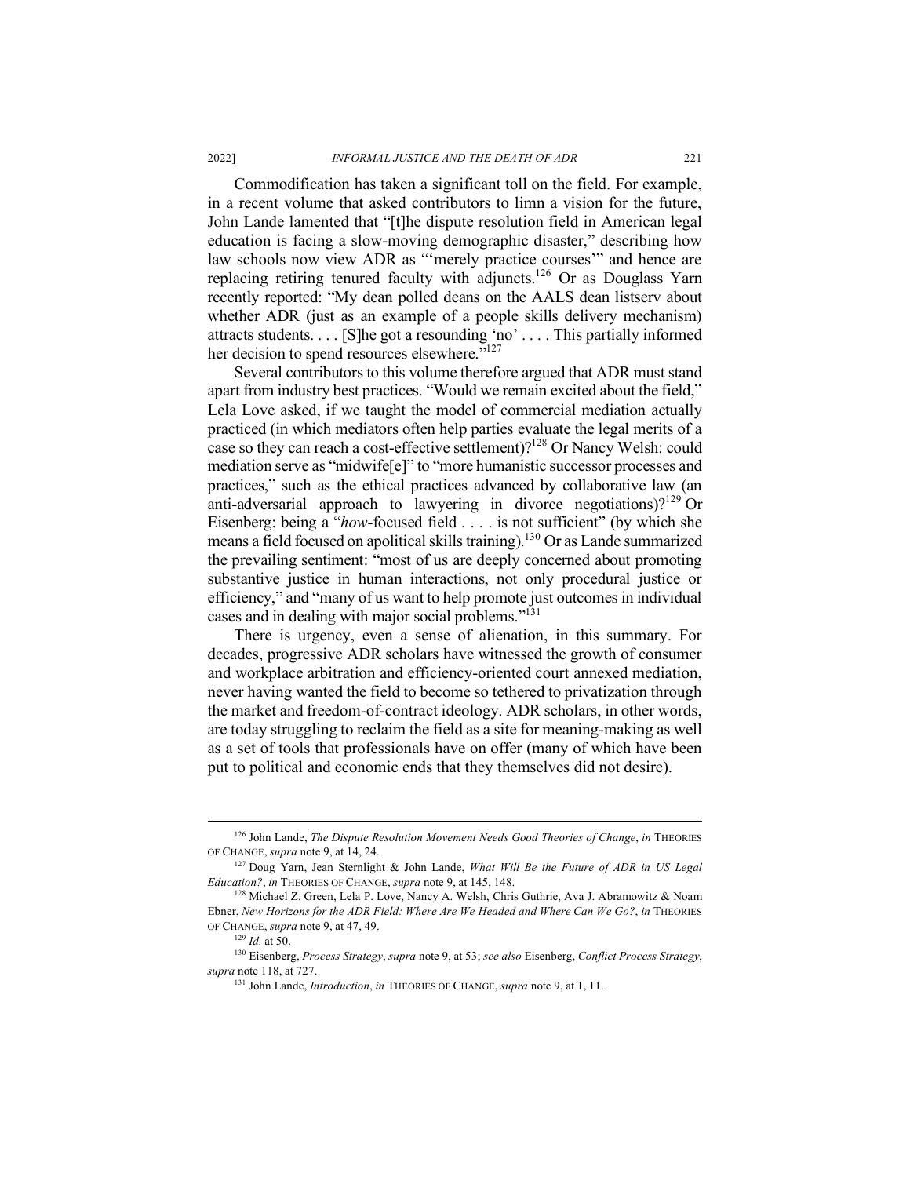Commodification has taken a significant toll on the field. For example, in a recent volume that asked contributors to limn a vision for the future, John Lande lamented that "[t]he dispute resolution field in American legal education is facing a slow-moving demographic disaster," describing how law schools now view ADR as "'merely practice courses'" and hence are replacing retiring tenured faculty with adjuncts.[126] Or as Douglass Yarn recently reported: "My dean polled deans on the AALS dean listserv about whether ADR (just as an example of a people skills delivery mechanism) attracts students. . . . [S]he got a resounding 'no' . . . . This partially informed her decision to spend resources elsewhere."[127]

Several contributors to this volume therefore argued that ADR must stand apart from industry best practices. "Would we remain excited about the field," Lela Love asked, if we taught the model of commercial mediation actually practiced (in which mediators often help parties evaluate the legal merits of a case so they can reach a cost-effective settlement)?[128] Or Nancy Welsh: could mediation serve as "midwife[e]" to "more humanistic successor processes and practices," such as the ethical practices advanced by collaborative law (an anti-adversarial approach to lawyering in divorce negotiations)?[129] Or Eisenberg: being a "*how*-focused field . . . . is not sufficient" (by which she means a field focused on apolitical skills training).[130] Or as Lande summarized the prevailing sentiment: "most of us are deeply concerned about promoting substantive justice in human interactions, not only procedural justice or efficiency," and "many of us want to help promote just outcomes in individual cases and in dealing with major social problems."[131]

There is urgency, even a sense of alienation, in this summary. For decades, progressive ADR scholars have witnessed the growth of consumer and workplace arbitration and efficiency-oriented court annexed mediation, never having wanted the field to become so tethered to privatization through the market and freedom-of-contract ideology. ADR scholars, in other words, are today struggling to reclaim the field as a site for meaning-making as well as a set of tools that professionals have on offer (many of which have been put to political and economic ends that they themselves did not desire).

---

[126] John Lande, *The Dispute Resolution Movement Needs Good Theories of Change*, *in* THEORIES OF CHANGE, *supra* note 9, at 14, 24.

[127] Doug Yarn, Jean Sternlight & John Lande, *What Will Be the Future of ADR in US Legal Education?*, *in* THEORIES OF CHANGE, *supra* note 9, at 145, 148.

[128] Michael Z. Green, Lela P. Love, Nancy A. Welsh, Chris Guthrie, Ava J. Abramowitz & Noam Ebner, *New Horizons for the ADR Field: Where Are We Headed and Where Can We Go?*, *in* THEORIES OF CHANGE, *supra* note 9, at 47, 49.

[129] *Id.* at 50.

[130] Eisenberg, *Process Strategy*, *supra* note 9, at 53; *see also* Eisenberg, *Conflict Process Strategy*, *supra* note 118, at 727.

[131] John Lande, *Introduction*, *in* THEORIES OF CHANGE, *supra* note 9, at 1, 11.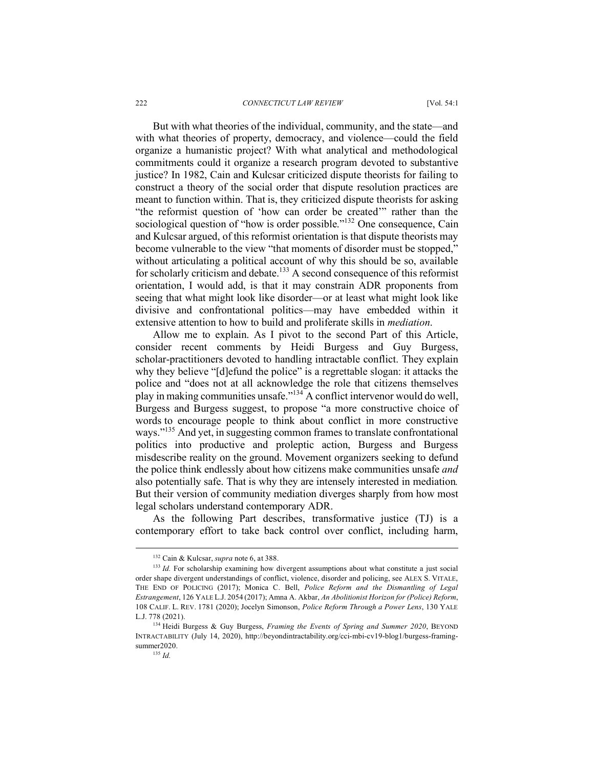But with what theories of the individual, community, and the state—and with what theories of property, democracy, and violence—could the field organize a humanistic project? With what analytical and methodological commitments could it organize a research program devoted to substantive justice? In 1982, Cain and Kulcsar criticized dispute theorists for failing to construct a theory of the social order that dispute resolution practices are meant to function within. That is, they criticized dispute theorists for asking "the reformist question of 'how can order be created'" rather than the sociological question of "how is order possible."[132] One consequence, Cain and Kulcsar argued, of this reformist orientation is that dispute theorists may become vulnerable to the view "that moments of disorder must be stopped," without articulating a political account of why this should be so, available for scholarly criticism and debate.[133] A second consequence of this reformist orientation, I would add, is that it may constrain ADR proponents from seeing that what might look like disorder—or at least what might look like divisive and confrontational politics—may have embedded within it extensive attention to how to build and proliferate skills in *mediation*.

Allow me to explain. As I pivot to the second Part of this Article, consider recent comments by Heidi Burgess and Guy Burgess, scholar-practitioners devoted to handling intractable conflict. They explain why they believe "[d]efund the police" is a regrettable slogan: it attacks the police and "does not at all acknowledge the role that citizens themselves play in making communities unsafe."[134] A conflict intervenor would do well, Burgess and Burgess suggest, to propose "a more constructive choice of words to encourage people to think about conflict in more constructive ways."[135] And yet, in suggesting common frames to translate confrontational politics into productive and proleptic action, Burgess and Burgess misdescribe reality on the ground. Movement organizers seeking to defund the police think endlessly about how citizens make communities unsafe *and* also potentially safe. That is why they are intensely interested in mediation*.* But their version of community mediation diverges sharply from how most legal scholars understand contemporary ADR.

As the following Part describes, transformative justice (TJ) is a contemporary effort to take back control over conflict, including harm,

---

[132] Cain & Kulcsar, *supra* note 6, at 388.

[133] *Id.* For scholarship examining how divergent assumptions about what constitute a just social order shape divergent understandings of conflict, violence, disorder and policing, see ALEX S. VITALE, THE END OF POLICING (2017); Monica C. Bell, *Police Reform and the Dismantling of Legal Estrangement*, 126 YALE L.J. 2054 (2017); Amna A. Akbar, *An Abolitionist Horizon for (Police) Reform*, 108 CALIF. L. REV. 1781 (2020); Jocelyn Simonson, *Police Reform Through a Power Lens*, 130 YALE L.J. 778 (2021).

[134] Heidi Burgess & Guy Burgess, *Framing the Events of Spring and Summer 2020*, BEYOND INTRACTABILITY (July 14, 2020), http://beyondintractability.org/cci-mbi-cv19-blog1/burgess-framing-summer2020.

[135] *Id.*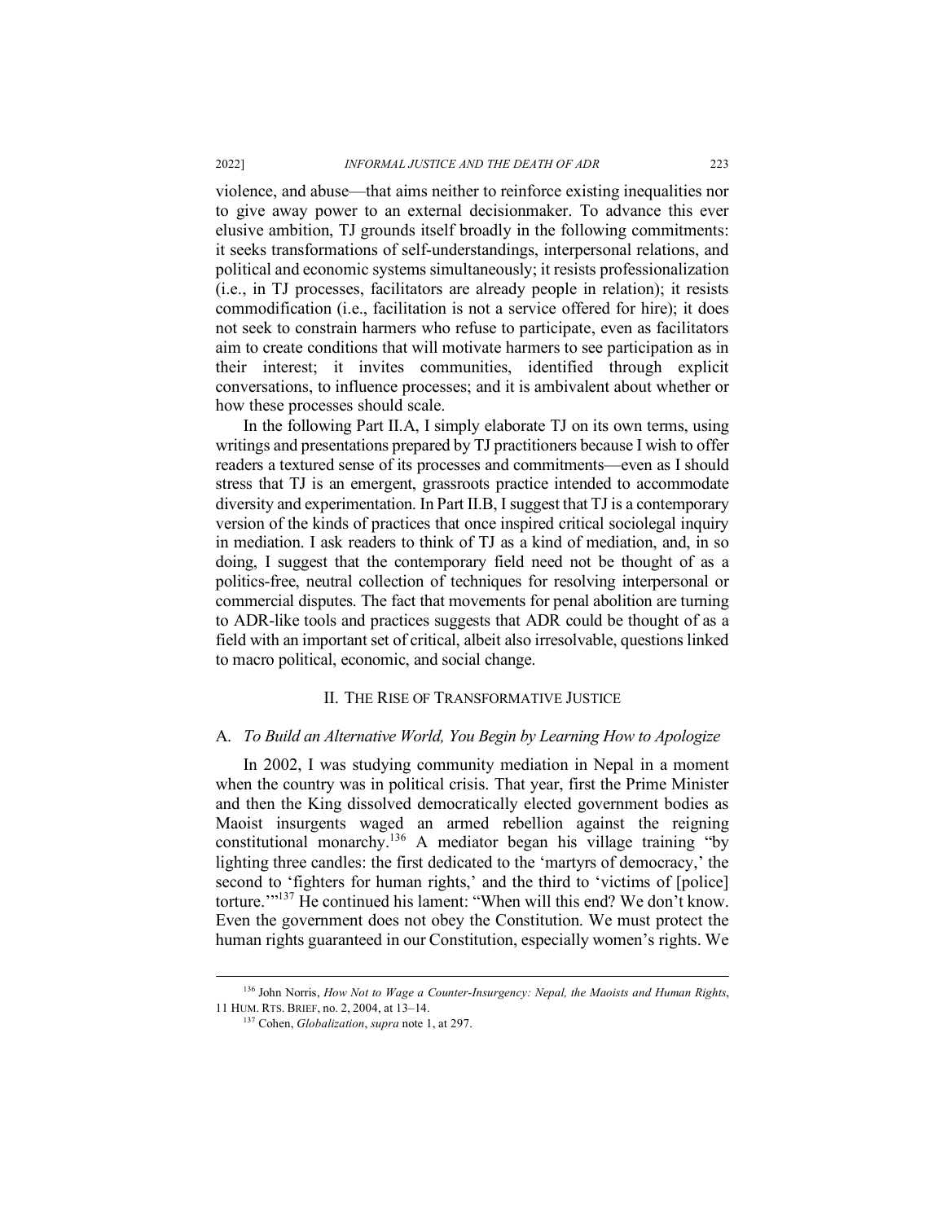violence, and abuse—that aims neither to reinforce existing inequalities nor to give away power to an external decisionmaker. To advance this ever elusive ambition, TJ grounds itself broadly in the following commitments: it seeks transformations of self-understandings, interpersonal relations, and political and economic systems simultaneously; it resists professionalization (i.e., in TJ processes, facilitators are already people in relation); it resists commodification (i.e., facilitation is not a service offered for hire); it does not seek to constrain harmers who refuse to participate, even as facilitators aim to create conditions that will motivate harmers to see participation as in their interest; it invites communities, identified through explicit conversations, to influence processes; and it is ambivalent about whether or how these processes should scale.

In the following Part II.A, I simply elaborate TJ on its own terms, using writings and presentations prepared by TJ practitioners because I wish to offer readers a textured sense of its processes and commitments—even as I should stress that TJ is an emergent, grassroots practice intended to accommodate diversity and experimentation. In Part II.B, I suggest that TJ is a contemporary version of the kinds of practices that once inspired critical sociolegal inquiry in mediation. I ask readers to think of TJ as a kind of mediation, and, in so doing, I suggest that the contemporary field need not be thought of as a politics-free, neutral collection of techniques for resolving interpersonal or commercial disputes. The fact that movements for penal abolition are turning to ADR-like tools and practices suggests that ADR could be thought of as a field with an important set of critical, albeit also irresolvable, questions linked to macro political, economic, and social change.

## II. The Rise of Transformative Justice

### A. *To Build an Alternative World, You Begin by Learning How to Apologize*

In 2002, I was studying community mediation in Nepal in a moment when the country was in political crisis. That year, first the Prime Minister and then the King dissolved democratically elected government bodies as Maoist insurgents waged an armed rebellion against the reigning constitutional monarchy.[136] A mediator began his village training "by lighting three candles: the first dedicated to the 'martyrs of democracy,' the second to 'fighters for human rights,' and the third to 'victims of [police] torture.'"[137] He continued his lament: "When will this end? We don't know. Even the government does not obey the Constitution. We must protect the human rights guaranteed in our Constitution, especially women's rights. We

---

[136] John Norris, *How Not to Wage a Counter-Insurgency: Nepal, the Maoists and Human Rights*, 11 HUM. RTS. BRIEF, no. 2, 2004, at 13–14.

[137] Cohen, *Globalization*, *supra* note 1, at 297.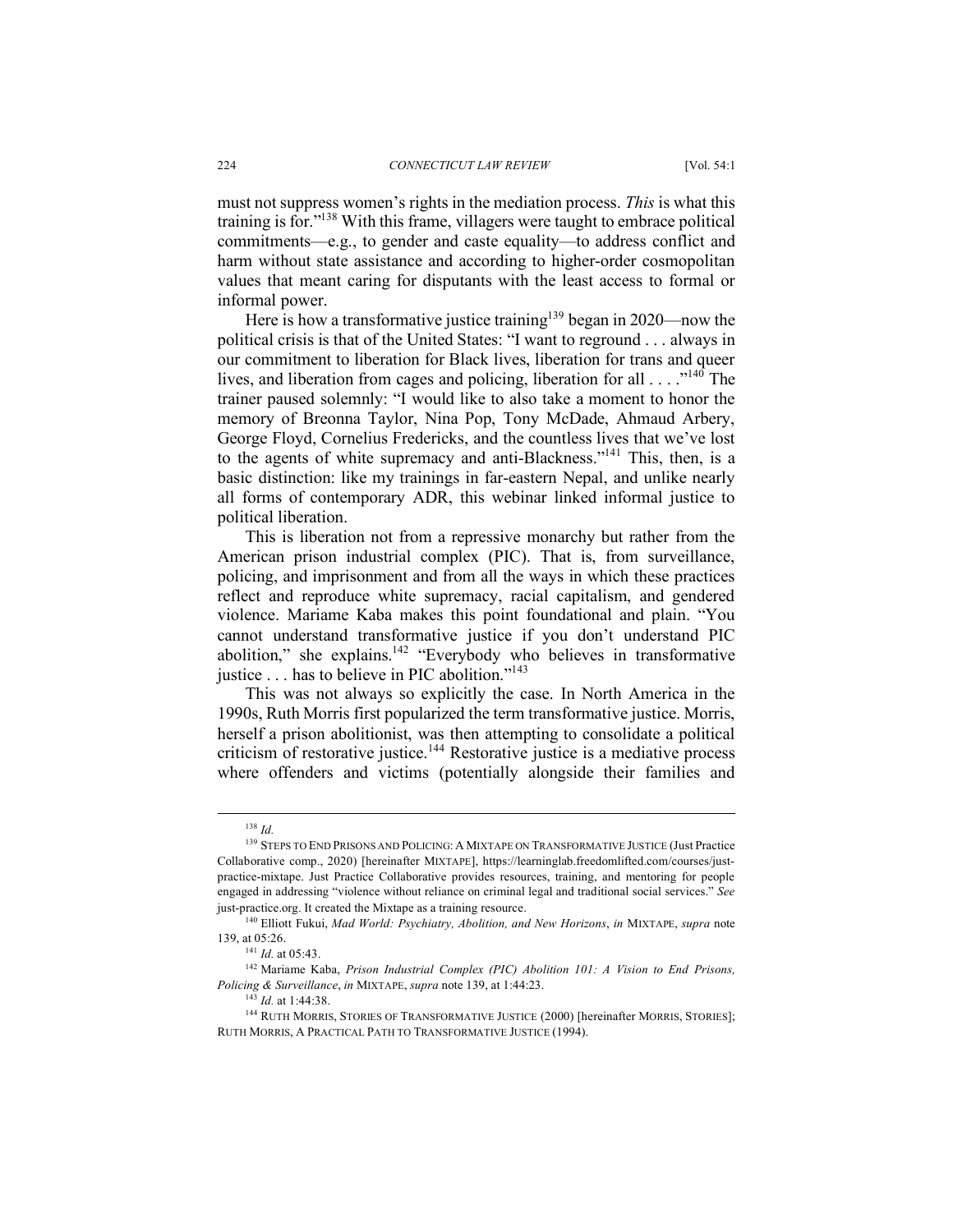must not suppress women's rights in the mediation process. *This* is what this training is for."[138] With this frame, villagers were taught to embrace political commitments—e.g., to gender and caste equality—to address conflict and harm without state assistance and according to higher-order cosmopolitan values that meant caring for disputants with the least access to formal or informal power.

Here is how a transformative justice training[139] began in 2020—now the political crisis is that of the United States: "I want to reground . . . always in our commitment to liberation for Black lives, liberation for trans and queer lives, and liberation from cages and policing, liberation for all . . . ."[140] The trainer paused solemnly: "I would like to also take a moment to honor the memory of Breonna Taylor, Nina Pop, Tony McDade, Ahmaud Arbery, George Floyd, Cornelius Fredericks, and the countless lives that we've lost to the agents of white supremacy and anti-Blackness."[141] This, then, is a basic distinction: like my trainings in far-eastern Nepal, and unlike nearly all forms of contemporary ADR, this webinar linked informal justice to political liberation.

This is liberation not from a repressive monarchy but rather from the American prison industrial complex (PIC). That is, from surveillance, policing, and imprisonment and from all the ways in which these practices reflect and reproduce white supremacy, racial capitalism, and gendered violence. Mariame Kaba makes this point foundational and plain. "You cannot understand transformative justice if you don't understand PIC abolition," she explains.[142] "Everybody who believes in transformative justice . . . has to believe in PIC abolition."[143]

This was not always so explicitly the case. In North America in the 1990s, Ruth Morris first popularized the term transformative justice. Morris, herself a prison abolitionist, was then attempting to consolidate a political criticism of restorative justice.[144] Restorative justice is a mediative process where offenders and victims (potentially alongside their families and

---

[138] *Id.*

[139] STEPS TO END PRISONS AND POLICING: A MIXTAPE ON TRANSFORMATIVE JUSTICE (Just Practice Collaborative comp., 2020) [hereinafter MIXTAPE], https://learninglab.freedomlifted.com/courses/just-practice-mixtape. Just Practice Collaborative provides resources, training, and mentoring for people engaged in addressing "violence without reliance on criminal legal and traditional social services." *See* just-practice.org. It created the Mixtape as a training resource.

[140] Elliott Fukui, *Mad World: Psychiatry, Abolition, and New Horizons*, *in* MIXTAPE, *supra* note 139, at 05:26.

[141] *Id.* at 05:43.

[142] Mariame Kaba, *Prison Industrial Complex (PIC) Abolition 101: A Vision to End Prisons, Policing & Surveillance*, *in* MIXTAPE, *supra* note 139, at 1:44:23.

[143] *Id.* at 1:44:38.

[144] RUTH MORRIS, STORIES OF TRANSFORMATIVE JUSTICE (2000) [hereinafter MORRIS, STORIES]; RUTH MORRIS, A PRACTICAL PATH TO TRANSFORMATIVE JUSTICE (1994).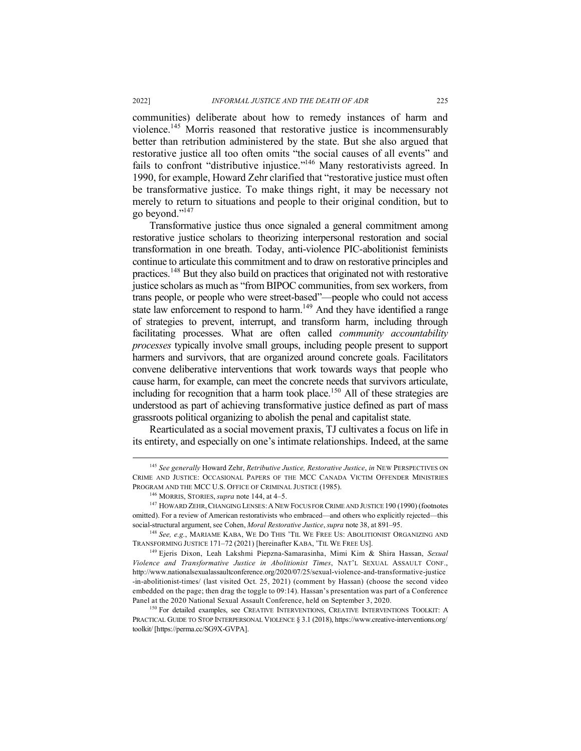communities) deliberate about how to remedy instances of harm and violence.[145] Morris reasoned that restorative justice is incommensurably better than retribution administered by the state. But she also argued that restorative justice all too often omits "the social causes of all events" and fails to confront "distributive injustice."[146] Many restorativists agreed. In 1990, for example, Howard Zehr clarified that "restorative justice must often be transformative justice. To make things right, it may be necessary not merely to return to situations and people to their original condition, but to go beyond."[147]

Transformative justice thus once signaled a general commitment among restorative justice scholars to theorizing interpersonal restoration and social transformation in one breath. Today, anti-violence PIC-abolitionist feminists continue to articulate this commitment and to draw on restorative principles and practices.[148] But they also build on practices that originated not with restorative justice scholars as much as "from BIPOC communities, from sex workers, from trans people, or people who were street-based"—people who could not access state law enforcement to respond to harm.[149] And they have identified a range of strategies to prevent, interrupt, and transform harm, including through facilitating processes. What are often called *community accountability processes* typically involve small groups, including people present to support harmers and survivors, that are organized around concrete goals. Facilitators convene deliberative interventions that work towards ways that people who cause harm, for example, can meet the concrete needs that survivors articulate, including for recognition that a harm took place.[150] All of these strategies are understood as part of achieving transformative justice defined as part of mass grassroots political organizing to abolish the penal and capitalist state.

Rearticulated as a social movement praxis, TJ cultivates a focus on life in its entirety, and especially on one's intimate relationships. Indeed, at the same

---

[145] *See generally* Howard Zehr, *Retributive Justice, Restorative Justice*, *in* NEW PERSPECTIVES ON CRIME AND JUSTICE: OCCASIONAL PAPERS OF THE MCC CANADA VICTIM OFFENDER MINISTRIES PROGRAM AND THE MCC U.S. OFFICE OF CRIMINAL JUSTICE (1985).

[146] MORRIS, STORIES, *supra* note 144, at 4–5.

[147] HOWARD ZEHR, CHANGING LENSES: A NEW FOCUS FOR CRIME AND JUSTICE 190 (1990) (footnotes omitted). For a review of American restorativists who embraced—and others who explicitly rejected—this social-structural argument, see Cohen, *Moral Restorative Justice*, *supra* note 38, at 891–95.

[148] *See, e.g.*, MARIAME KABA, WE DO THIS 'TIL WE FREE US: ABOLITIONIST ORGANIZING AND TRANSFORMING JUSTICE 171–72 (2021) [hereinafter KABA, 'TIL WE FREE US].

[149] Ejeris Dixon, Leah Lakshmi Piepzna-Samarasinha, Mimi Kim & Shira Hassan, *Sexual Violence and Transformative Justice in Abolitionist Times*, NAT'L SEXUAL ASSAULT CONF., http://www.nationalsexualassaultconference.org/2020/07/25/sexual-violence-and-transformative-justice-in-abolitionist-times/ (last visited Oct. 25, 2021) (comment by Hassan) (choose the second video embedded on the page; then drag the toggle to 09:14). Hassan's presentation was part of a Conference Panel at the 2020 National Sexual Assault Conference, held on September 3, 2020.

[150] For detailed examples, see CREATIVE INTERVENTIONS, CREATIVE INTERVENTIONS TOOLKIT: A PRACTICAL GUIDE TO STOP INTERPERSONAL VIOLENCE § 3.1 (2018), https://www.creative-interventions.org/toolkit/ [https://perma.cc/SG9X-GVPA].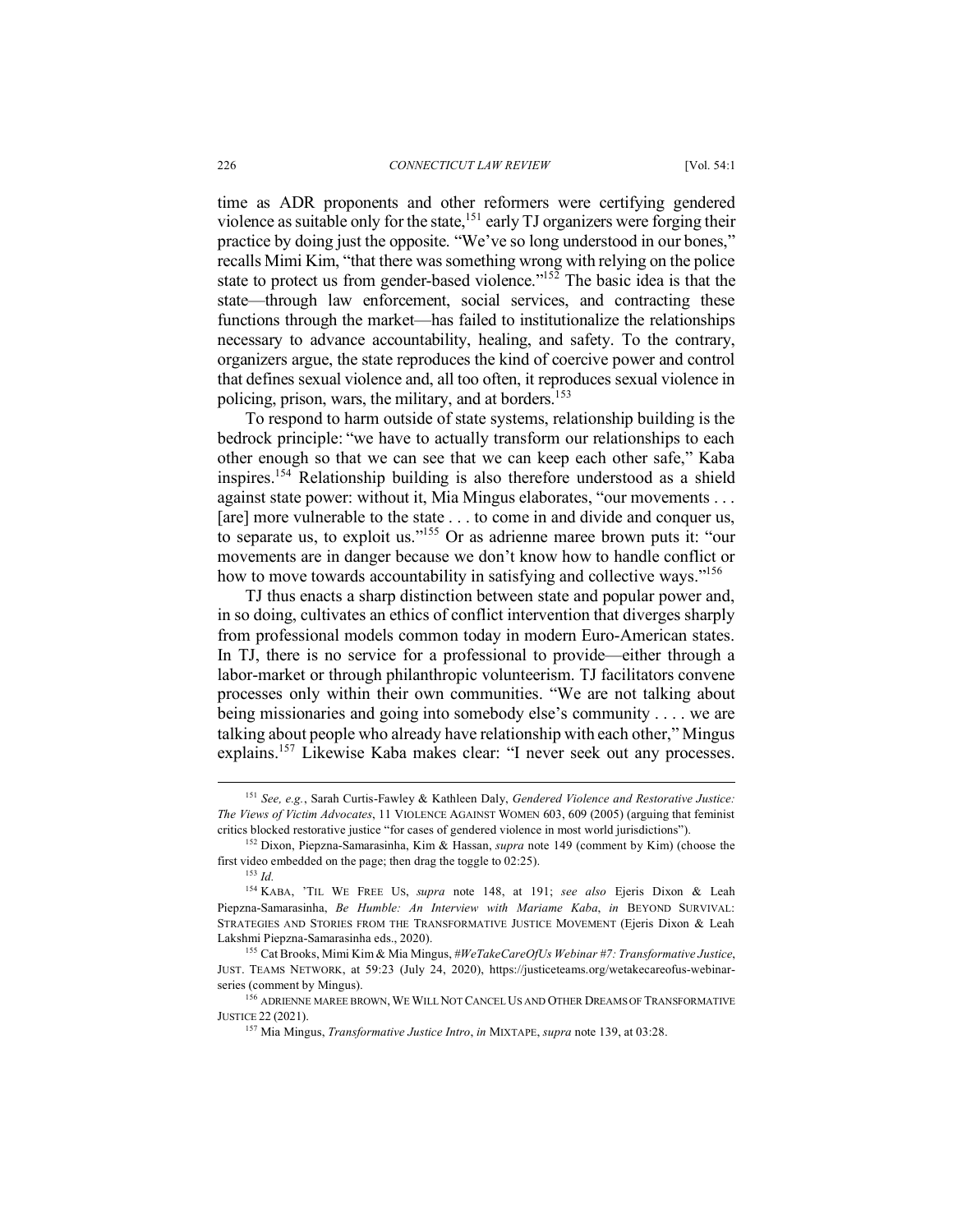time as ADR proponents and other reformers were certifying gendered violence as suitable only for the state,[151] early TJ organizers were forging their practice by doing just the opposite. "We've so long understood in our bones," recalls Mimi Kim, "that there was something wrong with relying on the police state to protect us from gender-based violence."[152] The basic idea is that the state—through law enforcement, social services, and contracting these functions through the market—has failed to institutionalize the relationships necessary to advance accountability, healing, and safety. To the contrary, organizers argue, the state reproduces the kind of coercive power and control that defines sexual violence and, all too often, it reproduces sexual violence in policing, prison, wars, the military, and at borders.[153]

To respond to harm outside of state systems, relationship building is the bedrock principle: "we have to actually transform our relationships to each other enough so that we can see that we can keep each other safe," Kaba inspires.[154] Relationship building is also therefore understood as a shield against state power: without it, Mia Mingus elaborates, "our movements . . . [are] more vulnerable to the state . . . to come in and divide and conquer us, to separate us, to exploit us."[155] Or as adrienne maree brown puts it: "our movements are in danger because we don't know how to handle conflict or how to move towards accountability in satisfying and collective ways."[156]

TJ thus enacts a sharp distinction between state and popular power and, in so doing, cultivates an ethics of conflict intervention that diverges sharply from professional models common today in modern Euro-American states. In TJ, there is no service for a professional to provide—either through a labor-market or through philanthropic volunteerism. TJ facilitators convene processes only within their own communities. "We are not talking about being missionaries and going into somebody else's community . . . . we are talking about people who already have relationship with each other," Mingus explains.[157] Likewise Kaba makes clear: "I never seek out any processes.

---

[151] *See, e.g.*, Sarah Curtis-Fawley & Kathleen Daly, *Gendered Violence and Restorative Justice: The Views of Victim Advocates*, 11 VIOLENCE AGAINST WOMEN 603, 609 (2005) (arguing that feminist critics blocked restorative justice "for cases of gendered violence in most world jurisdictions").

[152] Dixon, Piepzna-Samarasinha, Kim & Hassan, *supra* note 149 (comment by Kim) (choose the first video embedded on the page; then drag the toggle to 02:25).

[153] *Id.*

[154] KABA, 'TIL WE FREE US, *supra* note 148, at 191; *see also* Ejeris Dixon & Leah Piepzna-Samarasinha, *Be Humble: An Interview with Mariame Kaba*, *in* BEYOND SURVIVAL: STRATEGIES AND STORIES FROM THE TRANSFORMATIVE JUSTICE MOVEMENT (Ejeris Dixon & Leah Lakshmi Piepzna-Samarasinha eds., 2020).

[155] Cat Brooks, Mimi Kim & Mia Mingus, *#WeTakeCareOfUs Webinar #7: Transformative Justice*, JUST. TEAMS NETWORK, at 59:23 (July 24, 2020), https://justiceteams.org/wetakecareofus-webinar-series (comment by Mingus).

[156] ADRIENNE MAREE BROWN, WE WILL NOT CANCEL US AND OTHER DREAMS OF TRANSFORMATIVE JUSTICE 22 (2021).

[157] Mia Mingus, *Transformative Justice Intro*, *in* MIXTAPE, *supra* note 139, at 03:28.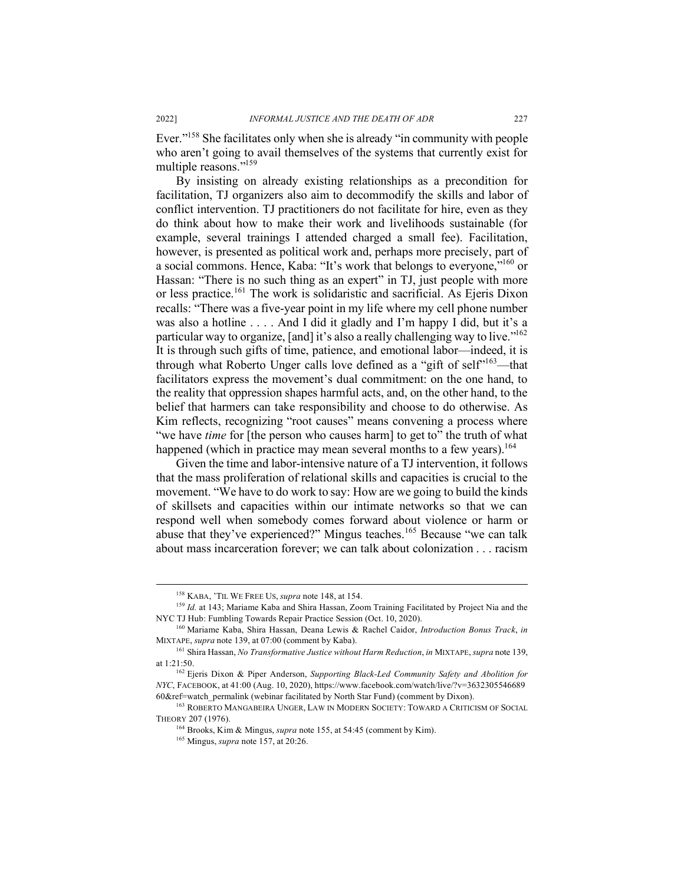Ever."[158] She facilitates only when she is already "in community with people who aren't going to avail themselves of the systems that currently exist for multiple reasons."[159]

By insisting on already existing relationships as a precondition for facilitation, TJ organizers also aim to decommodify the skills and labor of conflict intervention. TJ practitioners do not facilitate for hire, even as they do think about how to make their work and livelihoods sustainable (for example, several trainings I attended charged a small fee). Facilitation, however, is presented as political work and, perhaps more precisely, part of a social commons. Hence, Kaba: "It's work that belongs to everyone,"[160] or Hassan: "There is no such thing as an expert" in TJ, just people with more or less practice.[161] The work is solidaristic and sacrificial. As Ejeris Dixon recalls: "There was a five-year point in my life where my cell phone number was also a hotline . . . . And I did it gladly and I'm happy I did, but it's a particular way to organize, [and] it's also a really challenging way to live."[162] It is through such gifts of time, patience, and emotional labor—indeed, it is through what Roberto Unger calls love defined as a "gift of self"[163]—that facilitators express the movement's dual commitment: on the one hand, to the reality that oppression shapes harmful acts, and, on the other hand, to the belief that harmers can take responsibility and choose to do otherwise. As Kim reflects, recognizing "root causes" means convening a process where "we have *time* for [the person who causes harm] to get to" the truth of what happened (which in practice may mean several months to a few years).[164]

Given the time and labor-intensive nature of a TJ intervention, it follows that the mass proliferation of relational skills and capacities is crucial to the movement. "We have to do work to say: How are we going to build the kinds of skillsets and capacities within our intimate networks so that we can respond well when somebody comes forward about violence or harm or abuse that they've experienced?" Mingus teaches.[165] Because "we can talk about mass incarceration forever; we can talk about colonization . . . racism

---

[158] KABA, 'TIL WE FREE US, *supra* note 148, at 154.

[159] *Id.* at 143; Mariame Kaba and Shira Hassan, Zoom Training Facilitated by Project Nia and the NYC TJ Hub: Fumbling Towards Repair Practice Session (Oct. 10, 2020).

[160] Mariame Kaba, Shira Hassan, Deana Lewis & Rachel Caidor, *Introduction Bonus Track*, *in* MIXTAPE, *supra* note 139, at 07:00 (comment by Kaba).

[161] Shira Hassan, *No Transformative Justice without Harm Reduction*, *in* MIXTAPE, *supra* note 139, at 1:21:50.

[162] Ejeris Dixon & Piper Anderson, *Supporting Black-Led Community Safety and Abolition for NYC*, FACEBOOK, at 41:00 (Aug. 10, 2020), https://www.facebook.com/watch/live/?v=363230554668960&ref=watch_permalink (webinar facilitated by North Star Fund) (comment by Dixon).

[163] ROBERTO MANGABEIRA UNGER, LAW IN MODERN SOCIETY: TOWARD A CRITICISM OF SOCIAL THEORY 207 (1976).

[164] Brooks, Kim & Mingus, *supra* note 155, at 54:45 (comment by Kim).

[165] Mingus, *supra* note 157, at 20:26.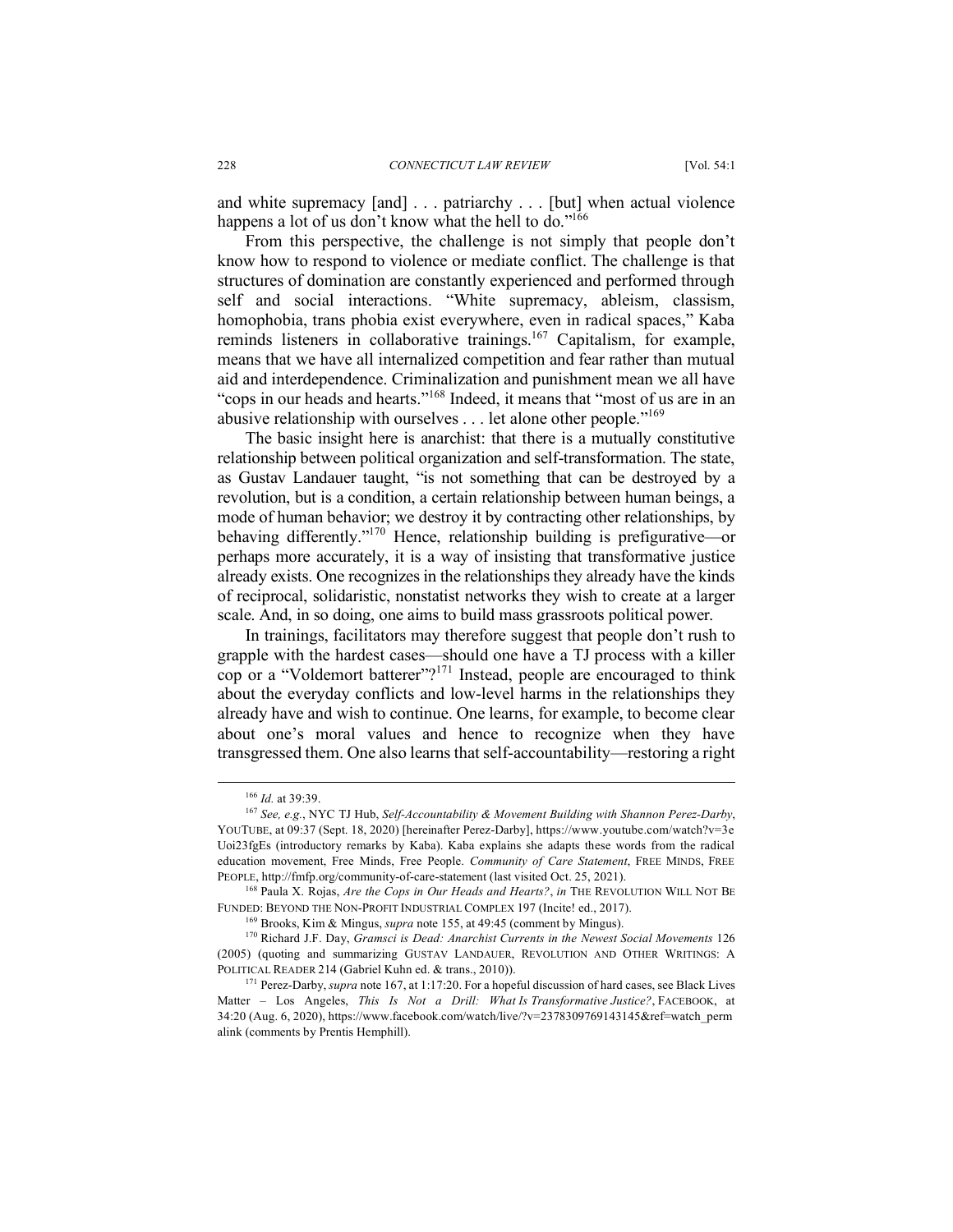and white supremacy [and] . . . patriarchy . . . [but] when actual violence happens a lot of us don't know what the hell to do."[166]

From this perspective, the challenge is not simply that people don't know how to respond to violence or mediate conflict. The challenge is that structures of domination are constantly experienced and performed through self and social interactions. "White supremacy, ableism, classism, homophobia, trans phobia exist everywhere, even in radical spaces," Kaba reminds listeners in collaborative trainings.[167] Capitalism, for example, means that we have all internalized competition and fear rather than mutual aid and interdependence. Criminalization and punishment mean we all have "cops in our heads and hearts."[168] Indeed, it means that "most of us are in an abusive relationship with ourselves . . . let alone other people."[169]

The basic insight here is anarchist: that there is a mutually constitutive relationship between political organization and self-transformation. The state, as Gustav Landauer taught, "is not something that can be destroyed by a revolution, but is a condition, a certain relationship between human beings, a mode of human behavior; we destroy it by contracting other relationships, by behaving differently."[170] Hence, relationship building is prefigurative—or perhaps more accurately, it is a way of insisting that transformative justice already exists. One recognizes in the relationships they already have the kinds of reciprocal, solidaristic, nonstatist networks they wish to create at a larger scale. And, in so doing, one aims to build mass grassroots political power.

In trainings, facilitators may therefore suggest that people don't rush to grapple with the hardest cases—should one have a TJ process with a killer cop or a "Voldemort batterer"?[171] Instead, people are encouraged to think about the everyday conflicts and low-level harms in the relationships they already have and wish to continue. One learns, for example, to become clear about one's moral values and hence to recognize when they have transgressed them. One also learns that self-accountability—restoring a right

---

[166] *Id.* at 39:39.

[167] *See, e.g.*, NYC TJ Hub, *Self-Accountability & Movement Building with Shannon Perez-Darby*, YOUTUBE, at 09:37 (Sept. 18, 2020) [hereinafter Perez-Darby], https://www.youtube.com/watch?v=3eUoi23fgEs (introductory remarks by Kaba). Kaba explains she adapts these words from the radical education movement, Free Minds, Free People. *Community of Care Statement*, FREE MINDS, FREE PEOPLE, http://fmfp.org/community-of-care-statement (last visited Oct. 25, 2021).

[168] Paula X. Rojas, *Are the Cops in Our Heads and Hearts?*, *in* THE REVOLUTION WILL NOT BE FUNDED: BEYOND THE NON-PROFIT INDUSTRIAL COMPLEX 197 (Incite! ed., 2017).

[169] Brooks, Kim & Mingus, *supra* note 155, at 49:45 (comment by Mingus).

[170] Richard J.F. Day, *Gramsci is Dead: Anarchist Currents in the Newest Social Movements* 126 (2005) (quoting and summarizing GUSTAV LANDAUER, REVOLUTION AND OTHER WRITINGS: A POLITICAL READER 214 (Gabriel Kuhn ed. & trans., 2010)).

[171] Perez-Darby, *supra* note 167, at 1:17:20. For a hopeful discussion of hard cases, see Black Lives Matter – Los Angeles, *This Is Not a Drill: What Is Transformative Justice?*, FACEBOOK, at 34:20 (Aug. 6, 2020), https://www.facebook.com/watch/live/?v=2378309769143145&ref=watch_permalink (comments by Prentis Hemphill).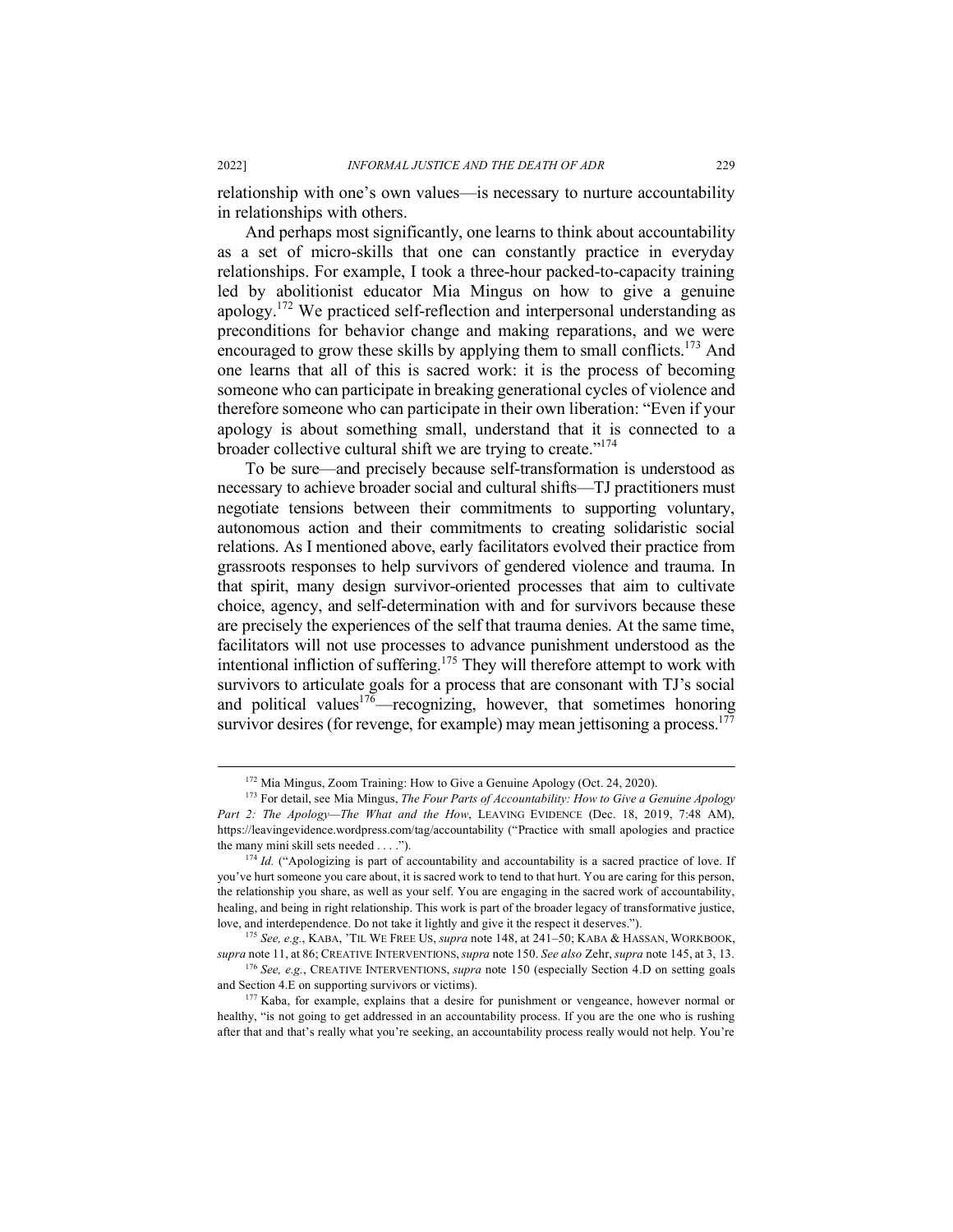relationship with one's own values—is necessary to nurture accountability in relationships with others.

And perhaps most significantly, one learns to think about accountability as a set of micro-skills that one can constantly practice in everyday relationships. For example, I took a three-hour packed-to-capacity training led by abolitionist educator Mia Mingus on how to give a genuine apology.[172] We practiced self-reflection and interpersonal understanding as preconditions for behavior change and making reparations, and we were encouraged to grow these skills by applying them to small conflicts.[173] And one learns that all of this is sacred work: it is the process of becoming someone who can participate in breaking generational cycles of violence and therefore someone who can participate in their own liberation: "Even if your apology is about something small, understand that it is connected to a broader collective cultural shift we are trying to create."[174]

To be sure—and precisely because self-transformation is understood as necessary to achieve broader social and cultural shifts—TJ practitioners must negotiate tensions between their commitments to supporting voluntary, autonomous action and their commitments to creating solidaristic social relations. As I mentioned above, early facilitators evolved their practice from grassroots responses to help survivors of gendered violence and trauma. In that spirit, many design survivor-oriented processes that aim to cultivate choice, agency, and self-determination with and for survivors because these are precisely the experiences of the self that trauma denies. At the same time, facilitators will not use processes to advance punishment understood as the intentional infliction of suffering.[175] They will therefore attempt to work with survivors to articulate goals for a process that are consonant with TJ's social and political values[176]—recognizing, however, that sometimes honoring survivor desires (for revenge, for example) may mean jettisoning a process.[177]

---

[172] Mia Mingus, Zoom Training: How to Give a Genuine Apology (Oct. 24, 2020).

[173] For detail, see Mia Mingus, *The Four Parts of Accountability: How to Give a Genuine Apology Part 2: The Apology—The What and the How*, LEAVING EVIDENCE (Dec. 18, 2019, 7:48 AM), https://leavingevidence.wordpress.com/tag/accountability ("Practice with small apologies and practice the many mini skill sets needed . . . .").

[174] *Id.* ("Apologizing is part of accountability and accountability is a sacred practice of love. If you've hurt someone you care about, it is sacred work to tend to that hurt. You are caring for this person, the relationship you share, as well as your self. You are engaging in the sacred work of accountability, healing, and being in right relationship. This work is part of the broader legacy of transformative justice, love, and interdependence. Do not take it lightly and give it the respect it deserves.").

[175] *See, e.g.*, KABA, 'TIL WE FREE US, *supra* note 148, at 241–50; KABA & HASSAN, WORKBOOK, *supra* note 11, at 86; CREATIVE INTERVENTIONS, *supra* note 150. *See also* Zehr, *supra* note 145, at 3, 13.

[176] *See, e.g.*, CREATIVE INTERVENTIONS, *supra* note 150 (especially Section 4.D on setting goals and Section 4.E on supporting survivors or victims).

[177] Kaba, for example, explains that a desire for punishment or vengeance, however normal or healthy, "is not going to get addressed in an accountability process. If you are the one who is rushing after that and that's really what you're seeking, an accountability process really would not help. You're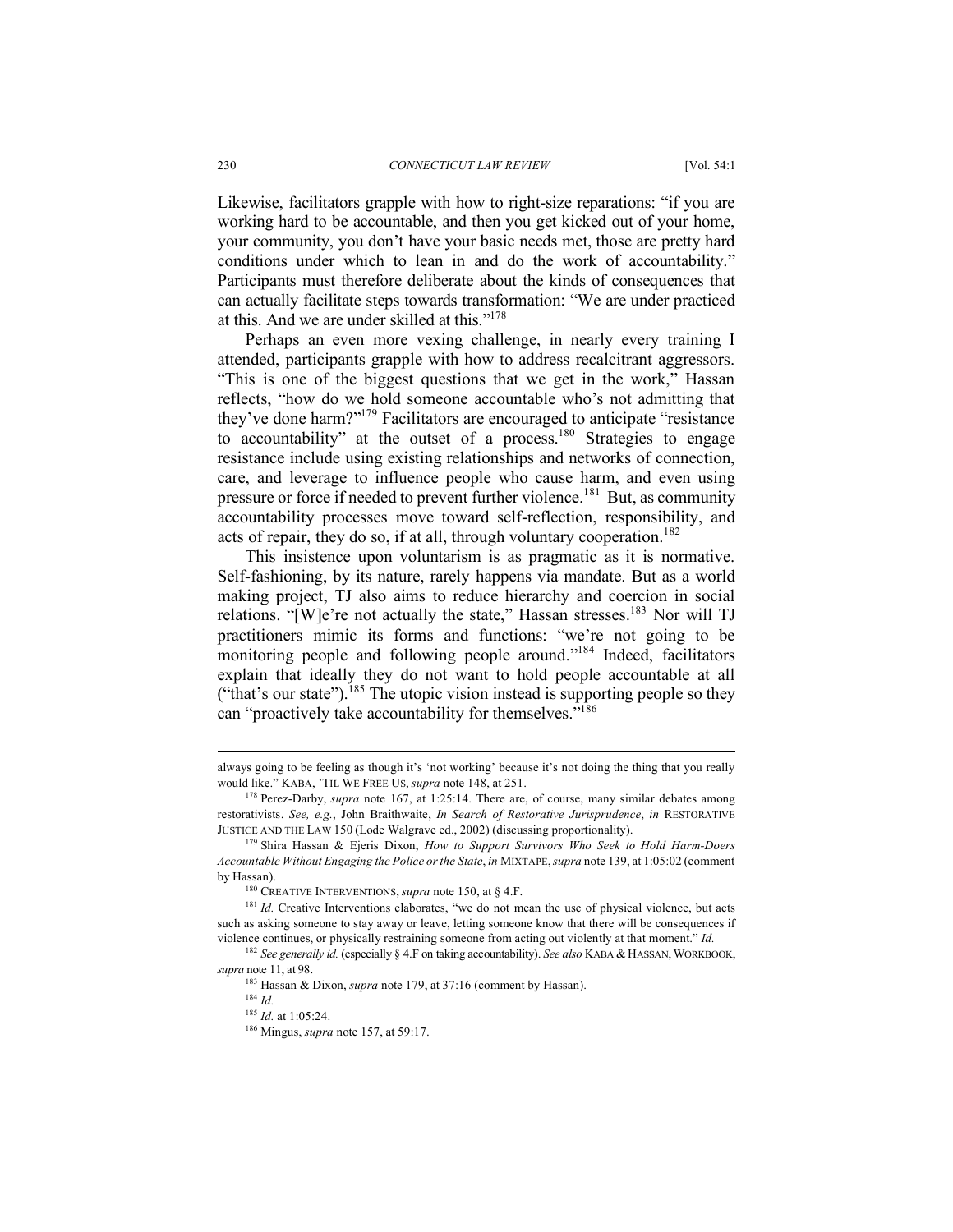Likewise, facilitators grapple with how to right-size reparations: "if you are working hard to be accountable, and then you get kicked out of your home, your community, you don't have your basic needs met, those are pretty hard conditions under which to lean in and do the work of accountability." Participants must therefore deliberate about the kinds of consequences that can actually facilitate steps towards transformation: "We are under practiced at this. And we are under skilled at this."[178]

Perhaps an even more vexing challenge, in nearly every training I attended, participants grapple with how to address recalcitrant aggressors. "This is one of the biggest questions that we get in the work," Hassan reflects, "how do we hold someone accountable who's not admitting that they've done harm?"[179] Facilitators are encouraged to anticipate "resistance to accountability" at the outset of a process.[180] Strategies to engage resistance include using existing relationships and networks of connection, care, and leverage to influence people who cause harm, and even using pressure or force if needed to prevent further violence.[181] But, as community accountability processes move toward self-reflection, responsibility, and acts of repair, they do so, if at all, through voluntary cooperation.[182]

This insistence upon voluntarism is as pragmatic as it is normative. Self-fashioning, by its nature, rarely happens via mandate. But as a world making project, TJ also aims to reduce hierarchy and coercion in social relations. "[W]e're not actually the state," Hassan stresses.[183] Nor will TJ practitioners mimic its forms and functions: "we're not going to be monitoring people and following people around."[184] Indeed, facilitators explain that ideally they do not want to hold people accountable at all ("that's our state").[185] The utopic vision instead is supporting people so they can "proactively take accountability for themselves."[186]

---

always going to be feeling as though it's 'not working' because it's not doing the thing that you really would like." KABA, 'TIL WE FREE US, *supra* note 148, at 251.

[178] Perez-Darby, *supra* note 167, at 1:25:14. There are, of course, many similar debates among restorativists. *See, e.g.*, John Braithwaite, *In Search of Restorative Jurisprudence*, *in* RESTORATIVE JUSTICE AND THE LAW 150 (Lode Walgrave ed., 2002) (discussing proportionality).

[179] Shira Hassan & Ejeris Dixon, *How to Support Survivors Who Seek to Hold Harm-Doers Accountable Without Engaging the Police or the State*, *in* MIXTAPE, *supra* note 139, at 1:05:02 (comment by Hassan).

[180] CREATIVE INTERVENTIONS, *supra* note 150, at § 4.F.

[181] *Id.* Creative Interventions elaborates, "we do not mean the use of physical violence, but acts such as asking someone to stay away or leave, letting someone know that there will be consequences if violence continues, or physically restraining someone from acting out violently at that moment." *Id.*

[182] *See generally id.* (especially § 4.F on taking accountability). *See also* KABA & HASSAN, WORKBOOK, *supra* note 11, at 98.

[183] Hassan & Dixon, *supra* note 179, at 37:16 (comment by Hassan).

[184] *Id.*

[185] *Id.* at 1:05:24.

[186] Mingus, *supra* note 157, at 59:17.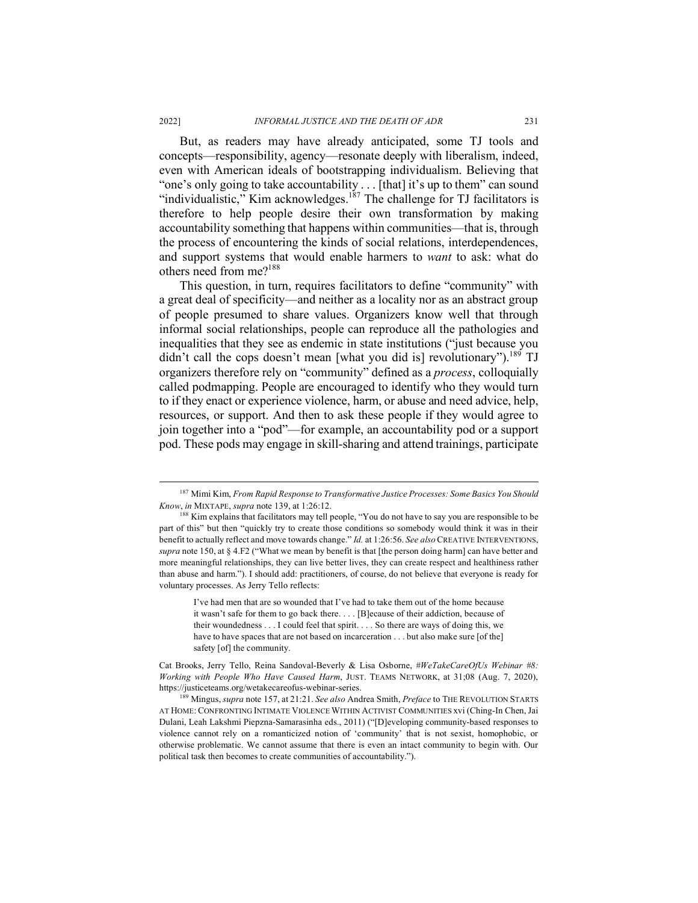But, as readers may have already anticipated, some TJ tools and concepts—responsibility, agency—resonate deeply with liberalism, indeed, even with American ideals of bootstrapping individualism. Believing that "one's only going to take accountability . . . [that] it's up to them" can sound "individualistic," Kim acknowledges.[187] The challenge for TJ facilitators is therefore to help people desire their own transformation by making accountability something that happens within communities—that is, through the process of encountering the kinds of social relations, interdependences, and support systems that would enable harmers to *want* to ask: what do others need from me?[188]

This question, in turn, requires facilitators to define "community" with a great deal of specificity—and neither as a locality nor as an abstract group of people presumed to share values. Organizers know well that through informal social relationships, people can reproduce all the pathologies and inequalities that they see as endemic in state institutions ("just because you didn't call the cops doesn't mean [what you did is] revolutionary").[189] TJ organizers therefore rely on "community" defined as a *process*, colloquially called podmapping. People are encouraged to identify who they would turn to if they enact or experience violence, harm, or abuse and need advice, help, resources, or support. And then to ask these people if they would agree to join together into a "pod"—for example, an accountability pod or a support pod. These pods may engage in skill-sharing and attend trainings, participate

---

[187] Mimi Kim, *From Rapid Response to Transformative Justice Processes: Some Basics You Should Know*, *in* MIXTAPE, *supra* note 139, at 1:26:12.

[188] Kim explains that facilitators may tell people, "You do not have to say you are responsible to be part of this" but then "quickly try to create those conditions so somebody would think it was in their benefit to actually reflect and move towards change." *Id.* at 1:26:56. *See also* CREATIVE INTERVENTIONS, *supra* note 150, at § 4.F2 ("What we mean by benefit is that [the person doing harm] can have better and more meaningful relationships, they can live better lives, they can create respect and healthiness rather than abuse and harm."). I should add: practitioners, of course, do not believe that everyone is ready for voluntary processes. As Jerry Tello reflects:

> I've had men that are so wounded that I've had to take them out of the home because it wasn't safe for them to go back there. . . . [B]ecause of their addiction, because of their woundedness . . . I could feel that spirit. . . . So there are ways of doing this, we have to have spaces that are not based on incarceration . . . but also make sure [of the] safety [of] the community.

Cat Brooks, Jerry Tello, Reina Sandoval-Beverly & Lisa Osborne, *#WeTakeCareOfUs Webinar #8: Working with People Who Have Caused Harm*, JUST. TEAMS NETWORK, at 31;08 (Aug. 7, 2020), https://justiceteams.org/wetakecareofus-webinar-series.

[189] Mingus, *supra* note 157, at 21:21. *See also* Andrea Smith, *Preface* to THE REVOLUTION STARTS AT HOME: CONFRONTING INTIMATE VIOLENCE WITHIN ACTIVIST COMMUNITIES xvi (Ching-In Chen, Jai Dulani, Leah Lakshmi Piepzna-Samarasinha eds., 2011) ("[D]eveloping community-based responses to violence cannot rely on a romanticized notion of 'community' that is not sexist, homophobic, or otherwise problematic. We cannot assume that there is even an intact community to begin with. Our political task then becomes to create communities of accountability.").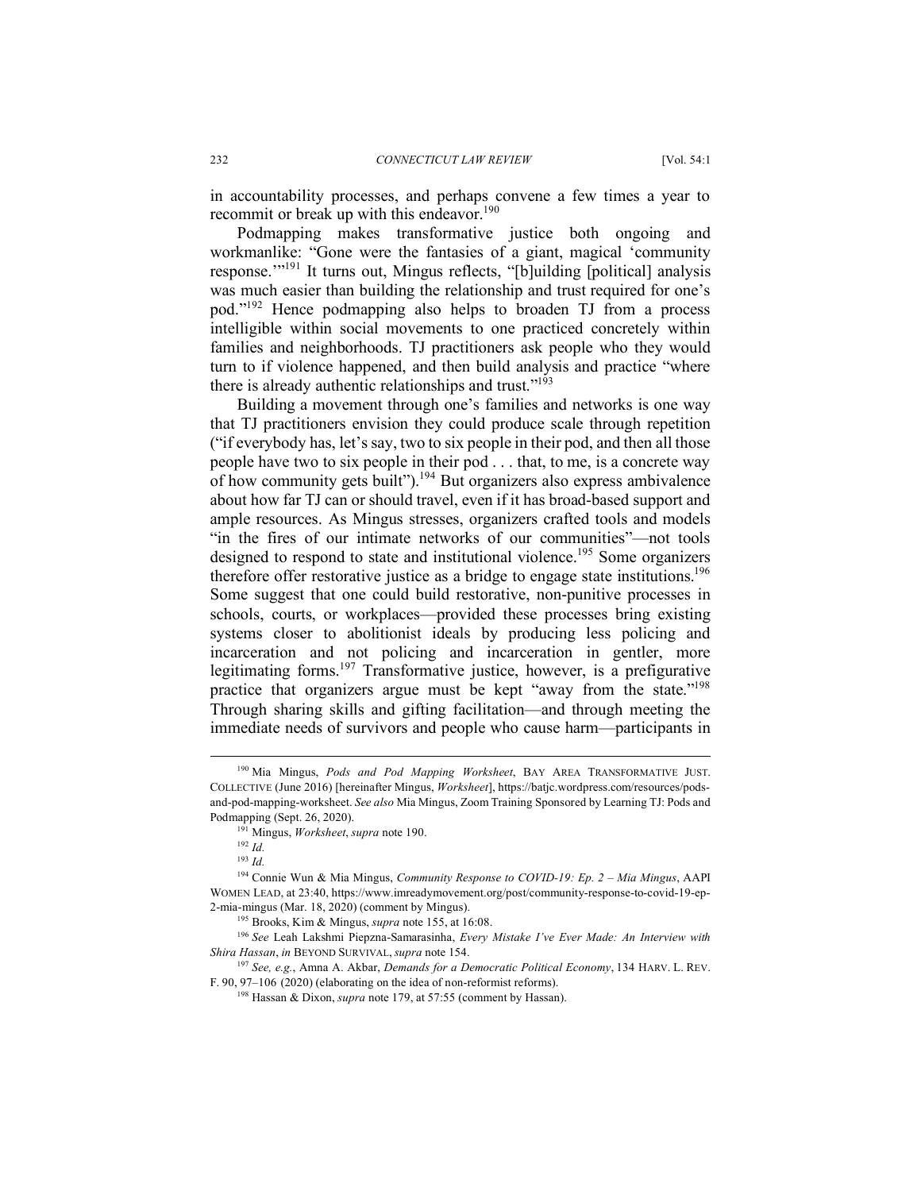in accountability processes, and perhaps convene a few times a year to recommit or break up with this endeavor.[190]

Podmapping makes transformative justice both ongoing and workmanlike: "Gone were the fantasies of a giant, magical 'community response.'"[191] It turns out, Mingus reflects, "[b]uilding [political] analysis was much easier than building the relationship and trust required for one's pod."[192] Hence podmapping also helps to broaden TJ from a process intelligible within social movements to one practiced concretely within families and neighborhoods. TJ practitioners ask people who they would turn to if violence happened, and then build analysis and practice "where there is already authentic relationships and trust."[193]

Building a movement through one's families and networks is one way that TJ practitioners envision they could produce scale through repetition ("if everybody has, let's say, two to six people in their pod, and then all those people have two to six people in their pod . . . that, to me, is a concrete way of how community gets built").[194] But organizers also express ambivalence about how far TJ can or should travel, even if it has broad-based support and ample resources. As Mingus stresses, organizers crafted tools and models "in the fires of our intimate networks of our communities"—not tools designed to respond to state and institutional violence.[195] Some organizers therefore offer restorative justice as a bridge to engage state institutions.[196] Some suggest that one could build restorative, non-punitive processes in schools, courts, or workplaces—provided these processes bring existing systems closer to abolitionist ideals by producing less policing and incarceration and not policing and incarceration in gentler, more legitimating forms.[197] Transformative justice, however, is a prefigurative practice that organizers argue must be kept "away from the state."[198] Through sharing skills and gifting facilitation—and through meeting the immediate needs of survivors and people who cause harm—participants in

---

[190] Mia Mingus, *Pods and Pod Mapping Worksheet*, BAY AREA TRANSFORMATIVE JUST. COLLECTIVE (June 2016) [hereinafter Mingus, *Worksheet*], https://batjc.wordpress.com/resources/pods-and-pod-mapping-worksheet. *See also* Mia Mingus, Zoom Training Sponsored by Learning TJ: Pods and Podmapping (Sept. 26, 2020).

[191] Mingus, *Worksheet*, *supra* note 190.

[192] *Id.*

[193] *Id.*

[194] Connie Wun & Mia Mingus, *Community Response to COVID-19: Ep. 2 – Mia Mingus*, AAPI WOMEN LEAD, at 23:40, https://www.imreadymovement.org/post/community-response-to-covid-19-ep-2-mia-mingus (Mar. 18, 2020) (comment by Mingus).

[195] Brooks, Kim & Mingus, *supra* note 155, at 16:08.

[196] *See* Leah Lakshmi Piepzna-Samarasinha, *Every Mistake I've Ever Made: An Interview with Shira Hassan*, *in* BEYOND SURVIVAL, *supra* note 154.

[197] *See, e.g.*, Amna A. Akbar, *Demands for a Democratic Political Economy*, 134 HARV. L. REV. F. 90, 97–106 (2020) (elaborating on the idea of non-reformist reforms).

[198] Hassan & Dixon, *supra* note 179, at 57:55 (comment by Hassan).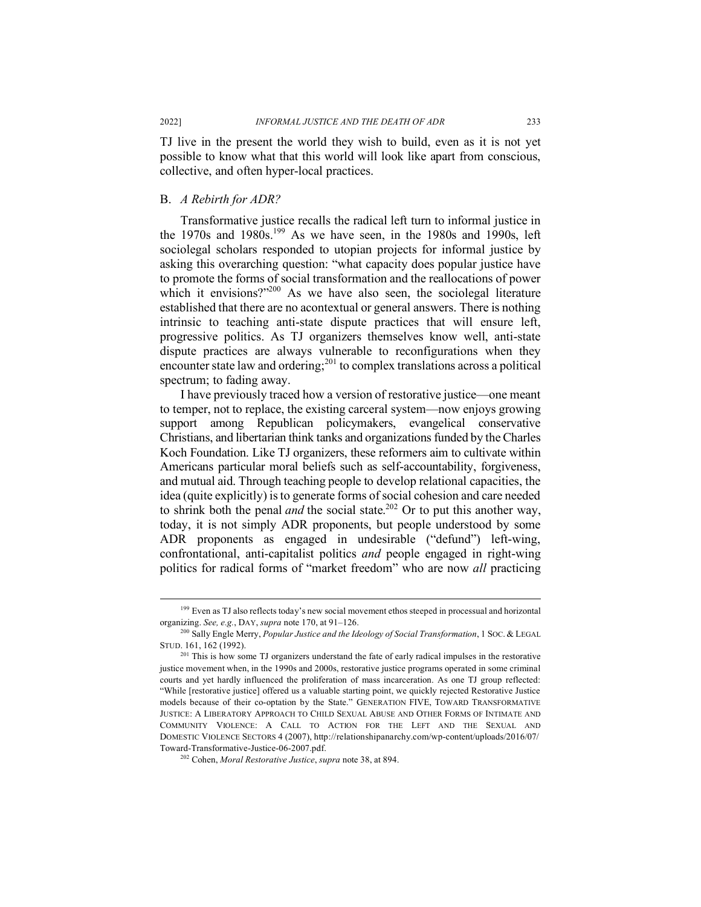TJ live in the present the world they wish to build, even as it is not yet possible to know what that this world will look like apart from conscious, collective, and often hyper-local practices.

### B. *A Rebirth for ADR?*

Transformative justice recalls the radical left turn to informal justice in the 1970s and 1980s.[199] As we have seen, in the 1980s and 1990s, left sociolegal scholars responded to utopian projects for informal justice by asking this overarching question: "what capacity does popular justice have to promote the forms of social transformation and the reallocations of power which it envisions?"[200] As we have also seen, the sociolegal literature established that there are no acontextual or general answers. There is nothing intrinsic to teaching anti-state dispute practices that will ensure left, progressive politics. As TJ organizers themselves know well, anti-state dispute practices are always vulnerable to reconfigurations when they encounter state law and ordering;[201] to complex translations across a political spectrum; to fading away.

I have previously traced how a version of restorative justice—one meant to temper, not to replace, the existing carceral system—now enjoys growing support among Republican policymakers, evangelical conservative Christians, and libertarian think tanks and organizations funded by the Charles Koch Foundation. Like TJ organizers, these reformers aim to cultivate within Americans particular moral beliefs such as self-accountability, forgiveness, and mutual aid. Through teaching people to develop relational capacities, the idea (quite explicitly) is to generate forms of social cohesion and care needed to shrink both the penal *and* the social state.[202] Or to put this another way, today, it is not simply ADR proponents, but people understood by some ADR proponents as engaged in undesirable ("defund") left-wing, confrontational, anti-capitalist politics *and* people engaged in right-wing politics for radical forms of "market freedom" who are now *all* practicing

---

[199] Even as TJ also reflects today's new social movement ethos steeped in processual and horizontal organizing. *See, e.g.*, DAY, *supra* note 170, at 91–126.

[200] Sally Engle Merry, *Popular Justice and the Ideology of Social Transformation*, 1 SOC. & LEGAL STUD. 161, 162 (1992).

[201] This is how some TJ organizers understand the fate of early radical impulses in the restorative justice movement when, in the 1990s and 2000s, restorative justice programs operated in some criminal courts and yet hardly influenced the proliferation of mass incarceration. As one TJ group reflected: "While [restorative justice] offered us a valuable starting point, we quickly rejected Restorative Justice models because of their co-optation by the State." GENERATION FIVE, TOWARD TRANSFORMATIVE JUSTICE: A LIBERATORY APPROACH TO CHILD SEXUAL ABUSE AND OTHER FORMS OF INTIMATE AND COMMUNITY VIOLENCE: A CALL TO ACTION FOR THE LEFT AND THE SEXUAL AND DOMESTIC VIOLENCE SECTORS 4 (2007), http://relationshipanarchy.com/wp-content/uploads/2016/07/Toward-Transformative-Justice-06-2007.pdf.

[202] Cohen, *Moral Restorative Justice*, *supra* note 38, at 894.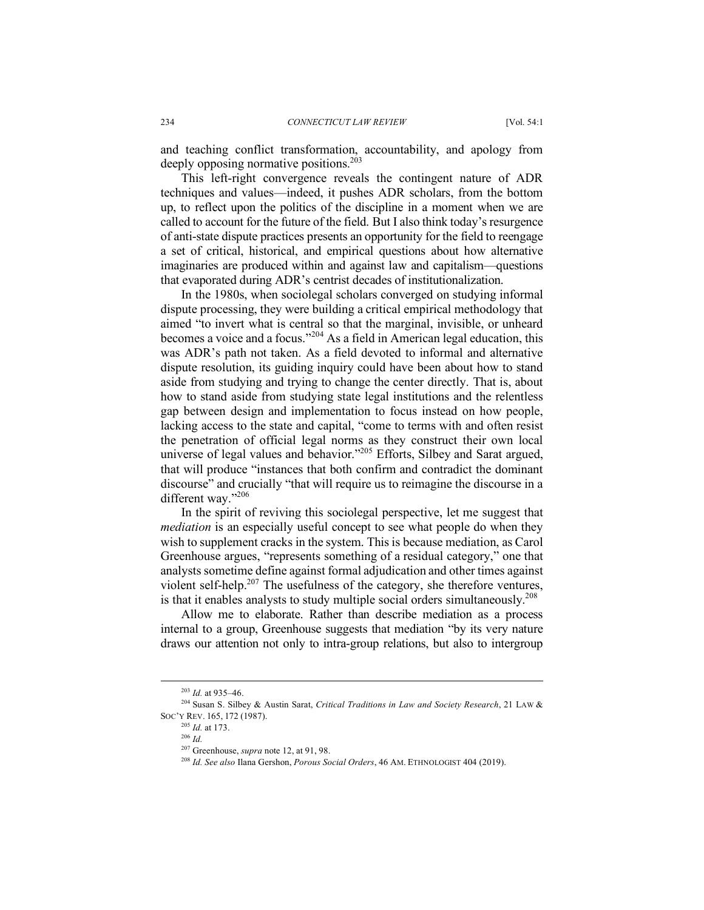and teaching conflict transformation, accountability, and apology from deeply opposing normative positions.[203]

This left-right convergence reveals the contingent nature of ADR techniques and values—indeed, it pushes ADR scholars, from the bottom up, to reflect upon the politics of the discipline in a moment when we are called to account for the future of the field. But I also think today's resurgence of anti-state dispute practices presents an opportunity for the field to reengage a set of critical, historical, and empirical questions about how alternative imaginaries are produced within and against law and capitalism—questions that evaporated during ADR's centrist decades of institutionalization.

In the 1980s, when sociolegal scholars converged on studying informal dispute processing, they were building a critical empirical methodology that aimed "to invert what is central so that the marginal, invisible, or unheard becomes a voice and a focus."[204] As a field in American legal education, this was ADR's path not taken. As a field devoted to informal and alternative dispute resolution, its guiding inquiry could have been about how to stand aside from studying and trying to change the center directly. That is, about how to stand aside from studying state legal institutions and the relentless gap between design and implementation to focus instead on how people, lacking access to the state and capital, "come to terms with and often resist the penetration of official legal norms as they construct their own local universe of legal values and behavior."[205] Efforts, Silbey and Sarat argued, that will produce "instances that both confirm and contradict the dominant discourse" and crucially "that will require us to reimagine the discourse in a different way."[206]

In the spirit of reviving this sociolegal perspective, let me suggest that *mediation* is an especially useful concept to see what people do when they wish to supplement cracks in the system. This is because mediation, as Carol Greenhouse argues, "represents something of a residual category," one that analysts sometime define against formal adjudication and other times against violent self-help.[207] The usefulness of the category, she therefore ventures, is that it enables analysts to study multiple social orders simultaneously.[208]

Allow me to elaborate. Rather than describe mediation as a process internal to a group, Greenhouse suggests that mediation "by its very nature draws our attention not only to intra-group relations, but also to intergroup

---

[203] *Id.* at 935–46.

[204] Susan S. Silbey & Austin Sarat, *Critical Traditions in Law and Society Research*, 21 LAW & SOC'Y REV. 165, 172 (1987).

[205] *Id.* at 173.

[206] *Id.*

[207] Greenhouse, *supra* note 12, at 91, 98.

[208] *Id. See also* Ilana Gershon, *Porous Social Orders*, 46 AM. ETHNOLOGIST 404 (2019).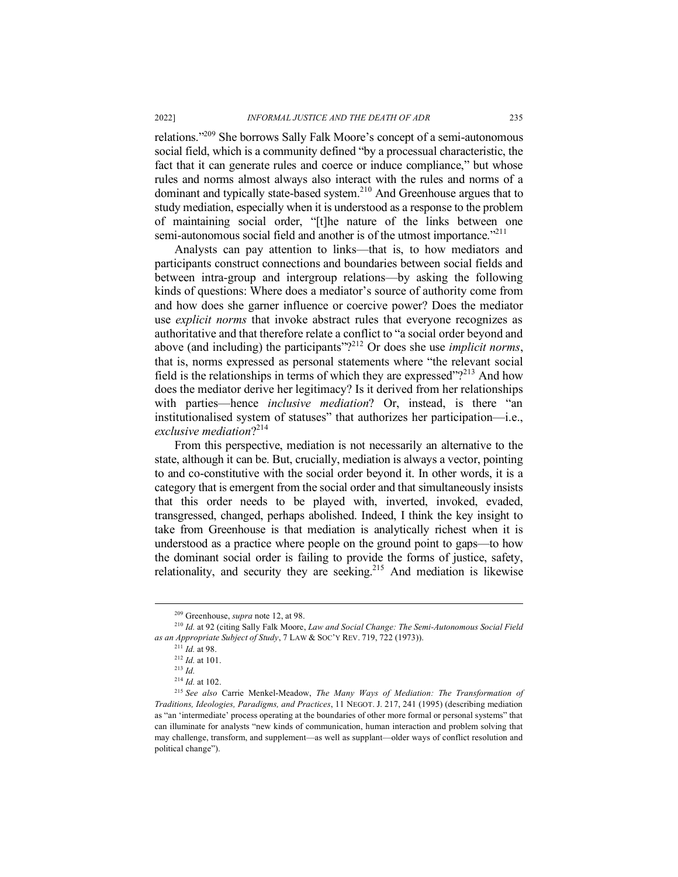relations."[209] She borrows Sally Falk Moore's concept of a semi-autonomous social field, which is a community defined "by a processual characteristic, the fact that it can generate rules and coerce or induce compliance," but whose rules and norms almost always also interact with the rules and norms of a dominant and typically state-based system.[210] And Greenhouse argues that to study mediation, especially when it is understood as a response to the problem of maintaining social order, "[t]he nature of the links between one semi-autonomous social field and another is of the utmost importance."[211]

Analysts can pay attention to links—that is, to how mediators and participants construct connections and boundaries between social fields and between intra-group and intergroup relations—by asking the following kinds of questions: Where does a mediator's source of authority come from and how does she garner influence or coercive power? Does the mediator use *explicit norms* that invoke abstract rules that everyone recognizes as authoritative and that therefore relate a conflict to "a social order beyond and above (and including) the participants"?[212] Or does she use *implicit norms*, that is, norms expressed as personal statements where "the relevant social field is the relationships in terms of which they are expressed"?[213] And how does the mediator derive her legitimacy? Is it derived from her relationships with parties—hence *inclusive mediation*? Or, instead, is there "an institutionalised system of statuses" that authorizes her participation—i.e., *exclusive mediation*?[214]

From this perspective, mediation is not necessarily an alternative to the state, although it can be. But, crucially, mediation is always a vector, pointing to and co-constitutive with the social order beyond it. In other words, it is a category that is emergent from the social order and that simultaneously insists that this order needs to be played with, inverted, invoked, evaded, transgressed, changed, perhaps abolished. Indeed, I think the key insight to take from Greenhouse is that mediation is analytically richest when it is understood as a practice where people on the ground point to gaps—to how the dominant social order is failing to provide the forms of justice, safety, relationality, and security they are seeking.[215] And mediation is likewise

---

[209] Greenhouse, *supra* note 12, at 98.

[210] *Id.* at 92 (citing Sally Falk Moore, *Law and Social Change: The Semi-Autonomous Social Field as an Appropriate Subject of Study*, 7 LAW & SOC'Y REV. 719, 722 (1973)).

[211] *Id.* at 98.

[212] *Id.* at 101.

[213] *Id.*

[214] *Id.* at 102.

[215] *See also* Carrie Menkel-Meadow, *The Many Ways of Mediation: The Transformation of Traditions, Ideologies, Paradigms, and Practices*, 11 NEGOT. J. 217, 241 (1995) (describing mediation as "an 'intermediate' process operating at the boundaries of other more formal or personal systems" that can illuminate for analysts "new kinds of communication, human interaction and problem solving that may challenge, transform, and supplement—as well as supplant—older ways of conflict resolution and political change").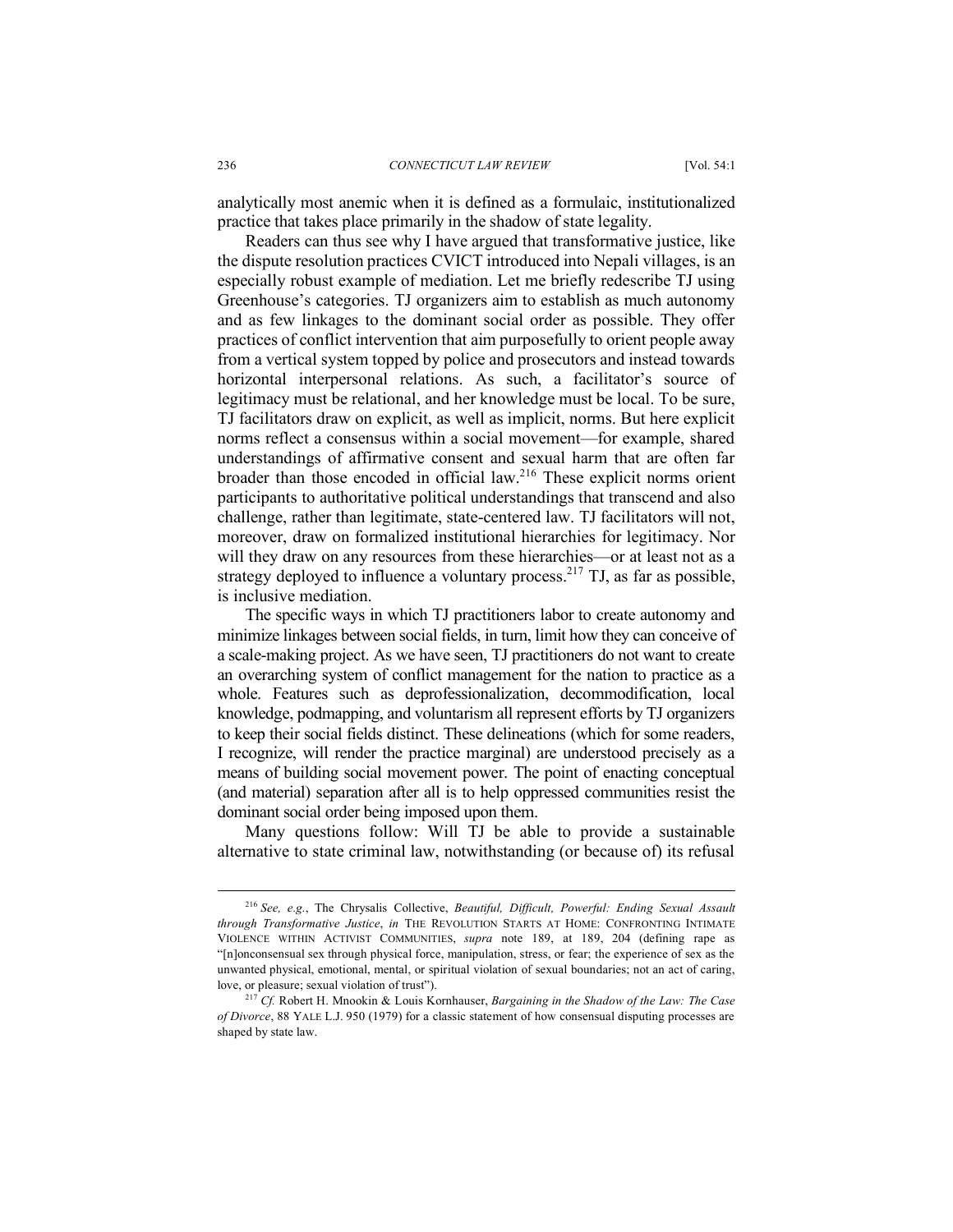analytically most anemic when it is defined as a formulaic, institutionalized practice that takes place primarily in the shadow of state legality.

Readers can thus see why I have argued that transformative justice, like the dispute resolution practices CVICT introduced into Nepali villages, is an especially robust example of mediation. Let me briefly redescribe TJ using Greenhouse's categories. TJ organizers aim to establish as much autonomy and as few linkages to the dominant social order as possible. They offer practices of conflict intervention that aim purposefully to orient people away from a vertical system topped by police and prosecutors and instead towards horizontal interpersonal relations. As such, a facilitator's source of legitimacy must be relational, and her knowledge must be local. To be sure, TJ facilitators draw on explicit, as well as implicit, norms. But here explicit norms reflect a consensus within a social movement—for example, shared understandings of affirmative consent and sexual harm that are often far broader than those encoded in official law.[216] These explicit norms orient participants to authoritative political understandings that transcend and also challenge, rather than legitimate, state-centered law. TJ facilitators will not, moreover, draw on formalized institutional hierarchies for legitimacy. Nor will they draw on any resources from these hierarchies—or at least not as a strategy deployed to influence a voluntary process.[217] TJ, as far as possible, is inclusive mediation.

The specific ways in which TJ practitioners labor to create autonomy and minimize linkages between social fields, in turn, limit how they can conceive of a scale-making project. As we have seen, TJ practitioners do not want to create an overarching system of conflict management for the nation to practice as a whole. Features such as deprofessionalization, decommodification, local knowledge, podmapping, and voluntarism all represent efforts by TJ organizers to keep their social fields distinct. These delineations (which for some readers, I recognize, will render the practice marginal) are understood precisely as a means of building social movement power. The point of enacting conceptual (and material) separation after all is to help oppressed communities resist the dominant social order being imposed upon them.

Many questions follow: Will TJ be able to provide a sustainable alternative to state criminal law, notwithstanding (or because of) its refusal

---

[216] *See, e.g.*, The Chrysalis Collective, *Beautiful, Difficult, Powerful: Ending Sexual Assault through Transformative Justice*, *in* THE REVOLUTION STARTS AT HOME: CONFRONTING INTIMATE VIOLENCE WITHIN ACTIVIST COMMUNITIES, *supra* note 189, at 189, 204 (defining rape as "[n]onconsensual sex through physical force, manipulation, stress, or fear; the experience of sex as the unwanted physical, emotional, mental, or spiritual violation of sexual boundaries; not an act of caring, love, or pleasure; sexual violation of trust").

[217] *Cf.* Robert H. Mnookin & Louis Kornhauser, *Bargaining in the Shadow of the Law: The Case of Divorce*, 88 YALE L.J. 950 (1979) for a classic statement of how consensual disputing processes are shaped by state law.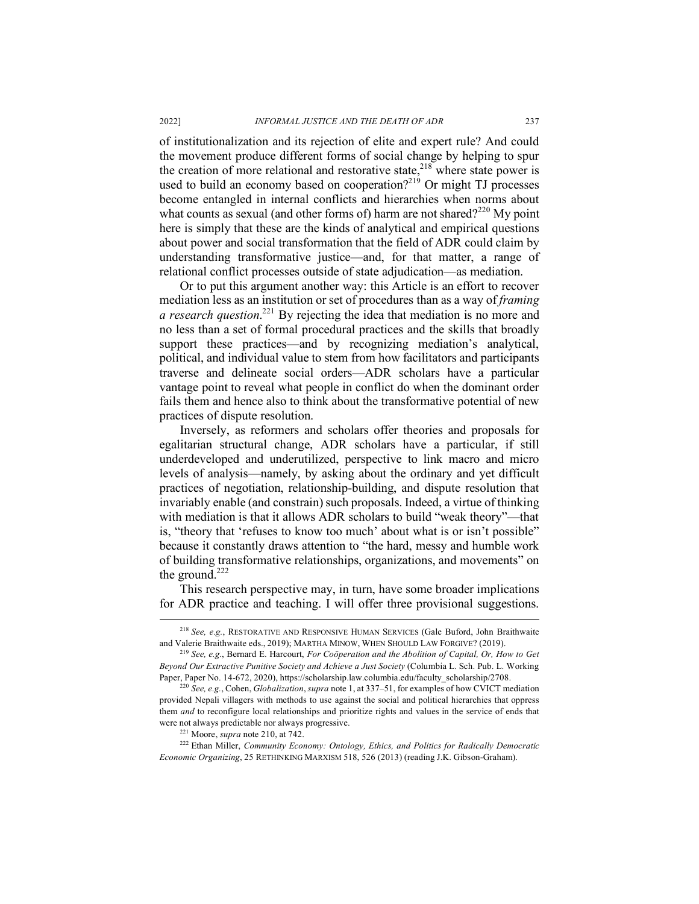of institutionalization and its rejection of elite and expert rule? And could the movement produce different forms of social change by helping to spur the creation of more relational and restorative state,[218] where state power is used to build an economy based on cooperation?[219] Or might TJ processes become entangled in internal conflicts and hierarchies when norms about what counts as sexual (and other forms of) harm are not shared?[220] My point here is simply that these are the kinds of analytical and empirical questions about power and social transformation that the field of ADR could claim by understanding transformative justice—and, for that matter, a range of relational conflict processes outside of state adjudication—as mediation.

Or to put this argument another way: this Article is an effort to recover mediation less as an institution or set of procedures than as a way of *framing a research question*.[221] By rejecting the idea that mediation is no more and no less than a set of formal procedural practices and the skills that broadly support these practices—and by recognizing mediation's analytical, political, and individual value to stem from how facilitators and participants traverse and delineate social orders—ADR scholars have a particular vantage point to reveal what people in conflict do when the dominant order fails them and hence also to think about the transformative potential of new practices of dispute resolution.

Inversely, as reformers and scholars offer theories and proposals for egalitarian structural change, ADR scholars have a particular, if still underdeveloped and underutilized, perspective to link macro and micro levels of analysis—namely, by asking about the ordinary and yet difficult practices of negotiation, relationship-building, and dispute resolution that invariably enable (and constrain) such proposals. Indeed, a virtue of thinking with mediation is that it allows ADR scholars to build "weak theory"—that is, "theory that 'refuses to know too much' about what is or isn't possible" because it constantly draws attention to "the hard, messy and humble work of building transformative relationships, organizations, and movements" on the ground.[222]

This research perspective may, in turn, have some broader implications for ADR practice and teaching. I will offer three provisional suggestions.

---

[218] *See, e.g.*, RESTORATIVE AND RESPONSIVE HUMAN SERVICES (Gale Buford, John Braithwaite and Valerie Braithwaite eds., 2019); MARTHA MINOW, WHEN SHOULD LAW FORGIVE? (2019).

[219] *See, e.g.*, Bernard E. Harcourt, *For Coöperation and the Abolition of Capital, Or, How to Get Beyond Our Extractive Punitive Society and Achieve a Just Society* (Columbia L. Sch. Pub. L. Working Paper, Paper No. 14-672, 2020), https://scholarship.law.columbia.edu/faculty_scholarship/2708.

[220] *See, e.g.*, Cohen, *Globalization*, *supra* note 1, at 337–51, for examples of how CVICT mediation provided Nepali villagers with methods to use against the social and political hierarchies that oppress them *and* to reconfigure local relationships and prioritize rights and values in the service of ends that were not always predictable nor always progressive.

[221] Moore, *supra* note 210, at 742.

[222] Ethan Miller, *Community Economy: Ontology, Ethics, and Politics for Radically Democratic Economic Organizing*, 25 RETHINKING MARXISM 518, 526 (2013) (reading J.K. Gibson-Graham).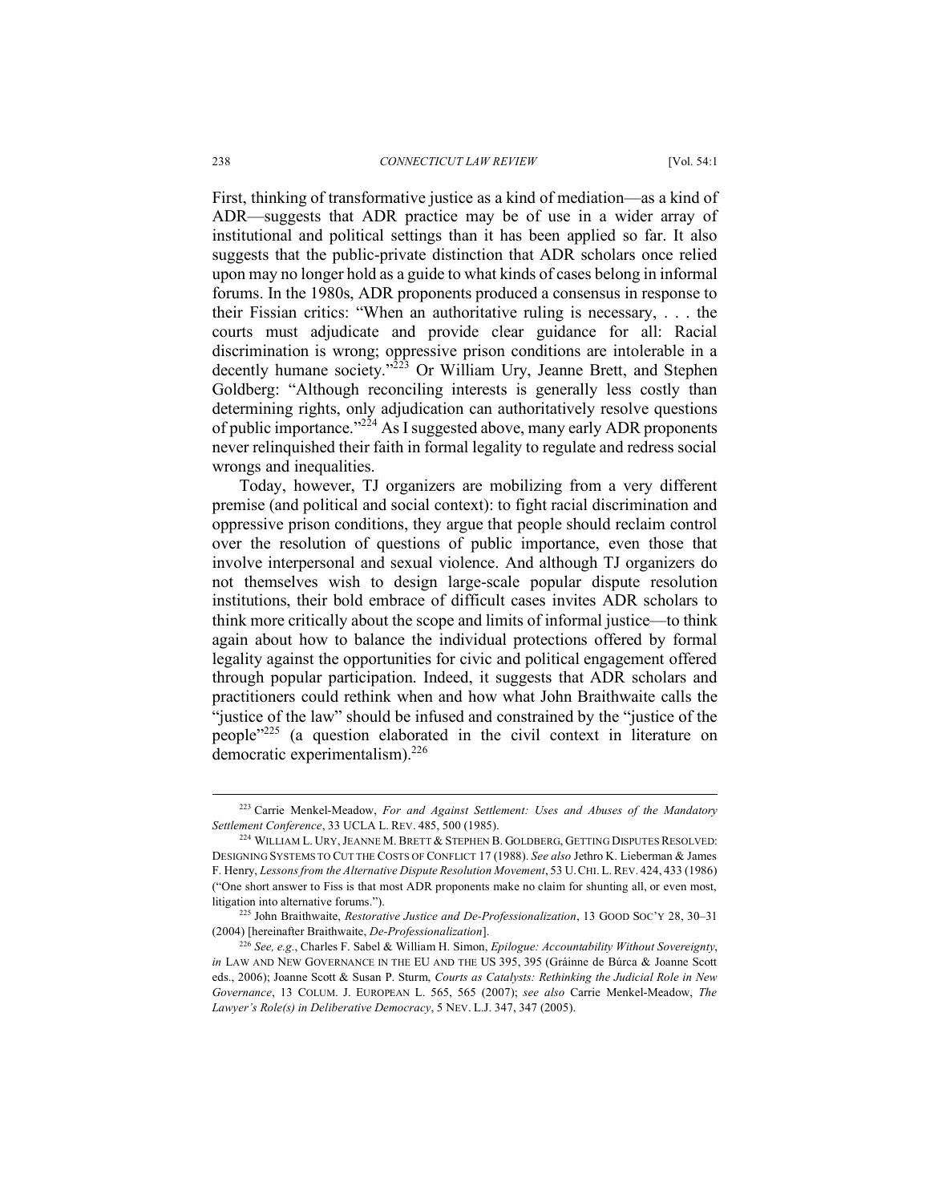First, thinking of transformative justice as a kind of mediation—as a kind of ADR—suggests that ADR practice may be of use in a wider array of institutional and political settings than it has been applied so far. It also suggests that the public-private distinction that ADR scholars once relied upon may no longer hold as a guide to what kinds of cases belong in informal forums. In the 1980s, ADR proponents produced a consensus in response to their Fissian critics: "When an authoritative ruling is necessary, . . . the courts must adjudicate and provide clear guidance for all: Racial discrimination is wrong; oppressive prison conditions are intolerable in a decently humane society."[223] Or William Ury, Jeanne Brett, and Stephen Goldberg: "Although reconciling interests is generally less costly than determining rights, only adjudication can authoritatively resolve questions of public importance."[224] As I suggested above, many early ADR proponents never relinquished their faith in formal legality to regulate and redress social wrongs and inequalities.

Today, however, TJ organizers are mobilizing from a very different premise (and political and social context): to fight racial discrimination and oppressive prison conditions, they argue that people should reclaim control over the resolution of questions of public importance, even those that involve interpersonal and sexual violence. And although TJ organizers do not themselves wish to design large-scale popular dispute resolution institutions, their bold embrace of difficult cases invites ADR scholars to think more critically about the scope and limits of informal justice—to think again about how to balance the individual protections offered by formal legality against the opportunities for civic and political engagement offered through popular participation. Indeed, it suggests that ADR scholars and practitioners could rethink when and how what John Braithwaite calls the "justice of the law" should be infused and constrained by the "justice of the people"[225] (a question elaborated in the civil context in literature on democratic experimentalism).[226]

---

[223] Carrie Menkel-Meadow, *For and Against Settlement: Uses and Abuses of the Mandatory Settlement Conference*, 33 UCLA L. REV. 485, 500 (1985).

[224] WILLIAM L. URY, JEANNE M. BRETT & STEPHEN B. GOLDBERG, GETTING DISPUTES RESOLVED: DESIGNING SYSTEMS TO CUT THE COSTS OF CONFLICT 17 (1988). *See also* Jethro K. Lieberman & James F. Henry, *Lessons from the Alternative Dispute Resolution Movement*, 53 U. CHI. L. REV. 424, 433 (1986) ("One short answer to Fiss is that most ADR proponents make no claim for shunting all, or even most, litigation into alternative forums.").

[225] John Braithwaite, *Restorative Justice and De-Professionalization*, 13 GOOD SOC'Y 28, 30–31 (2004) [hereinafter Braithwaite, *De-Professionalization*].

[226] *See, e.g.*, Charles F. Sabel & William H. Simon, *Epilogue: Accountability Without Sovereignty*, *in* LAW AND NEW GOVERNANCE IN THE EU AND THE US 395, 395 (Gráinne de Búrca & Joanne Scott eds., 2006); Joanne Scott & Susan P. Sturm, *Courts as Catalysts: Rethinking the Judicial Role in New Governance*, 13 COLUM. J. EUROPEAN L. 565, 565 (2007); *see also* Carrie Menkel-Meadow, *The Lawyer's Role(s) in Deliberative Democracy*, 5 NEV. L.J. 347, 347 (2005).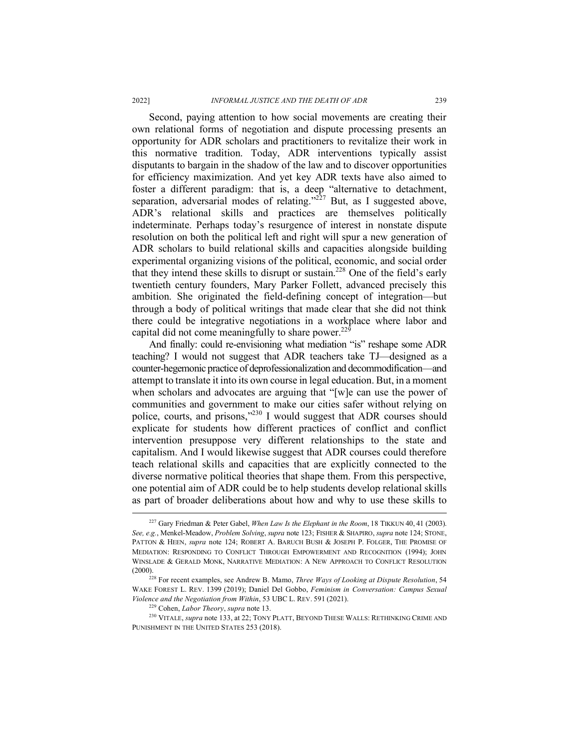Second, paying attention to how social movements are creating their own relational forms of negotiation and dispute processing presents an opportunity for ADR scholars and practitioners to revitalize their work in this normative tradition. Today, ADR interventions typically assist disputants to bargain in the shadow of the law and to discover opportunities for efficiency maximization. And yet key ADR texts have also aimed to foster a different paradigm: that is, a deep "alternative to detachment, separation, adversarial modes of relating."[227] But, as I suggested above, ADR's relational skills and practices are themselves politically indeterminate. Perhaps today's resurgence of interest in nonstate dispute resolution on both the political left and right will spur a new generation of ADR scholars to build relational skills and capacities alongside building experimental organizing visions of the political, economic, and social order that they intend these skills to disrupt or sustain.[228] One of the field's early twentieth century founders, Mary Parker Follett, advanced precisely this ambition. She originated the field-defining concept of integration—but through a body of political writings that made clear that she did not think there could be integrative negotiations in a workplace where labor and capital did not come meaningfully to share power.[229]

And finally: could re-envisioning what mediation "is" reshape some ADR teaching? I would not suggest that ADR teachers take TJ—designed as a counter-hegemonic practice of deprofessionalization and decommodification—and attempt to translate it into its own course in legal education. But, in a moment when scholars and advocates are arguing that "[w]e can use the power of communities and government to make our cities safer without relying on police, courts, and prisons,"[230] I would suggest that ADR courses should explicate for students how different practices of conflict and conflict intervention presuppose very different relationships to the state and capitalism. And I would likewise suggest that ADR courses could therefore teach relational skills and capacities that are explicitly connected to the diverse normative political theories that shape them. From this perspective, one potential aim of ADR could be to help students develop relational skills as part of broader deliberations about how and why to use these skills to

---

[227] Gary Friedman & Peter Gabel, *When Law Is the Elephant in the Room*, 18 TIKKUN 40, 41 (2003). *See, e.g.*, Menkel-Meadow, *Problem Solving*, *supra* note 123; FISHER & SHAPIRO, *supra* note 124; STONE, PATTON & HEEN, *supra* note 124; ROBERT A. BARUCH BUSH & JOSEPH P. FOLGER, THE PROMISE OF MEDIATION: RESPONDING TO CONFLICT THROUGH EMPOWERMENT AND RECOGNITION (1994); JOHN WINSLADE & GERALD MONK, NARRATIVE MEDIATION: A NEW APPROACH TO CONFLICT RESOLUTION (2000).

[228] For recent examples, see Andrew B. Mamo, *Three Ways of Looking at Dispute Resolution*, 54 WAKE FOREST L. REV. 1399 (2019); Daniel Del Gobbo, *Feminism in Conversation: Campus Sexual Violence and the Negotiation from Within*, 53 UBC L. REV. 591 (2021).

[229] Cohen, *Labor Theory*, *supra* note 13.

[230] VITALE, *supra* note 133, at 22; TONY PLATT, BEYOND THESE WALLS: RETHINKING CRIME AND PUNISHMENT IN THE UNITED STATES 253 (2018).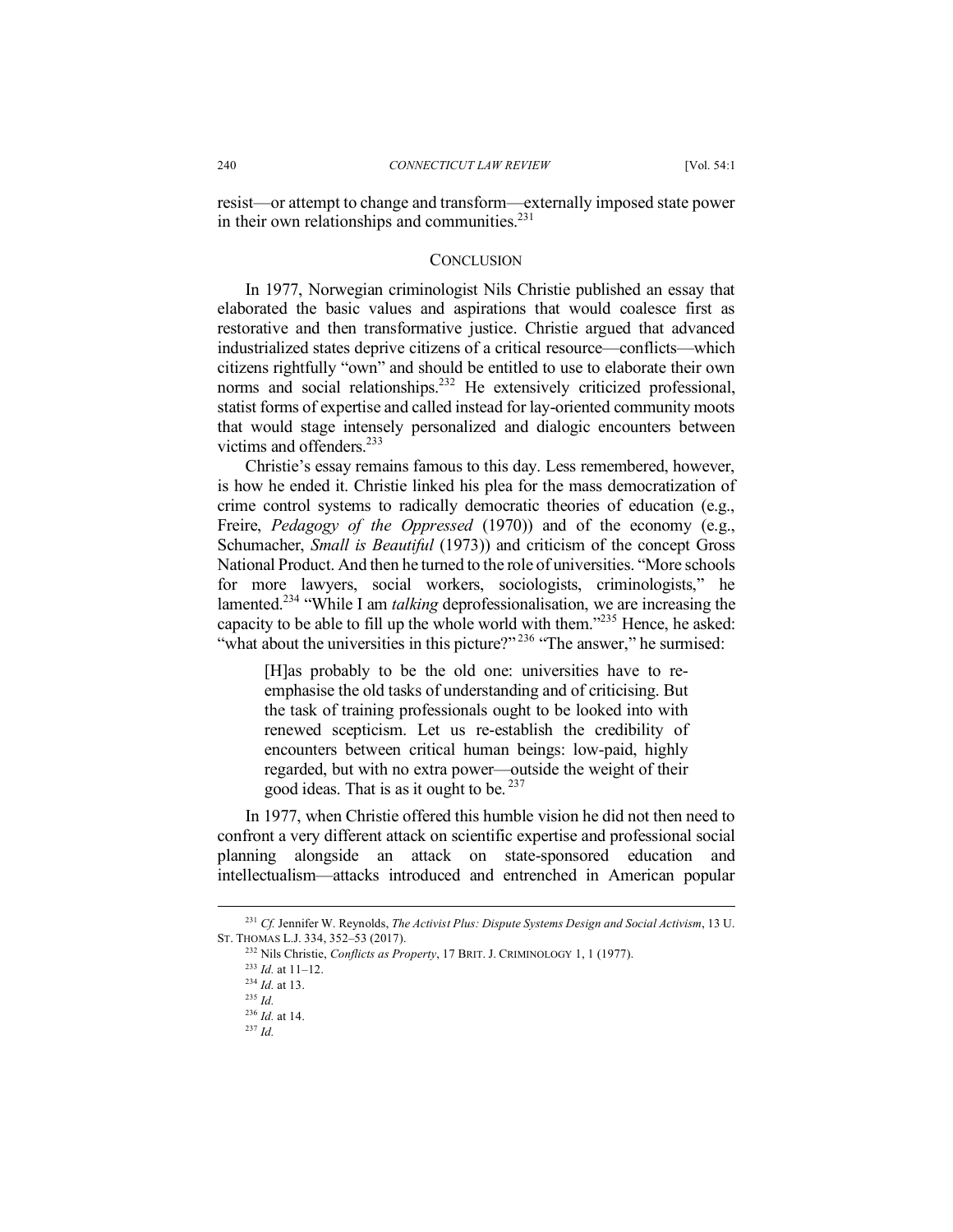resist—or attempt to change and transform—externally imposed state power in their own relationships and communities.[231]

## CONCLUSION

In 1977, Norwegian criminologist Nils Christie published an essay that elaborated the basic values and aspirations that would coalesce first as restorative and then transformative justice. Christie argued that advanced industrialized states deprive citizens of a critical resource—conflicts—which citizens rightfully "own" and should be entitled to use to elaborate their own norms and social relationships.[232] He extensively criticized professional, statist forms of expertise and called instead for lay-oriented community moots that would stage intensely personalized and dialogic encounters between victims and offenders.[233]

Christie's essay remains famous to this day. Less remembered, however, is how he ended it. Christie linked his plea for the mass democratization of crime control systems to radically democratic theories of education (e.g., Freire, *Pedagogy of the Oppressed* (1970)) and of the economy (e.g., Schumacher, *Small is Beautiful* (1973)) and criticism of the concept Gross National Product. And then he turned to the role of universities. "More schools for more lawyers, social workers, sociologists, criminologists," he lamented.[234] "While I am *talking* deprofessionalisation, we are increasing the capacity to be able to fill up the whole world with them."[235] Hence, he asked: "what about the universities in this picture?"[236] "The answer," he surmised:

> [H]as probably to be the old one: universities have to re-emphasise the old tasks of understanding and of criticising. But the task of training professionals ought to be looked into with renewed scepticism. Let us re-establish the credibility of encounters between critical human beings: low-paid, highly regarded, but with no extra power—outside the weight of their good ideas. That is as it ought to be.[237]

In 1977, when Christie offered this humble vision he did not then need to confront a very different attack on scientific expertise and professional social planning alongside an attack on state-sponsored education and intellectualism—attacks introduced and entrenched in American popular

---

[231] *Cf.* Jennifer W. Reynolds, *The Activist Plus: Dispute Systems Design and Social Activism*, 13 U. ST. THOMAS L.J. 334, 352–53 (2017).

[232] Nils Christie, *Conflicts as Property*, 17 BRIT. J. CRIMINOLOGY 1, 1 (1977).

[233] *Id.* at 11–12.

[234] *Id.* at 13.

[235] *Id.*

[236] *Id.* at 14.

[237] *Id.*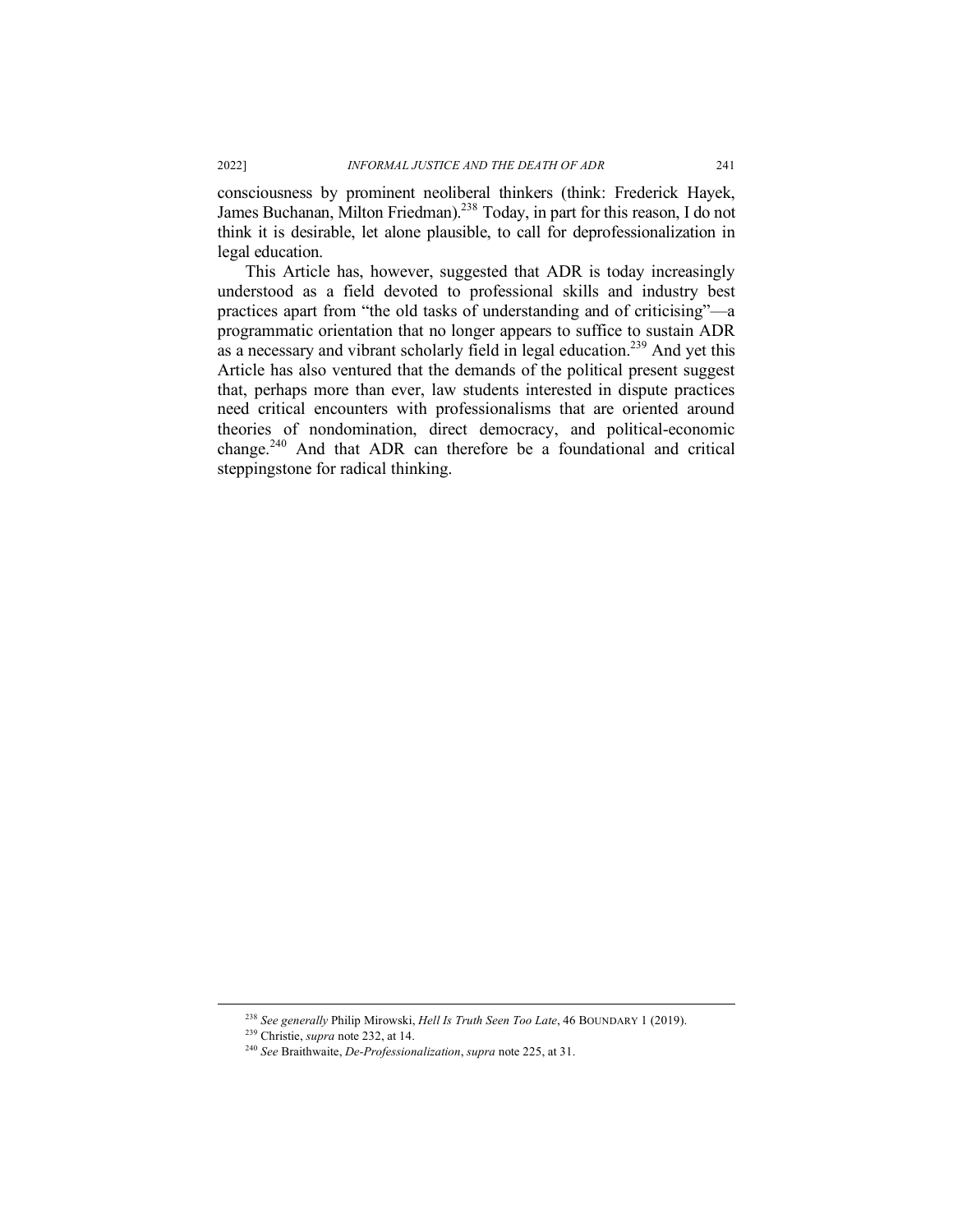consciousness by prominent neoliberal thinkers (think: Frederick Hayek, James Buchanan, Milton Friedman).[238] Today, in part for this reason, I do not think it is desirable, let alone plausible, to call for deprofessionalization in legal education.

This Article has, however, suggested that ADR is today increasingly understood as a field devoted to professional skills and industry best practices apart from "the old tasks of understanding and of criticising"—a programmatic orientation that no longer appears to suffice to sustain ADR as a necessary and vibrant scholarly field in legal education.[239] And yet this Article has also ventured that the demands of the political present suggest that, perhaps more than ever, law students interested in dispute practices need critical encounters with professionalisms that are oriented around theories of nondomination, direct democracy, and political-economic change.[240] And that ADR can therefore be a foundational and critical steppingstone for radical thinking.

---

[238] *See generally* Philip Mirowski, *Hell Is Truth Seen Too Late*, 46 BOUNDARY 1 (2019).

[239] Christie, *supra* note 232, at 14.

[240] *See* Braithwaite, *De-Professionalization*, *supra* note 225, at 31.